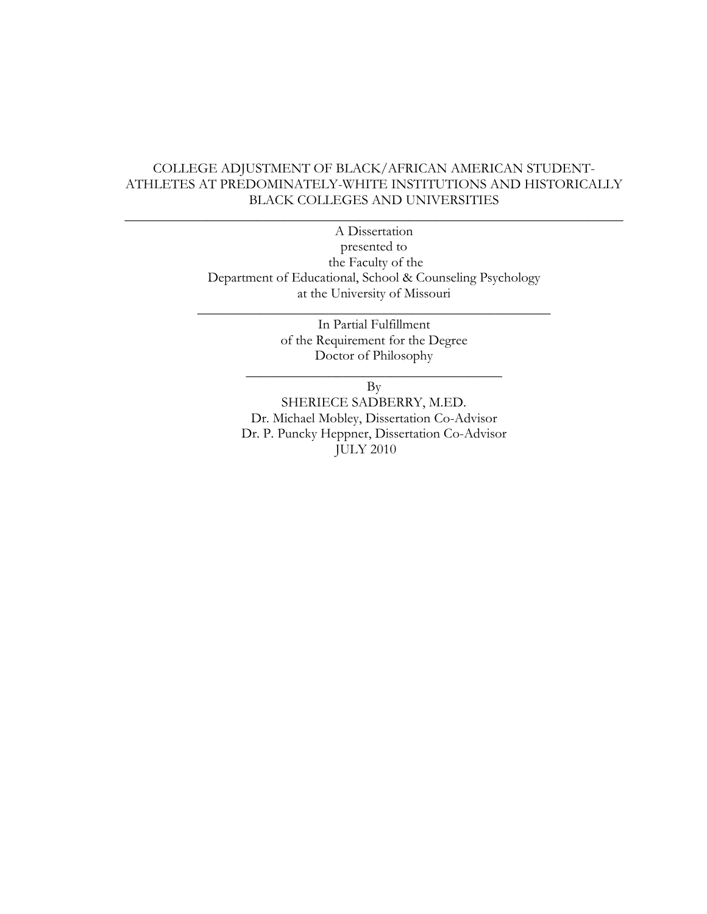# COLLEGE ADJUSTMENT OF BLACK/AFRICAN AMERICAN STUDENT-ATHLETES AT PREDOMINATELY-WHITE INSTITUTIONS AND HISTORICALLY BLACK COLLEGES AND UNIVERSITIES

---

A Dissertation
presented to
the Faculty of the
Department of Educational, School & Counseling Psychology
at the University of Missouri

---

In Partial Fulfillment
of the Requirement for the Degree
Doctor of Philosophy

---

By
SHERIECE SADBERRY, M.ED.
Dr. Michael Mobley, Dissertation Co-Advisor
Dr. P. Puncky Heppner, Dissertation Co-Advisor
JULY 2010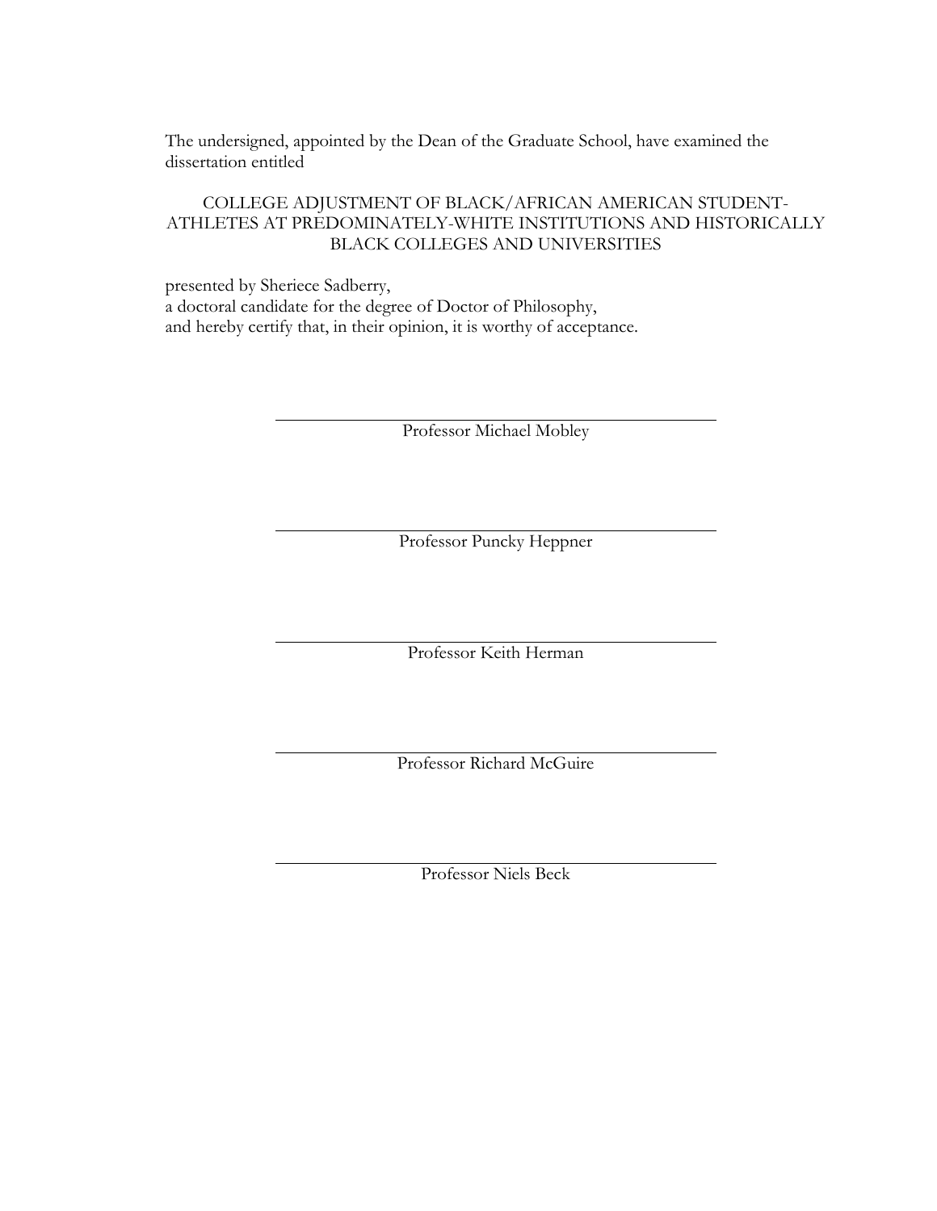The undersigned, appointed by the Dean of the Graduate School, have examined the dissertation entitled

COLLEGE ADJUSTMENT OF BLACK/AFRICAN AMERICAN STUDENT-ATHLETES AT PREDOMINATELY-WHITE INSTITUTIONS AND HISTORICALLY BLACK COLLEGES AND UNIVERSITIES

presented by Sheriece Sadberry,
a doctoral candidate for the degree of Doctor of Philosophy,
and hereby certify that, in their opinion, it is worthy of acceptance.

Professor Michael Mobley

Professor Puncky Heppner

Professor Keith Herman

Professor Richard McGuire

Professor Niels Beck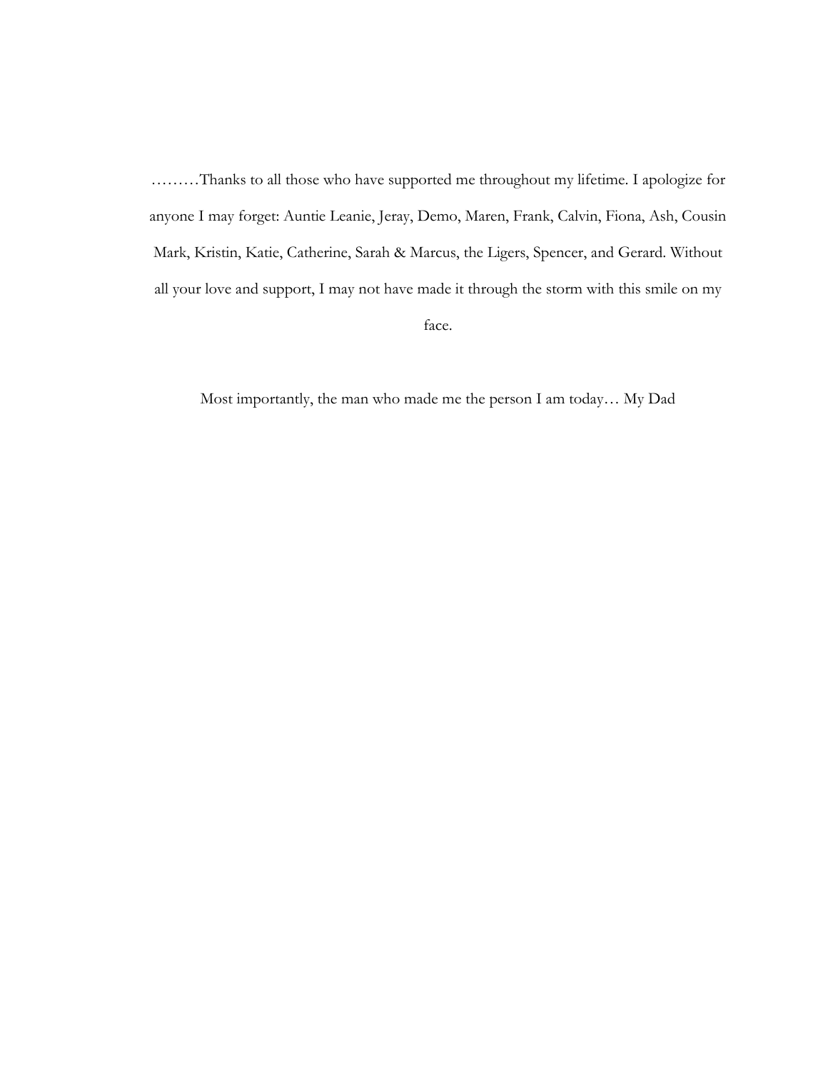………Thanks to all those who have supported me throughout my lifetime. I apologize for anyone I may forget: Auntie Leanie, Jeray, Demo, Maren, Frank, Calvin, Fiona, Ash, Cousin Mark, Kristin, Katie, Catherine, Sarah & Marcus, the Ligers, Spencer, and Gerard. Without all your love and support, I may not have made it through the storm with this smile on my face.

Most importantly, the man who made me the person I am today… My Dad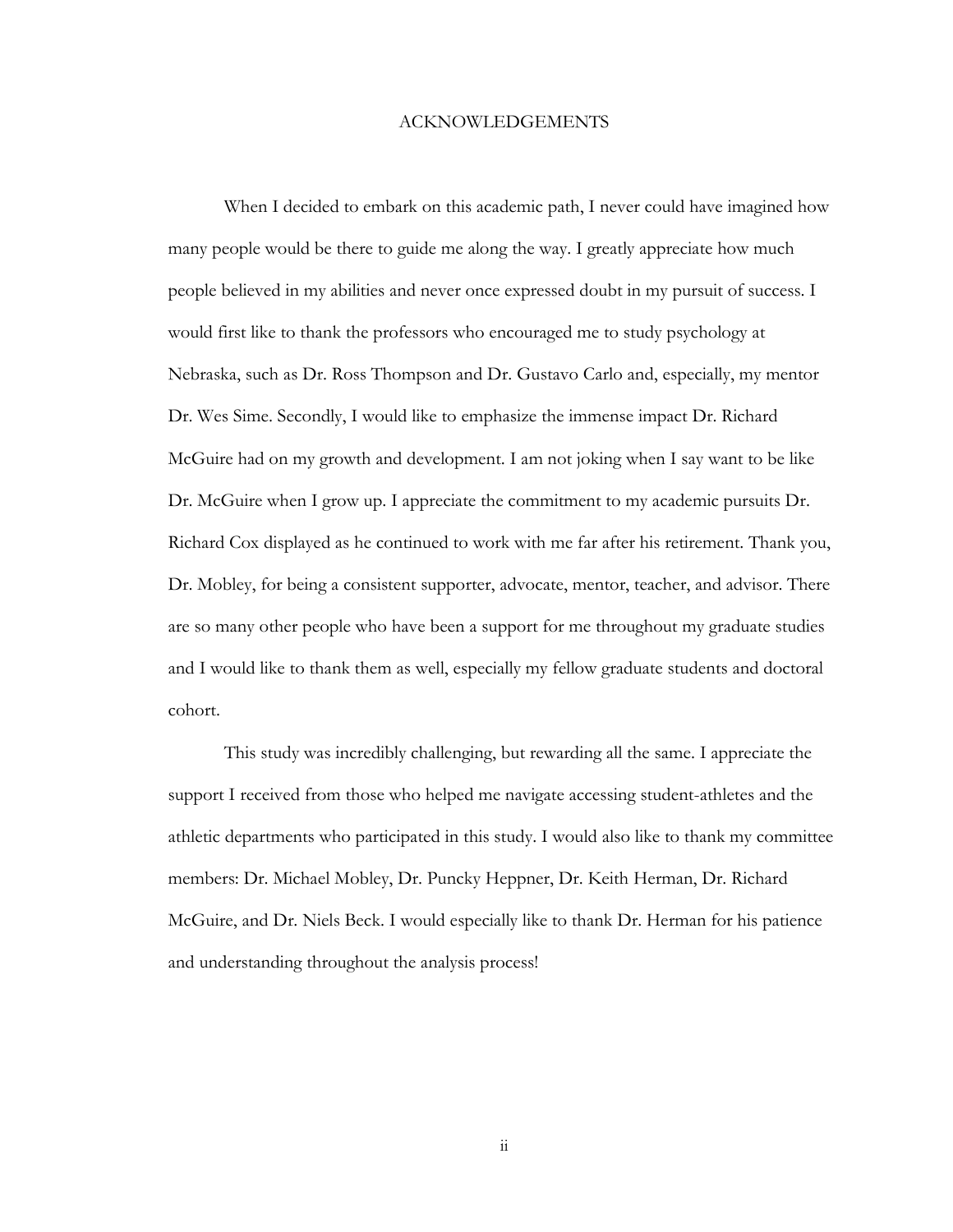# ACKNOWLEDGEMENTS

When I decided to embark on this academic path, I never could have imagined how many people would be there to guide me along the way. I greatly appreciate how much people believed in my abilities and never once expressed doubt in my pursuit of success. I would first like to thank the professors who encouraged me to study psychology at Nebraska, such as Dr. Ross Thompson and Dr. Gustavo Carlo and, especially, my mentor Dr. Wes Sime. Secondly, I would like to emphasize the immense impact Dr. Richard McGuire had on my growth and development. I am not joking when I say want to be like Dr. McGuire when I grow up. I appreciate the commitment to my academic pursuits Dr. Richard Cox displayed as he continued to work with me far after his retirement. Thank you, Dr. Mobley, for being a consistent supporter, advocate, mentor, teacher, and advisor. There are so many other people who have been a support for me throughout my graduate studies and I would like to thank them as well, especially my fellow graduate students and doctoral cohort.

This study was incredibly challenging, but rewarding all the same. I appreciate the support I received from those who helped me navigate accessing student-athletes and the athletic departments who participated in this study. I would also like to thank my committee members: Dr. Michael Mobley, Dr. Puncky Heppner, Dr. Keith Herman, Dr. Richard McGuire, and Dr. Niels Beck. I would especially like to thank Dr. Herman for his patience and understanding throughout the analysis process!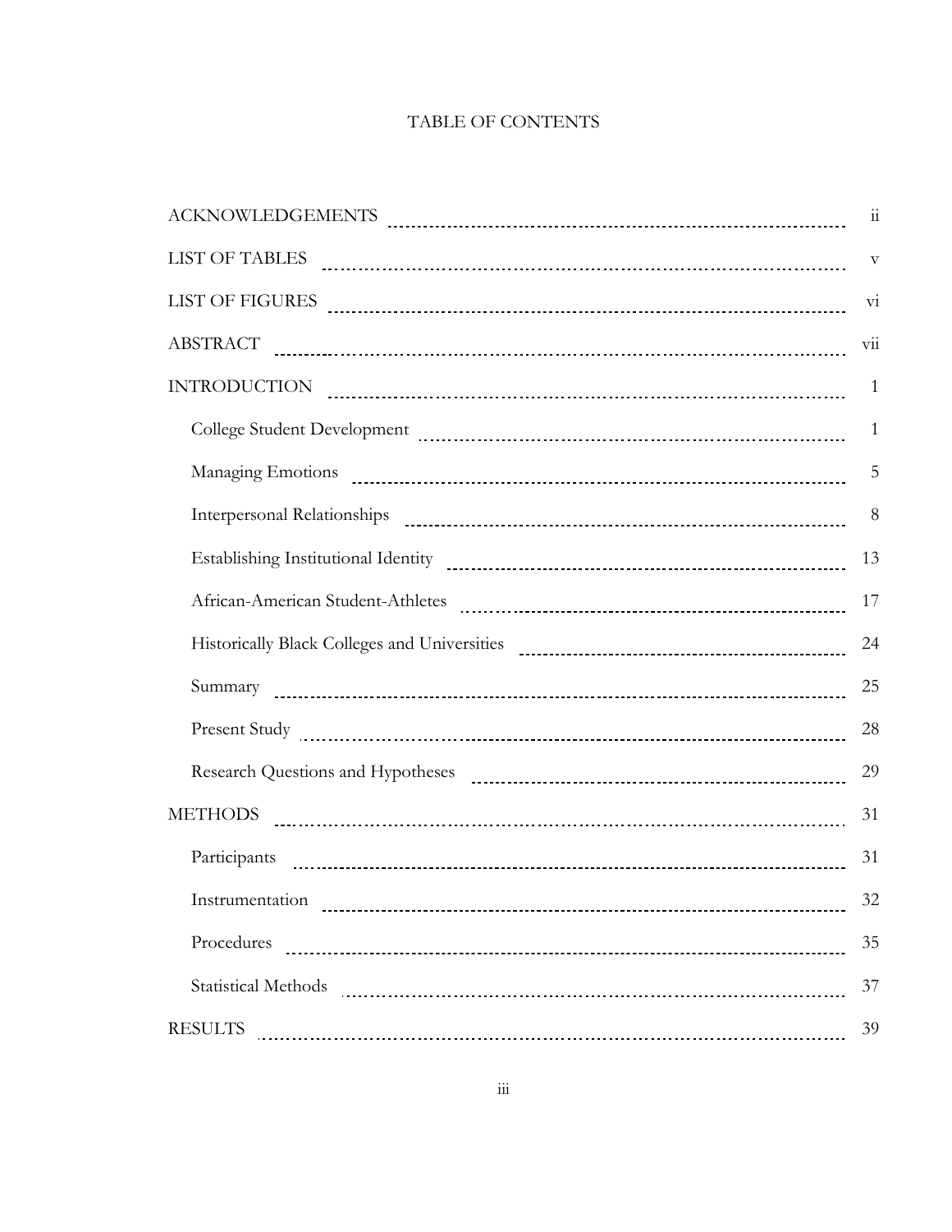# TABLE OF CONTENTS

| | |
|---|---|
| ACKNOWLEDGEMENTS | ii |
| LIST OF TABLES | v |
| LIST OF FIGURES | vi |
| ABSTRACT | vii |
| INTRODUCTION | 1 |
| College Student Development | 1 |
| Managing Emotions | 5 |
| Interpersonal Relationships | 8 |
| Establishing Institutional Identity | 13 |
| African-American Student-Athletes | 17 |
| Historically Black Colleges and Universities | 24 |
| Summary | 25 |
| Present Study | 28 |
| Research Questions and Hypotheses | 29 |
| METHODS | 31 |
| Participants | 31 |
| Instrumentation | 32 |
| Procedures | 35 |
| Statistical Methods | 37 |
| RESULTS | 39 |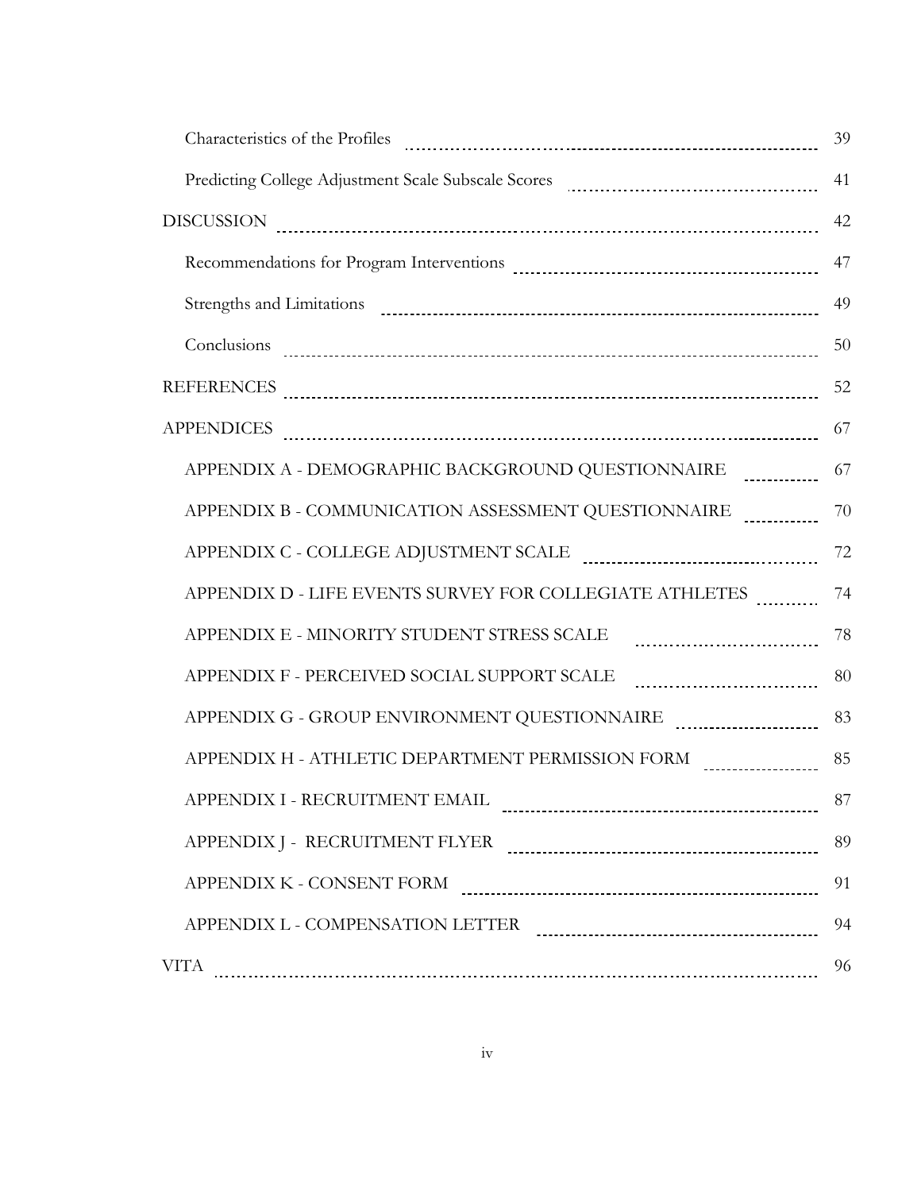| | |
|---|---|
| Characteristics of the Profiles | 39 |
| Predicting College Adjustment Scale Subscale Scores | 41 |
| DISCUSSION | 42 |
| Recommendations for Program Interventions | 47 |
| Strengths and Limitations | 49 |
| Conclusions | 50 |
| REFERENCES | 52 |
| APPENDICES | 67 |
| APPENDIX A - DEMOGRAPHIC BACKGROUND QUESTIONNAIRE | 67 |
| APPENDIX B - COMMUNICATION ASSESSMENT QUESTIONNAIRE | 70 |
| APPENDIX C - COLLEGE ADJUSTMENT SCALE | 72 |
| APPENDIX D - LIFE EVENTS SURVEY FOR COLLEGIATE ATHLETES | 74 |
| APPENDIX E - MINORITY STUDENT STRESS SCALE | 78 |
| APPENDIX F - PERCEIVED SOCIAL SUPPORT SCALE | 80 |
| APPENDIX G - GROUP ENVIRONMENT QUESTIONNAIRE | 83 |
| APPENDIX H - ATHLETIC DEPARTMENT PERMISSION FORM | 85 |
| APPENDIX I - RECRUITMENT EMAIL | 87 |
| APPENDIX J - RECRUITMENT FLYER | 89 |
| APPENDIX K - CONSENT FORM | 91 |
| APPENDIX L - COMPENSATION LETTER | 94 |
| VITA | 96 |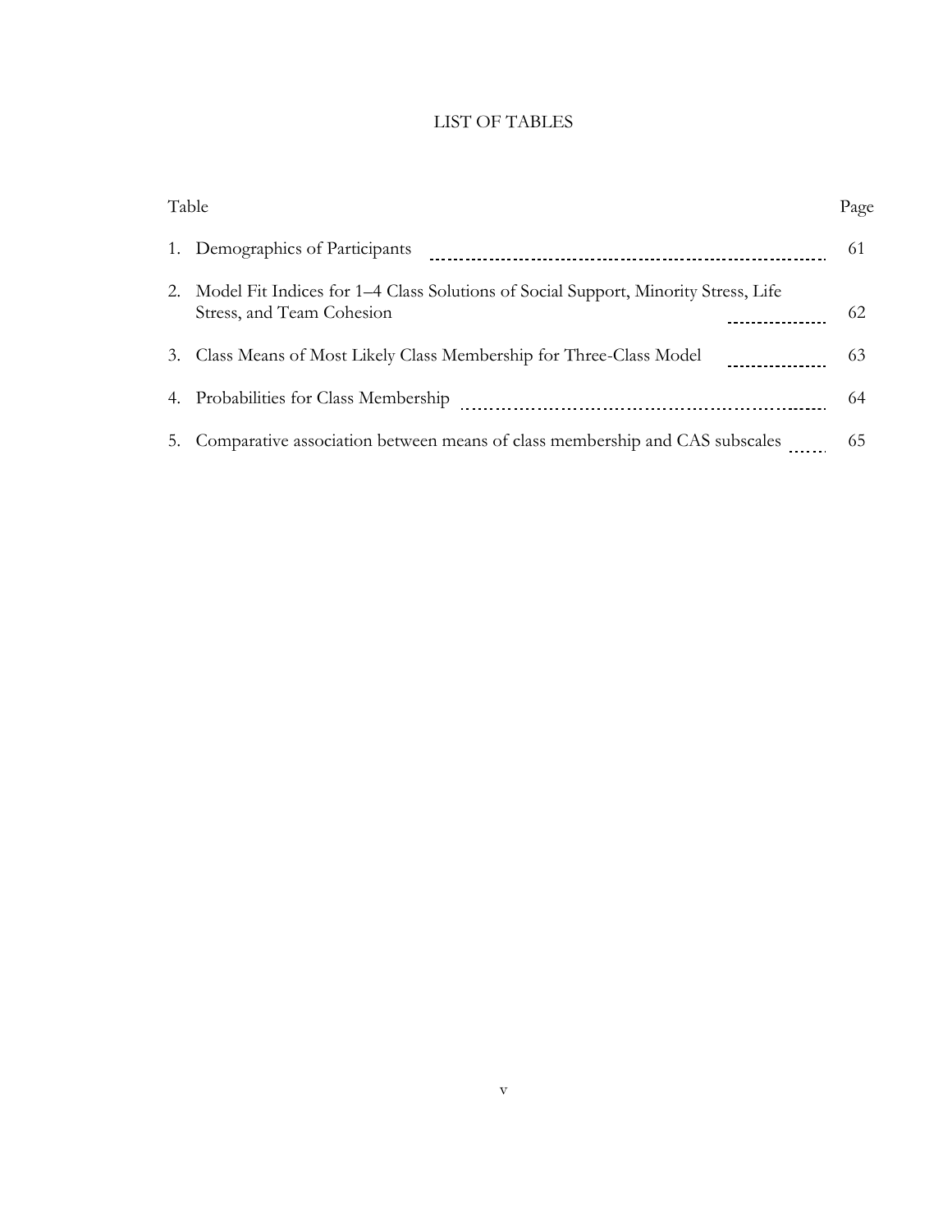# LIST OF TABLES

| Table | Page |
|---|---|
| 1. Demographics of Participants | 61 |
| 2. Model Fit Indices for 1–4 Class Solutions of Social Support, Minority Stress, Life Stress, and Team Cohesion | 62 |
| 3. Class Means of Most Likely Class Membership for Three-Class Model | 63 |
| 4. Probabilities for Class Membership | 64 |
| 5. Comparative association between means of class membership and CAS subscales | 65 |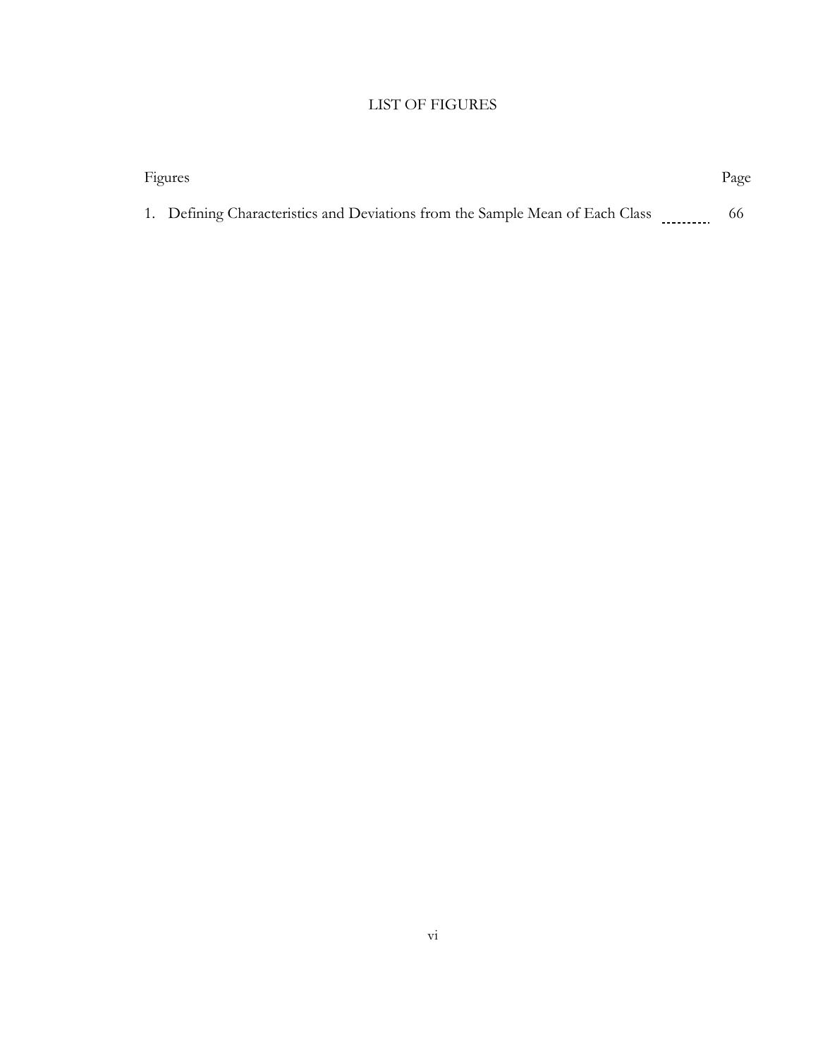# LIST OF FIGURES

| Figures | Page |
|---|---|
| 1. Defining Characteristics and Deviations from the Sample Mean of Each Class | 66 |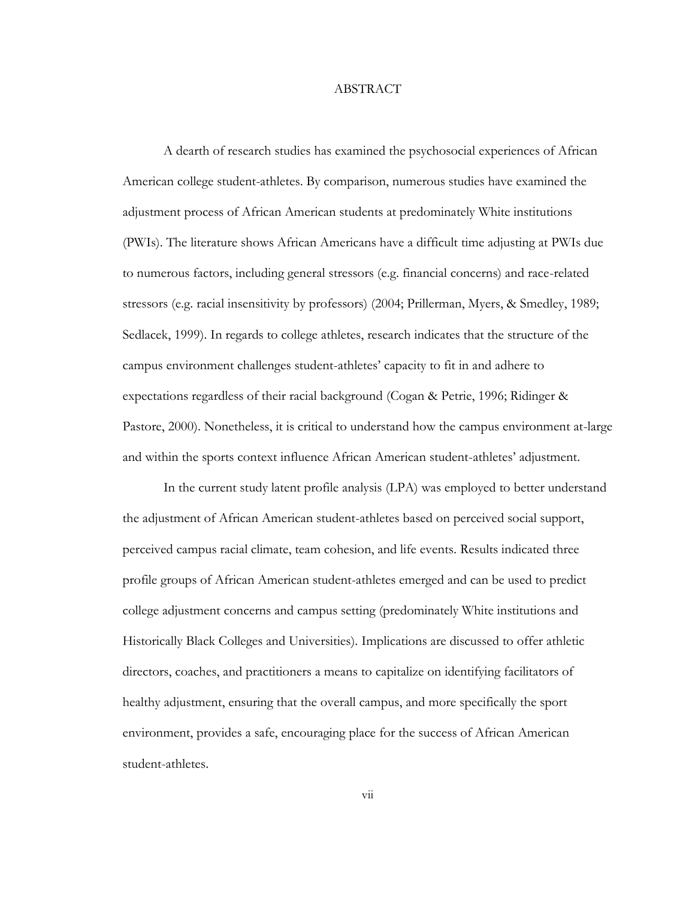# ABSTRACT

A dearth of research studies has examined the psychosocial experiences of African American college student-athletes. By comparison, numerous studies have examined the adjustment process of African American students at predominately White institutions (PWIs). The literature shows African Americans have a difficult time adjusting at PWIs due to numerous factors, including general stressors (e.g. financial concerns) and race-related stressors (e.g. racial insensitivity by professors) (2004; Prillerman, Myers, & Smedley, 1989; Sedlacek, 1999). In regards to college athletes, research indicates that the structure of the campus environment challenges student-athletes' capacity to fit in and adhere to expectations regardless of their racial background (Cogan & Petrie, 1996; Ridinger & Pastore, 2000). Nonetheless, it is critical to understand how the campus environment at-large and within the sports context influence African American student-athletes' adjustment.

In the current study latent profile analysis (LPA) was employed to better understand the adjustment of African American student-athletes based on perceived social support, perceived campus racial climate, team cohesion, and life events. Results indicated three profile groups of African American student-athletes emerged and can be used to predict college adjustment concerns and campus setting (predominately White institutions and Historically Black Colleges and Universities). Implications are discussed to offer athletic directors, coaches, and practitioners a means to capitalize on identifying facilitators of healthy adjustment, ensuring that the overall campus, and more specifically the sport environment, provides a safe, encouraging place for the success of African American student-athletes.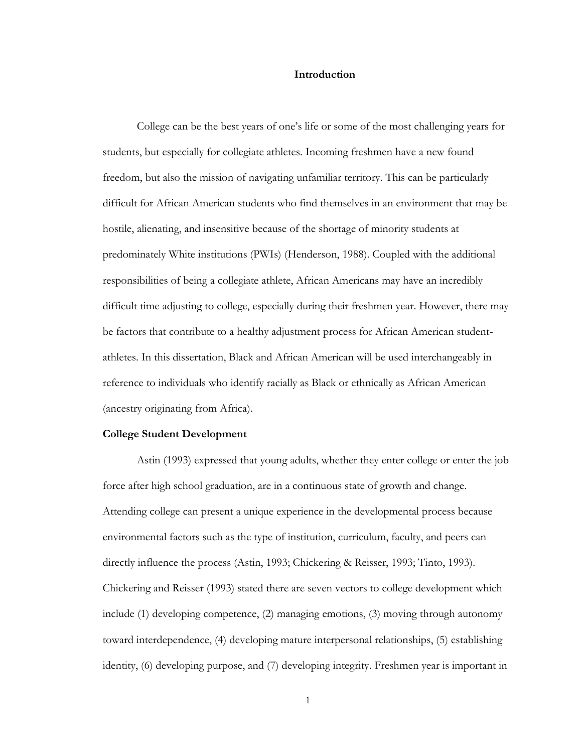# Introduction

College can be the best years of one's life or some of the most challenging years for students, but especially for collegiate athletes. Incoming freshmen have a new found freedom, but also the mission of navigating unfamiliar territory. This can be particularly difficult for African American students who find themselves in an environment that may be hostile, alienating, and insensitive because of the shortage of minority students at predominately White institutions (PWIs) (Henderson, 1988). Coupled with the additional responsibilities of being a collegiate athlete, African Americans may have an incredibly difficult time adjusting to college, especially during their freshmen year. However, there may be factors that contribute to a healthy adjustment process for African American student-athletes. In this dissertation, Black and African American will be used interchangeably in reference to individuals who identify racially as Black or ethnically as African American (ancestry originating from Africa).

## College Student Development

Astin (1993) expressed that young adults, whether they enter college or enter the job force after high school graduation, are in a continuous state of growth and change. Attending college can present a unique experience in the developmental process because environmental factors such as the type of institution, curriculum, faculty, and peers can directly influence the process (Astin, 1993; Chickering & Reisser, 1993; Tinto, 1993). Chickering and Reisser (1993) stated there are seven vectors to college development which include (1) developing competence, (2) managing emotions, (3) moving through autonomy toward interdependence, (4) developing mature interpersonal relationships, (5) establishing identity, (6) developing purpose, and (7) developing integrity. Freshmen year is important in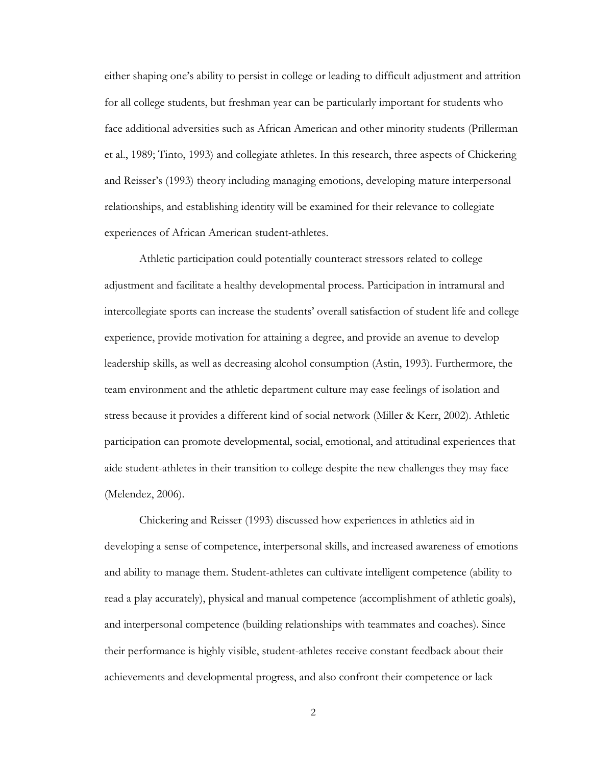either shaping one's ability to persist in college or leading to difficult adjustment and attrition for all college students, but freshman year can be particularly important for students who face additional adversities such as African American and other minority students (Prillerman et al., 1989; Tinto, 1993) and collegiate athletes. In this research, three aspects of Chickering and Reisser's (1993) theory including managing emotions, developing mature interpersonal relationships, and establishing identity will be examined for their relevance to collegiate experiences of African American student-athletes.

Athletic participation could potentially counteract stressors related to college adjustment and facilitate a healthy developmental process. Participation in intramural and intercollegiate sports can increase the students' overall satisfaction of student life and college experience, provide motivation for attaining a degree, and provide an avenue to develop leadership skills, as well as decreasing alcohol consumption (Astin, 1993). Furthermore, the team environment and the athletic department culture may ease feelings of isolation and stress because it provides a different kind of social network (Miller & Kerr, 2002). Athletic participation can promote developmental, social, emotional, and attitudinal experiences that aide student-athletes in their transition to college despite the new challenges they may face (Melendez, 2006).

Chickering and Reisser (1993) discussed how experiences in athletics aid in developing a sense of competence, interpersonal skills, and increased awareness of emotions and ability to manage them. Student-athletes can cultivate intelligent competence (ability to read a play accurately), physical and manual competence (accomplishment of athletic goals), and interpersonal competence (building relationships with teammates and coaches). Since their performance is highly visible, student-athletes receive constant feedback about their achievements and developmental progress, and also confront their competence or lack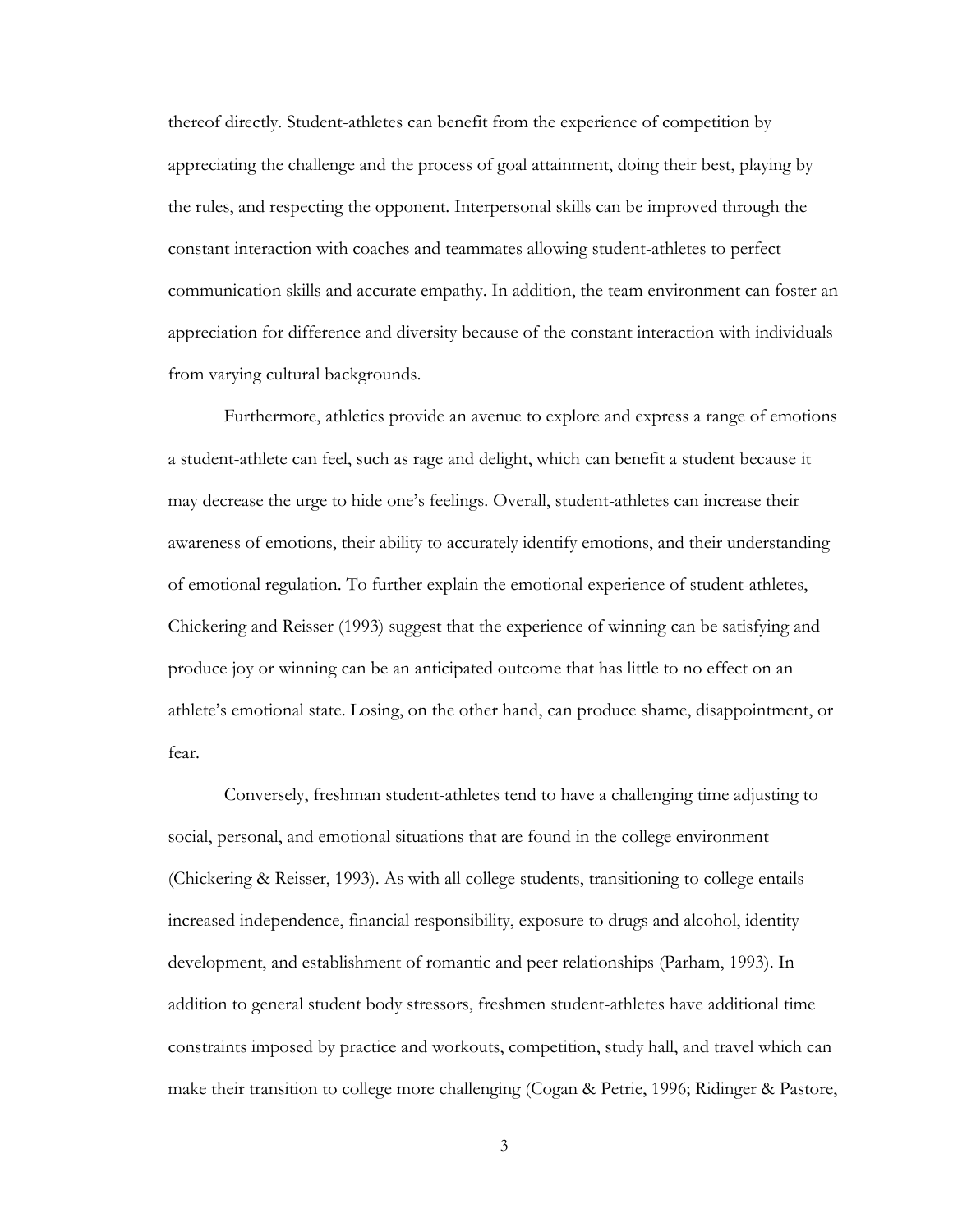thereof directly. Student-athletes can benefit from the experience of competition by appreciating the challenge and the process of goal attainment, doing their best, playing by the rules, and respecting the opponent. Interpersonal skills can be improved through the constant interaction with coaches and teammates allowing student-athletes to perfect communication skills and accurate empathy. In addition, the team environment can foster an appreciation for difference and diversity because of the constant interaction with individuals from varying cultural backgrounds.

Furthermore, athletics provide an avenue to explore and express a range of emotions a student-athlete can feel, such as rage and delight, which can benefit a student because it may decrease the urge to hide one's feelings. Overall, student-athletes can increase their awareness of emotions, their ability to accurately identify emotions, and their understanding of emotional regulation. To further explain the emotional experience of student-athletes, Chickering and Reisser (1993) suggest that the experience of winning can be satisfying and produce joy or winning can be an anticipated outcome that has little to no effect on an athlete's emotional state. Losing, on the other hand, can produce shame, disappointment, or fear.

Conversely, freshman student-athletes tend to have a challenging time adjusting to social, personal, and emotional situations that are found in the college environment (Chickering & Reisser, 1993). As with all college students, transitioning to college entails increased independence, financial responsibility, exposure to drugs and alcohol, identity development, and establishment of romantic and peer relationships (Parham, 1993). In addition to general student body stressors, freshmen student-athletes have additional time constraints imposed by practice and workouts, competition, study hall, and travel which can make their transition to college more challenging (Cogan & Petrie, 1996; Ridinger & Pastore,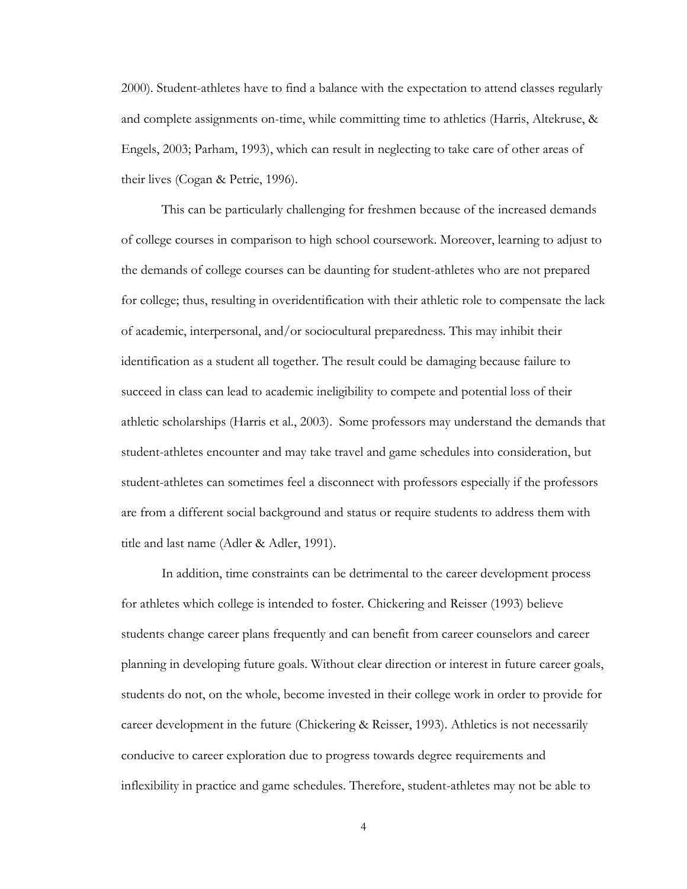2000). Student-athletes have to find a balance with the expectation to attend classes regularly and complete assignments on-time, while committing time to athletics (Harris, Altekruse, & Engels, 2003; Parham, 1993), which can result in neglecting to take care of other areas of their lives (Cogan & Petrie, 1996).

This can be particularly challenging for freshmen because of the increased demands of college courses in comparison to high school coursework. Moreover, learning to adjust to the demands of college courses can be daunting for student-athletes who are not prepared for college; thus, resulting in overidentification with their athletic role to compensate the lack of academic, interpersonal, and/or sociocultural preparedness. This may inhibit their identification as a student all together. The result could be damaging because failure to succeed in class can lead to academic ineligibility to compete and potential loss of their athletic scholarships (Harris et al., 2003). Some professors may understand the demands that student-athletes encounter and may take travel and game schedules into consideration, but student-athletes can sometimes feel a disconnect with professors especially if the professors are from a different social background and status or require students to address them with title and last name (Adler & Adler, 1991).

In addition, time constraints can be detrimental to the career development process for athletes which college is intended to foster. Chickering and Reisser (1993) believe students change career plans frequently and can benefit from career counselors and career planning in developing future goals. Without clear direction or interest in future career goals, students do not, on the whole, become invested in their college work in order to provide for career development in the future (Chickering & Reisser, 1993). Athletics is not necessarily conducive to career exploration due to progress towards degree requirements and inflexibility in practice and game schedules. Therefore, student-athletes may not be able to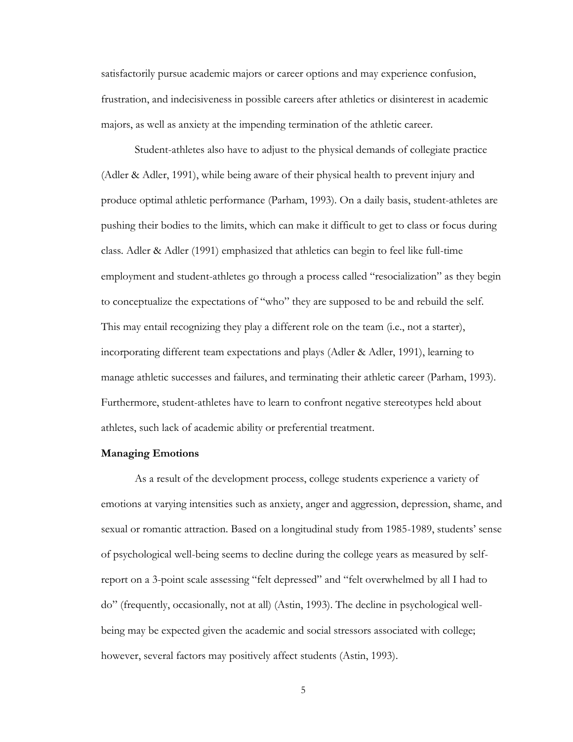satisfactorily pursue academic majors or career options and may experience confusion, frustration, and indecisiveness in possible careers after athletics or disinterest in academic majors, as well as anxiety at the impending termination of the athletic career.

Student-athletes also have to adjust to the physical demands of collegiate practice (Adler & Adler, 1991), while being aware of their physical health to prevent injury and produce optimal athletic performance (Parham, 1993). On a daily basis, student-athletes are pushing their bodies to the limits, which can make it difficult to get to class or focus during class. Adler & Adler (1991) emphasized that athletics can begin to feel like full-time employment and student-athletes go through a process called "resocialization" as they begin to conceptualize the expectations of "who" they are supposed to be and rebuild the self. This may entail recognizing they play a different role on the team (i.e., not a starter), incorporating different team expectations and plays (Adler & Adler, 1991), learning to manage athletic successes and failures, and terminating their athletic career (Parham, 1993). Furthermore, student-athletes have to learn to confront negative stereotypes held about athletes, such lack of academic ability or preferential treatment.

**Managing Emotions**

As a result of the development process, college students experience a variety of emotions at varying intensities such as anxiety, anger and aggression, depression, shame, and sexual or romantic attraction. Based on a longitudinal study from 1985-1989, students' sense of psychological well-being seems to decline during the college years as measured by self-report on a 3-point scale assessing "felt depressed" and "felt overwhelmed by all I had to do" (frequently, occasionally, not at all) (Astin, 1993). The decline in psychological well-being may be expected given the academic and social stressors associated with college; however, several factors may positively affect students (Astin, 1993).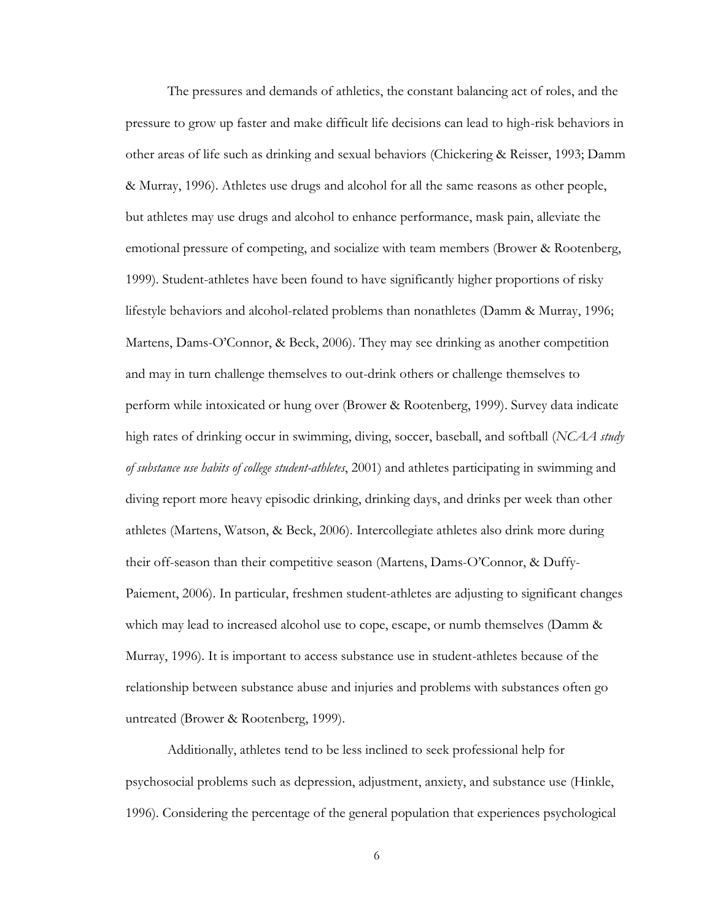The pressures and demands of athletics, the constant balancing act of roles, and the pressure to grow up faster and make difficult life decisions can lead to high-risk behaviors in other areas of life such as drinking and sexual behaviors (Chickering & Reisser, 1993; Damm & Murray, 1996). Athletes use drugs and alcohol for all the same reasons as other people, but athletes may use drugs and alcohol to enhance performance, mask pain, alleviate the emotional pressure of competing, and socialize with team members (Brower & Rootenberg, 1999). Student-athletes have been found to have significantly higher proportions of risky lifestyle behaviors and alcohol-related problems than nonathletes (Damm & Murray, 1996; Martens, Dams-O'Connor, & Beck, 2006). They may see drinking as another competition and may in turn challenge themselves to out-drink others or challenge themselves to perform while intoxicated or hung over (Brower & Rootenberg, 1999). Survey data indicate high rates of drinking occur in swimming, diving, soccer, baseball, and softball (*NCAA study of substance use habits of college student-athletes*, 2001) and athletes participating in swimming and diving report more heavy episodic drinking, drinking days, and drinks per week than other athletes (Martens, Watson, & Beck, 2006). Intercollegiate athletes also drink more during their off-season than their competitive season (Martens, Dams-O'Connor, & Duffy-Paiement, 2006). In particular, freshmen student-athletes are adjusting to significant changes which may lead to increased alcohol use to cope, escape, or numb themselves (Damm & Murray, 1996). It is important to access substance use in student-athletes because of the relationship between substance abuse and injuries and problems with substances often go untreated (Brower & Rootenberg, 1999).

Additionally, athletes tend to be less inclined to seek professional help for psychosocial problems such as depression, adjustment, anxiety, and substance use (Hinkle, 1996). Considering the percentage of the general population that experiences psychological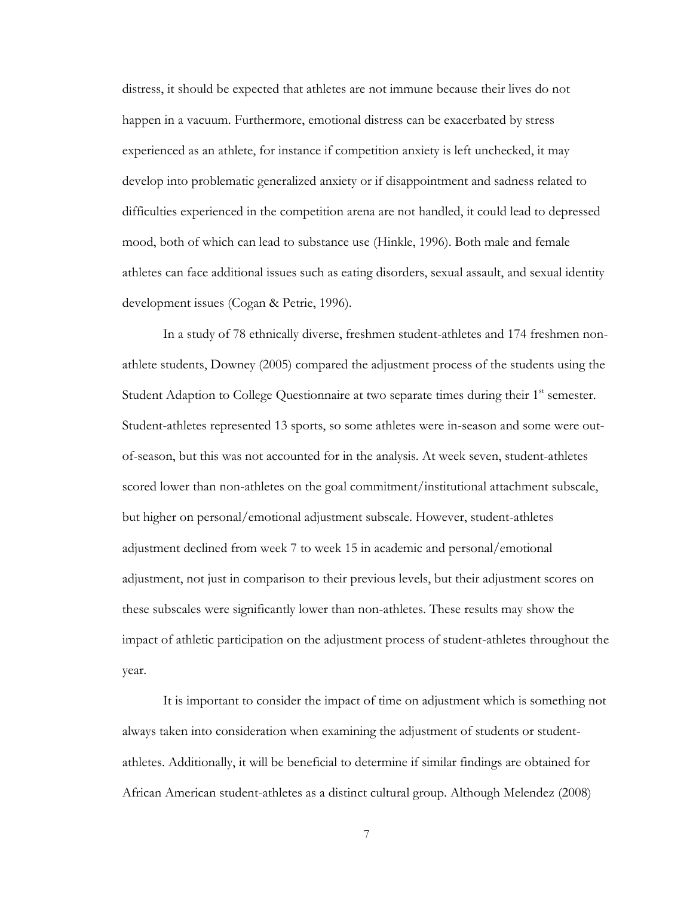distress, it should be expected that athletes are not immune because their lives do not happen in a vacuum. Furthermore, emotional distress can be exacerbated by stress experienced as an athlete, for instance if competition anxiety is left unchecked, it may develop into problematic generalized anxiety or if disappointment and sadness related to difficulties experienced in the competition arena are not handled, it could lead to depressed mood, both of which can lead to substance use (Hinkle, 1996). Both male and female athletes can face additional issues such as eating disorders, sexual assault, and sexual identity development issues (Cogan & Petrie, 1996).

In a study of 78 ethnically diverse, freshmen student-athletes and 174 freshmen non-athlete students, Downey (2005) compared the adjustment process of the students using the Student Adaption to College Questionnaire at two separate times during their 1st semester. Student-athletes represented 13 sports, so some athletes were in-season and some were out-of-season, but this was not accounted for in the analysis. At week seven, student-athletes scored lower than non-athletes on the goal commitment/institutional attachment subscale, but higher on personal/emotional adjustment subscale. However, student-athletes adjustment declined from week 7 to week 15 in academic and personal/emotional adjustment, not just in comparison to their previous levels, but their adjustment scores on these subscales were significantly lower than non-athletes. These results may show the impact of athletic participation on the adjustment process of student-athletes throughout the year.

It is important to consider the impact of time on adjustment which is something not always taken into consideration when examining the adjustment of students or student-athletes. Additionally, it will be beneficial to determine if similar findings are obtained for African American student-athletes as a distinct cultural group. Although Melendez (2008)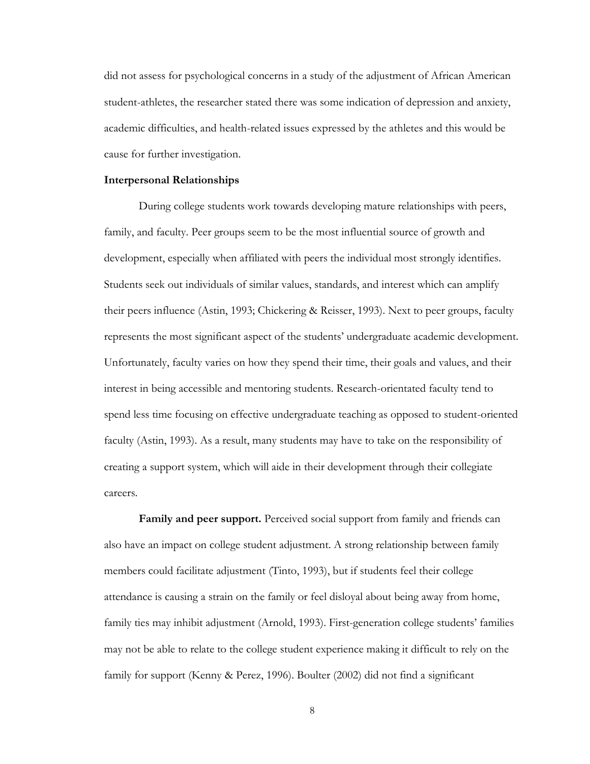did not assess for psychological concerns in a study of the adjustment of African American student-athletes, the researcher stated there was some indication of depression and anxiety, academic difficulties, and health-related issues expressed by the athletes and this would be cause for further investigation.

## Interpersonal Relationships

During college students work towards developing mature relationships with peers, family, and faculty. Peer groups seem to be the most influential source of growth and development, especially when affiliated with peers the individual most strongly identifies. Students seek out individuals of similar values, standards, and interest which can amplify their peers influence (Astin, 1993; Chickering & Reisser, 1993). Next to peer groups, faculty represents the most significant aspect of the students' undergraduate academic development. Unfortunately, faculty varies on how they spend their time, their goals and values, and their interest in being accessible and mentoring students. Research-orientated faculty tend to spend less time focusing on effective undergraduate teaching as opposed to student-oriented faculty (Astin, 1993). As a result, many students may have to take on the responsibility of creating a support system, which will aide in their development through their collegiate careers.

**Family and peer support.** Perceived social support from family and friends can also have an impact on college student adjustment. A strong relationship between family members could facilitate adjustment (Tinto, 1993), but if students feel their college attendance is causing a strain on the family or feel disloyal about being away from home, family ties may inhibit adjustment (Arnold, 1993). First-generation college students' families may not be able to relate to the college student experience making it difficult to rely on the family for support (Kenny & Perez, 1996). Boulter (2002) did not find a significant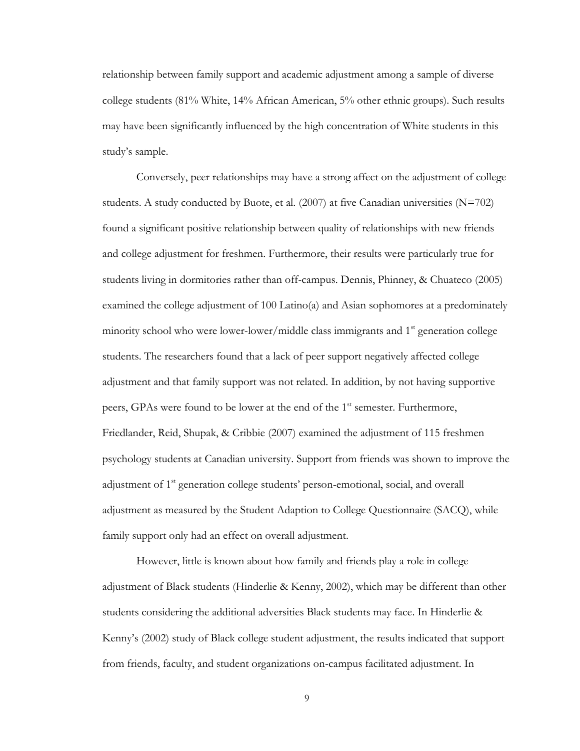relationship between family support and academic adjustment among a sample of diverse college students (81% White, 14% African American, 5% other ethnic groups). Such results may have been significantly influenced by the high concentration of White students in this study's sample.

Conversely, peer relationships may have a strong affect on the adjustment of college students. A study conducted by Buote, et al. (2007) at five Canadian universities (N=702) found a significant positive relationship between quality of relationships with new friends and college adjustment for freshmen. Furthermore, their results were particularly true for students living in dormitories rather than off-campus. Dennis, Phinney, & Chuateco (2005) examined the college adjustment of 100 Latino(a) and Asian sophomores at a predominately minority school who were lower-lower/middle class immigrants and 1st generation college students. The researchers found that a lack of peer support negatively affected college adjustment and that family support was not related. In addition, by not having supportive peers, GPAs were found to be lower at the end of the 1st semester. Furthermore, Friedlander, Reid, Shupak, & Cribbie (2007) examined the adjustment of 115 freshmen psychology students at Canadian university. Support from friends was shown to improve the adjustment of 1st generation college students' person-emotional, social, and overall adjustment as measured by the Student Adaption to College Questionnaire (SACQ), while family support only had an effect on overall adjustment.

However, little is known about how family and friends play a role in college adjustment of Black students (Hinderlie & Kenny, 2002), which may be different than other students considering the additional adversities Black students may face. In Hinderlie & Kenny's (2002) study of Black college student adjustment, the results indicated that support from friends, faculty, and student organizations on-campus facilitated adjustment. In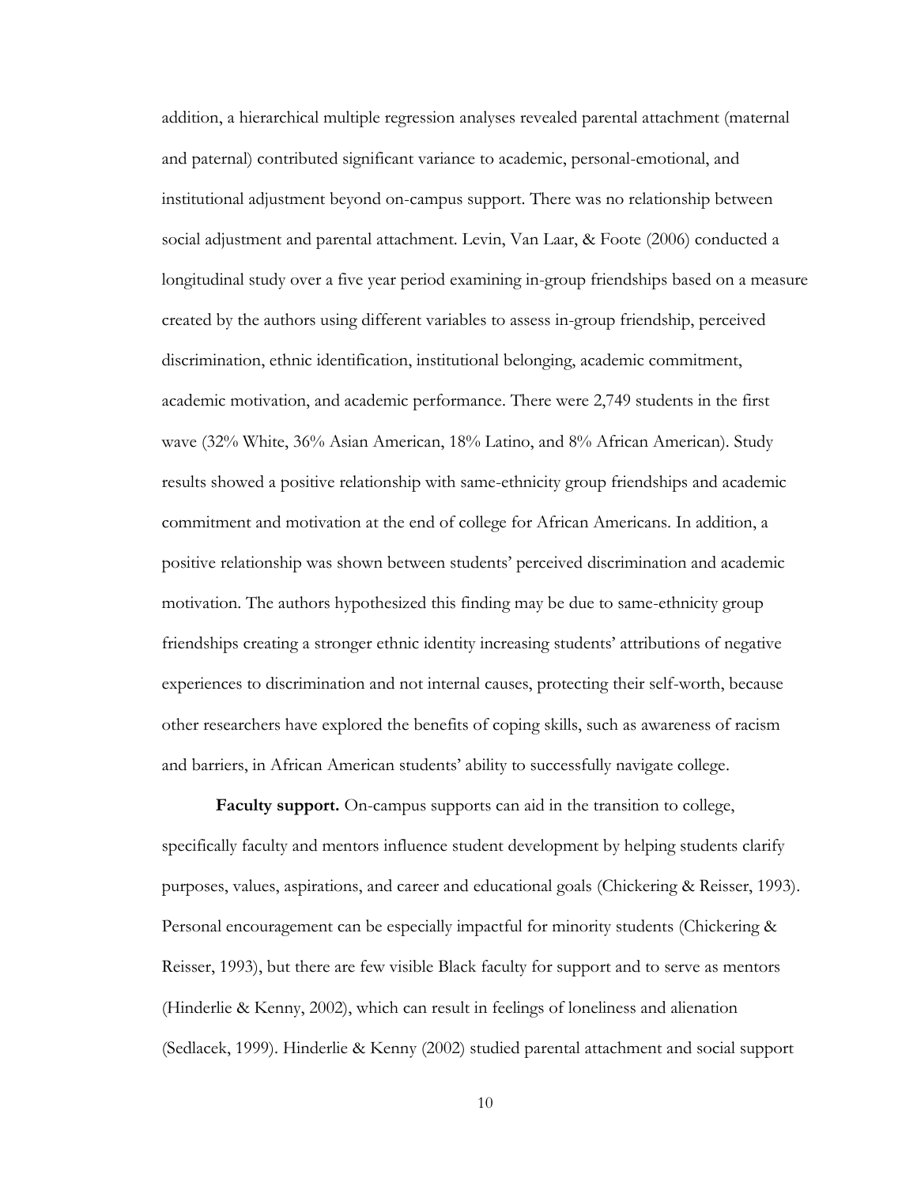addition, a hierarchical multiple regression analyses revealed parental attachment (maternal and paternal) contributed significant variance to academic, personal-emotional, and institutional adjustment beyond on-campus support. There was no relationship between social adjustment and parental attachment. Levin, Van Laar, & Foote (2006) conducted a longitudinal study over a five year period examining in-group friendships based on a measure created by the authors using different variables to assess in-group friendship, perceived discrimination, ethnic identification, institutional belonging, academic commitment, academic motivation, and academic performance. There were 2,749 students in the first wave (32% White, 36% Asian American, 18% Latino, and 8% African American). Study results showed a positive relationship with same-ethnicity group friendships and academic commitment and motivation at the end of college for African Americans. In addition, a positive relationship was shown between students' perceived discrimination and academic motivation. The authors hypothesized this finding may be due to same-ethnicity group friendships creating a stronger ethnic identity increasing students' attributions of negative experiences to discrimination and not internal causes, protecting their self-worth, because other researchers have explored the benefits of coping skills, such as awareness of racism and barriers, in African American students' ability to successfully navigate college.

**Faculty support.** On-campus supports can aid in the transition to college, specifically faculty and mentors influence student development by helping students clarify purposes, values, aspirations, and career and educational goals (Chickering & Reisser, 1993). Personal encouragement can be especially impactful for minority students (Chickering & Reisser, 1993), but there are few visible Black faculty for support and to serve as mentors (Hinderlie & Kenny, 2002), which can result in feelings of loneliness and alienation (Sedlacek, 1999). Hinderlie & Kenny (2002) studied parental attachment and social support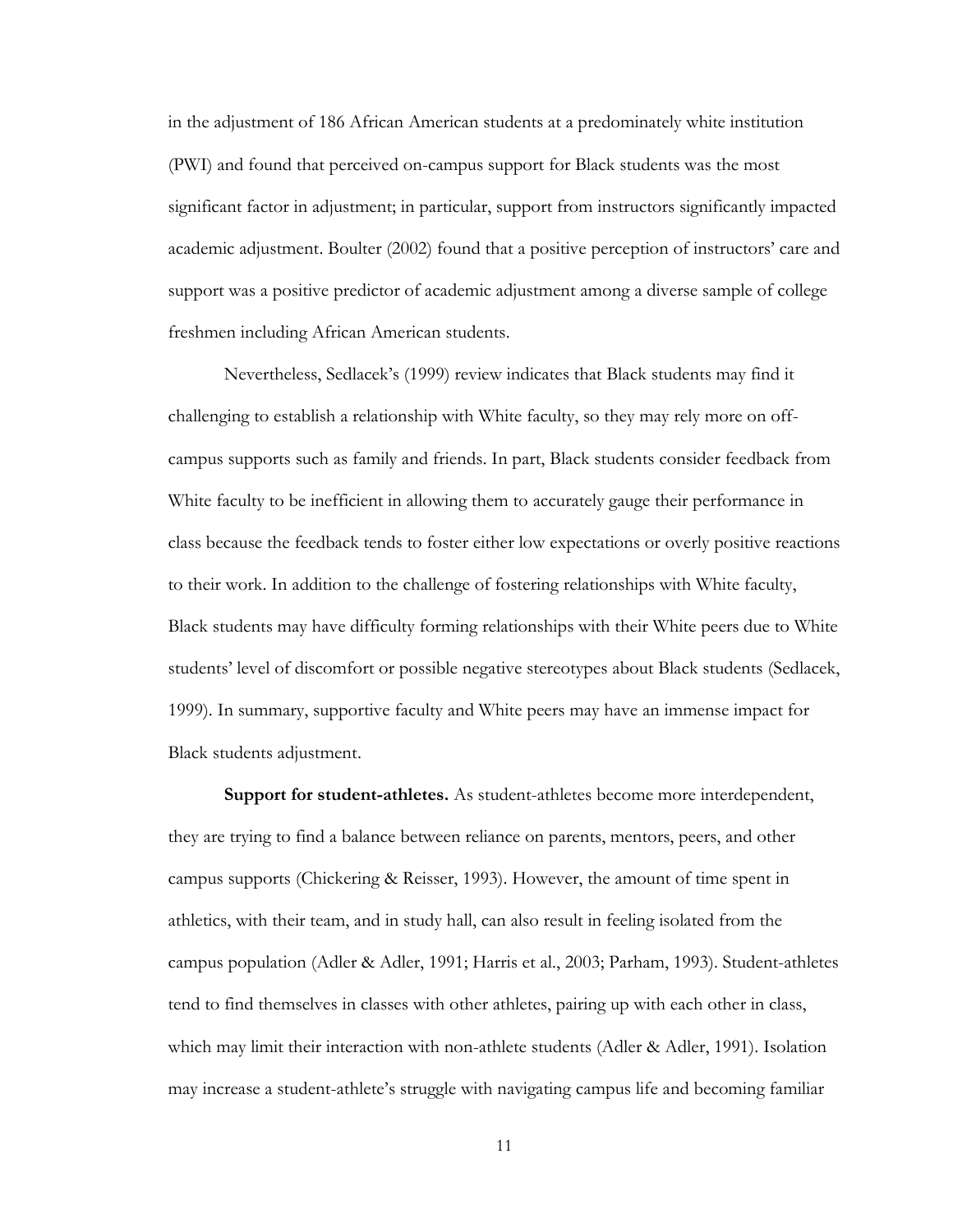in the adjustment of 186 African American students at a predominately white institution (PWI) and found that perceived on-campus support for Black students was the most significant factor in adjustment; in particular, support from instructors significantly impacted academic adjustment. Boulter (2002) found that a positive perception of instructors' care and support was a positive predictor of academic adjustment among a diverse sample of college freshmen including African American students.

Nevertheless, Sedlacek's (1999) review indicates that Black students may find it challenging to establish a relationship with White faculty, so they may rely more on off-campus supports such as family and friends. In part, Black students consider feedback from White faculty to be inefficient in allowing them to accurately gauge their performance in class because the feedback tends to foster either low expectations or overly positive reactions to their work. In addition to the challenge of fostering relationships with White faculty, Black students may have difficulty forming relationships with their White peers due to White students' level of discomfort or possible negative stereotypes about Black students (Sedlacek, 1999). In summary, supportive faculty and White peers may have an immense impact for Black students adjustment.

**Support for student-athletes.** As student-athletes become more interdependent, they are trying to find a balance between reliance on parents, mentors, peers, and other campus supports (Chickering & Reisser, 1993). However, the amount of time spent in athletics, with their team, and in study hall, can also result in feeling isolated from the campus population (Adler & Adler, 1991; Harris et al., 2003; Parham, 1993). Student-athletes tend to find themselves in classes with other athletes, pairing up with each other in class, which may limit their interaction with non-athlete students (Adler & Adler, 1991). Isolation may increase a student-athlete's struggle with navigating campus life and becoming familiar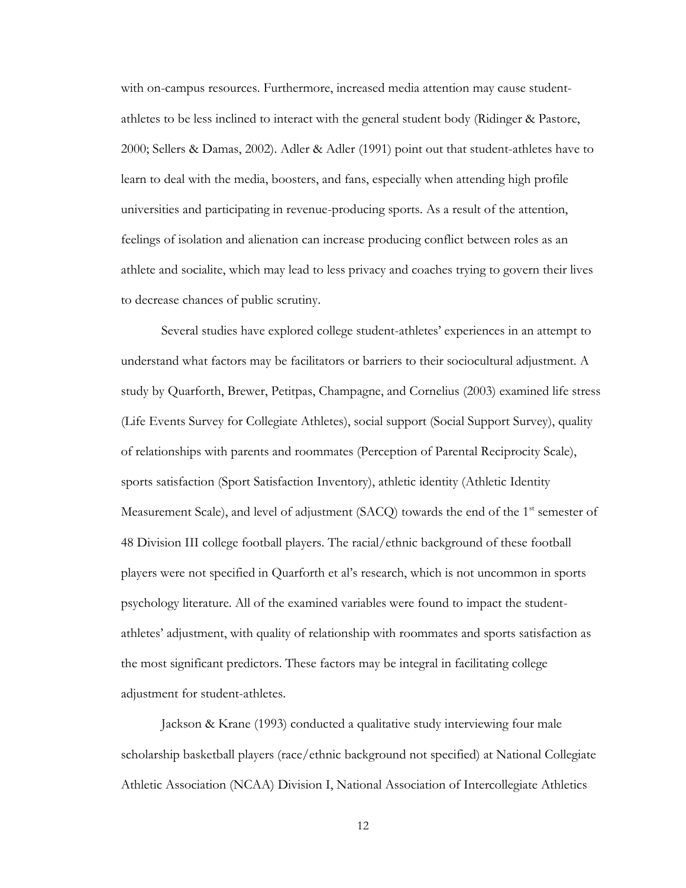with on-campus resources. Furthermore, increased media attention may cause student-athletes to be less inclined to interact with the general student body (Ridinger & Pastore, 2000; Sellers & Damas, 2002). Adler & Adler (1991) point out that student-athletes have to learn to deal with the media, boosters, and fans, especially when attending high profile universities and participating in revenue-producing sports. As a result of the attention, feelings of isolation and alienation can increase producing conflict between roles as an athlete and socialite, which may lead to less privacy and coaches trying to govern their lives to decrease chances of public scrutiny.

Several studies have explored college student-athletes' experiences in an attempt to understand what factors may be facilitators or barriers to their sociocultural adjustment. A study by Quarforth, Brewer, Petitpas, Champagne, and Cornelius (2003) examined life stress (Life Events Survey for Collegiate Athletes), social support (Social Support Survey), quality of relationships with parents and roommates (Perception of Parental Reciprocity Scale), sports satisfaction (Sport Satisfaction Inventory), athletic identity (Athletic Identity Measurement Scale), and level of adjustment (SACQ) towards the end of the 1st semester of 48 Division III college football players. The racial/ethnic background of these football players were not specified in Quarforth et al's research, which is not uncommon in sports psychology literature. All of the examined variables were found to impact the student-athletes' adjustment, with quality of relationship with roommates and sports satisfaction as the most significant predictors. These factors may be integral in facilitating college adjustment for student-athletes.

Jackson & Krane (1993) conducted a qualitative study interviewing four male scholarship basketball players (race/ethnic background not specified) at National Collegiate Athletic Association (NCAA) Division I, National Association of Intercollegiate Athletics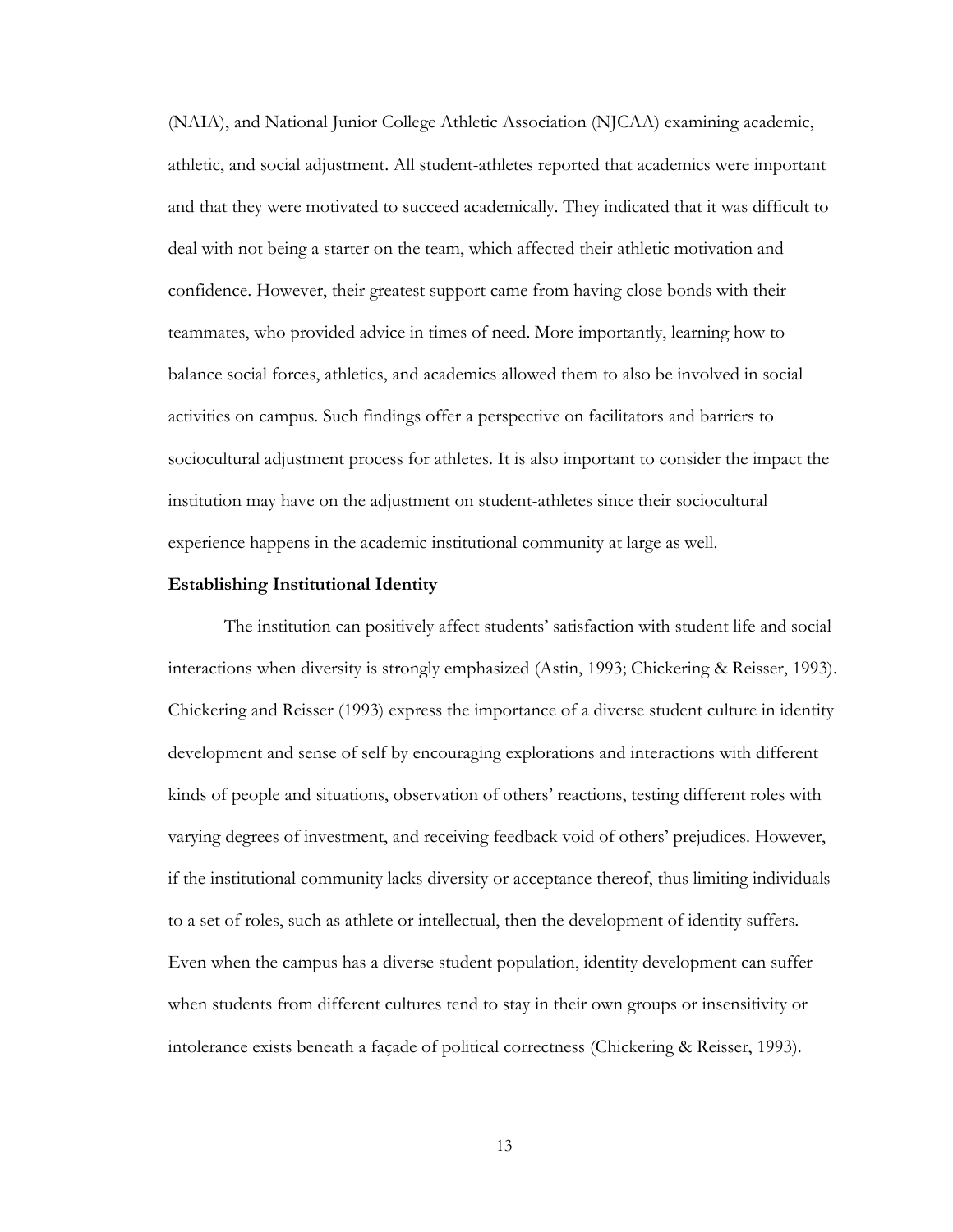(NAIA), and National Junior College Athletic Association (NJCAA) examining academic, athletic, and social adjustment. All student-athletes reported that academics were important and that they were motivated to succeed academically. They indicated that it was difficult to deal with not being a starter on the team, which affected their athletic motivation and confidence. However, their greatest support came from having close bonds with their teammates, who provided advice in times of need. More importantly, learning how to balance social forces, athletics, and academics allowed them to also be involved in social activities on campus. Such findings offer a perspective on facilitators and barriers to sociocultural adjustment process for athletes. It is also important to consider the impact the institution may have on the adjustment on student-athletes since their sociocultural experience happens in the academic institutional community at large as well.

### Establishing Institutional Identity

The institution can positively affect students' satisfaction with student life and social interactions when diversity is strongly emphasized (Astin, 1993; Chickering & Reisser, 1993). Chickering and Reisser (1993) express the importance of a diverse student culture in identity development and sense of self by encouraging explorations and interactions with different kinds of people and situations, observation of others' reactions, testing different roles with varying degrees of investment, and receiving feedback void of others' prejudices. However, if the institutional community lacks diversity or acceptance thereof, thus limiting individuals to a set of roles, such as athlete or intellectual, then the development of identity suffers. Even when the campus has a diverse student population, identity development can suffer when students from different cultures tend to stay in their own groups or insensitivity or intolerance exists beneath a façade of political correctness (Chickering & Reisser, 1993).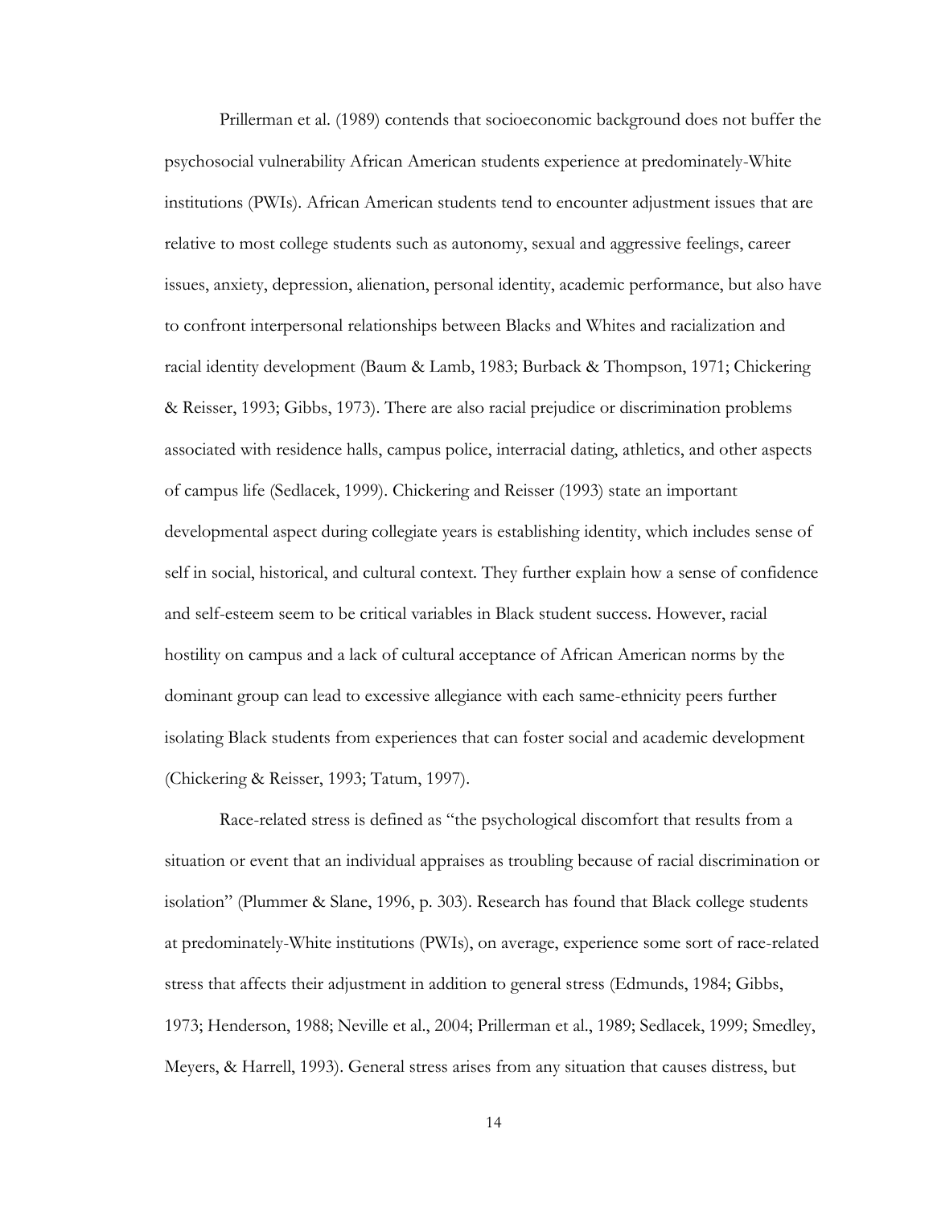Prillerman et al. (1989) contends that socioeconomic background does not buffer the psychosocial vulnerability African American students experience at predominately-White institutions (PWIs). African American students tend to encounter adjustment issues that are relative to most college students such as autonomy, sexual and aggressive feelings, career issues, anxiety, depression, alienation, personal identity, academic performance, but also have to confront interpersonal relationships between Blacks and Whites and racialization and racial identity development (Baum & Lamb, 1983; Burback & Thompson, 1971; Chickering & Reisser, 1993; Gibbs, 1973). There are also racial prejudice or discrimination problems associated with residence halls, campus police, interracial dating, athletics, and other aspects of campus life (Sedlacek, 1999). Chickering and Reisser (1993) state an important developmental aspect during collegiate years is establishing identity, which includes sense of self in social, historical, and cultural context. They further explain how a sense of confidence and self-esteem seem to be critical variables in Black student success. However, racial hostility on campus and a lack of cultural acceptance of African American norms by the dominant group can lead to excessive allegiance with each same-ethnicity peers further isolating Black students from experiences that can foster social and academic development (Chickering & Reisser, 1993; Tatum, 1997).

Race-related stress is defined as "the psychological discomfort that results from a situation or event that an individual appraises as troubling because of racial discrimination or isolation" (Plummer & Slane, 1996, p. 303). Research has found that Black college students at predominately-White institutions (PWIs), on average, experience some sort of race-related stress that affects their adjustment in addition to general stress (Edmunds, 1984; Gibbs, 1973; Henderson, 1988; Neville et al., 2004; Prillerman et al., 1989; Sedlacek, 1999; Smedley, Meyers, & Harrell, 1993). General stress arises from any situation that causes distress, but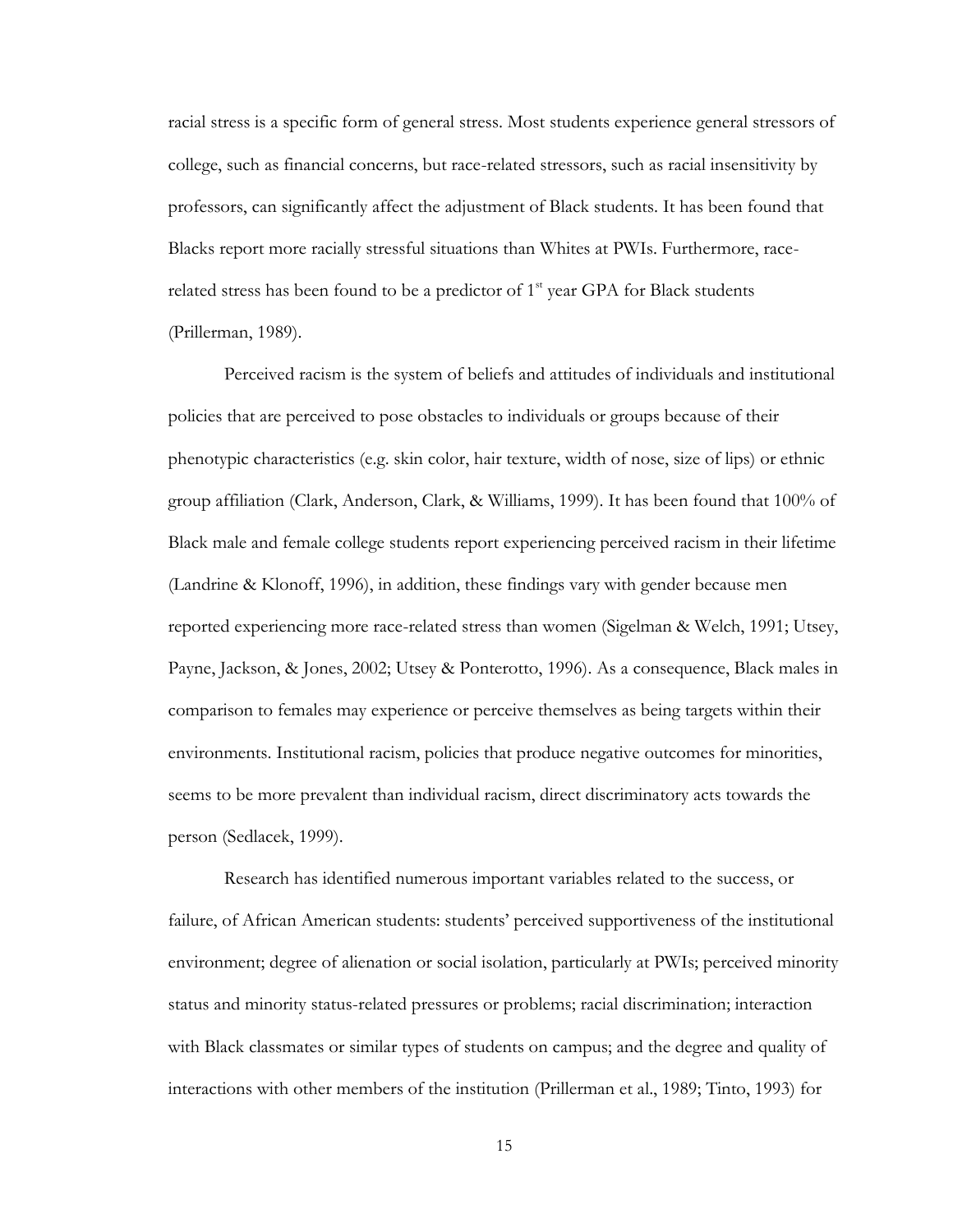racial stress is a specific form of general stress. Most students experience general stressors of college, such as financial concerns, but race-related stressors, such as racial insensitivity by professors, can significantly affect the adjustment of Black students. It has been found that Blacks report more racially stressful situations than Whites at PWIs. Furthermore, race-related stress has been found to be a predictor of 1st year GPA for Black students (Prillerman, 1989).

Perceived racism is the system of beliefs and attitudes of individuals and institutional policies that are perceived to pose obstacles to individuals or groups because of their phenotypic characteristics (e.g. skin color, hair texture, width of nose, size of lips) or ethnic group affiliation (Clark, Anderson, Clark, & Williams, 1999). It has been found that 100% of Black male and female college students report experiencing perceived racism in their lifetime (Landrine & Klonoff, 1996), in addition, these findings vary with gender because men reported experiencing more race-related stress than women (Sigelman & Welch, 1991; Utsey, Payne, Jackson, & Jones, 2002; Utsey & Ponterotto, 1996). As a consequence, Black males in comparison to females may experience or perceive themselves as being targets within their environments. Institutional racism, policies that produce negative outcomes for minorities, seems to be more prevalent than individual racism, direct discriminatory acts towards the person (Sedlacek, 1999).

Research has identified numerous important variables related to the success, or failure, of African American students: students' perceived supportiveness of the institutional environment; degree of alienation or social isolation, particularly at PWIs; perceived minority status and minority status-related pressures or problems; racial discrimination; interaction with Black classmates or similar types of students on campus; and the degree and quality of interactions with other members of the institution (Prillerman et al., 1989; Tinto, 1993) for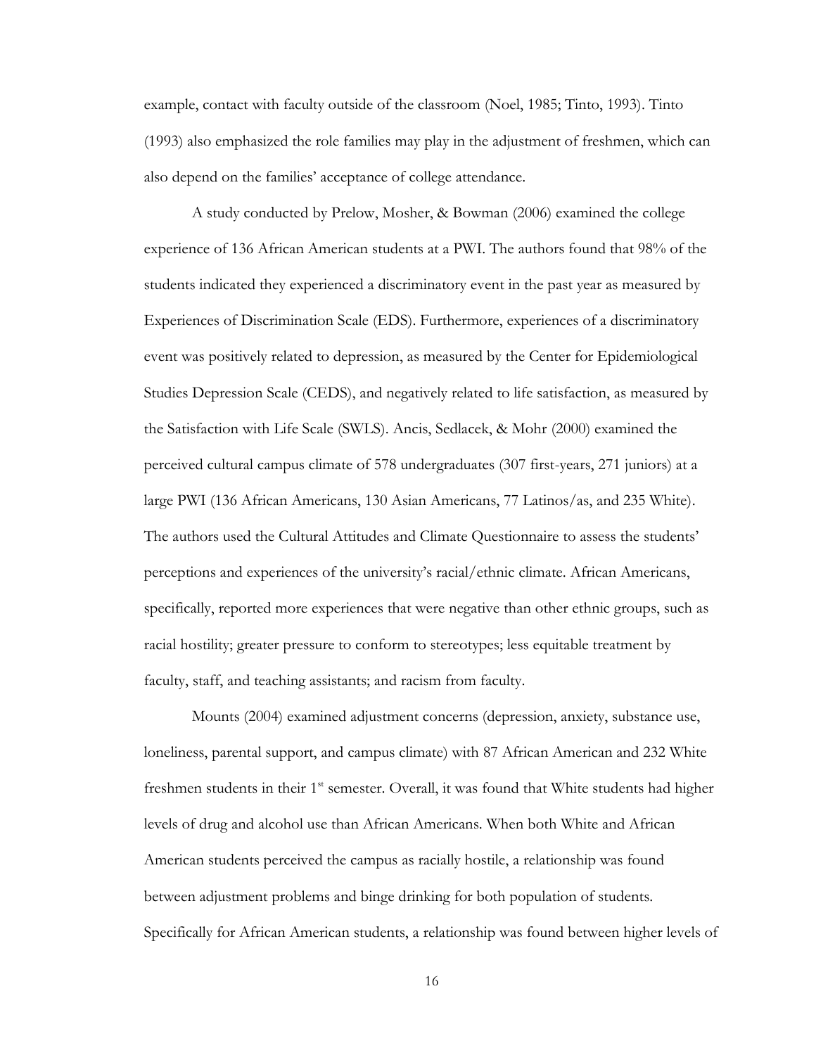example, contact with faculty outside of the classroom (Noel, 1985; Tinto, 1993). Tinto (1993) also emphasized the role families may play in the adjustment of freshmen, which can also depend on the families' acceptance of college attendance.

A study conducted by Prelow, Mosher, & Bowman (2006) examined the college experience of 136 African American students at a PWI. The authors found that 98% of the students indicated they experienced a discriminatory event in the past year as measured by Experiences of Discrimination Scale (EDS). Furthermore, experiences of a discriminatory event was positively related to depression, as measured by the Center for Epidemiological Studies Depression Scale (CEDS), and negatively related to life satisfaction, as measured by the Satisfaction with Life Scale (SWLS). Ancis, Sedlacek, & Mohr (2000) examined the perceived cultural campus climate of 578 undergraduates (307 first-years, 271 juniors) at a large PWI (136 African Americans, 130 Asian Americans, 77 Latinos/as, and 235 White). The authors used the Cultural Attitudes and Climate Questionnaire to assess the students' perceptions and experiences of the university's racial/ethnic climate. African Americans, specifically, reported more experiences that were negative than other ethnic groups, such as racial hostility; greater pressure to conform to stereotypes; less equitable treatment by faculty, staff, and teaching assistants; and racism from faculty.

Mounts (2004) examined adjustment concerns (depression, anxiety, substance use, loneliness, parental support, and campus climate) with 87 African American and 232 White freshmen students in their 1st semester. Overall, it was found that White students had higher levels of drug and alcohol use than African Americans. When both White and African American students perceived the campus as racially hostile, a relationship was found between adjustment problems and binge drinking for both population of students. Specifically for African American students, a relationship was found between higher levels of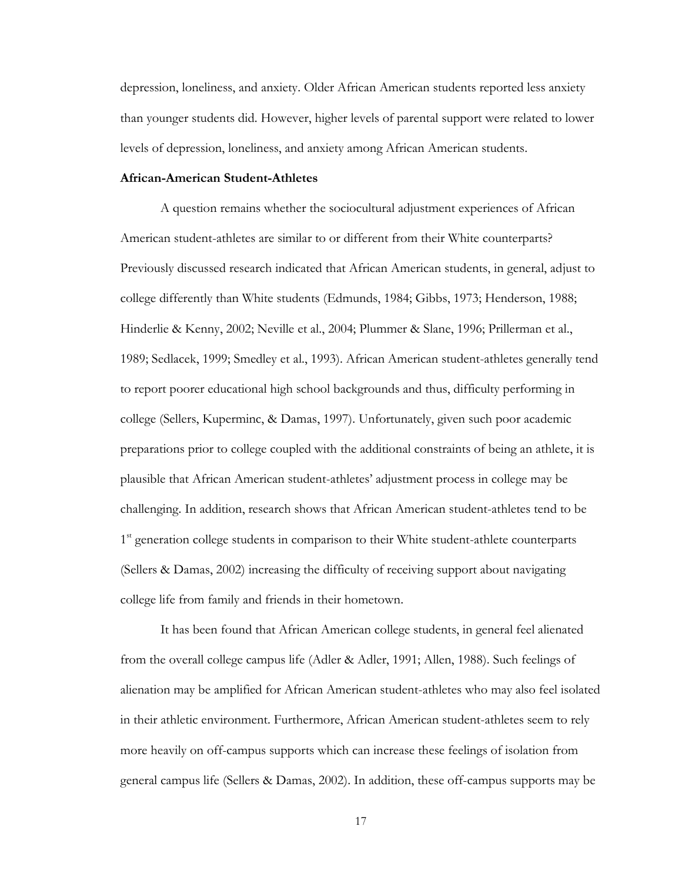depression, loneliness, and anxiety. Older African American students reported less anxiety than younger students did. However, higher levels of parental support were related to lower levels of depression, loneliness, and anxiety among African American students.

**African-American Student-Athletes**

A question remains whether the sociocultural adjustment experiences of African American student-athletes are similar to or different from their White counterparts? Previously discussed research indicated that African American students, in general, adjust to college differently than White students (Edmunds, 1984; Gibbs, 1973; Henderson, 1988; Hinderlie & Kenny, 2002; Neville et al., 2004; Plummer & Slane, 1996; Prillerman et al., 1989; Sedlacek, 1999; Smedley et al., 1993). African American student-athletes generally tend to report poorer educational high school backgrounds and thus, difficulty performing in college (Sellers, Kuperminc, & Damas, 1997). Unfortunately, given such poor academic preparations prior to college coupled with the additional constraints of being an athlete, it is plausible that African American student-athletes' adjustment process in college may be challenging. In addition, research shows that African American student-athletes tend to be 1st generation college students in comparison to their White student-athlete counterparts (Sellers & Damas, 2002) increasing the difficulty of receiving support about navigating college life from family and friends in their hometown.

It has been found that African American college students, in general feel alienated from the overall college campus life (Adler & Adler, 1991; Allen, 1988). Such feelings of alienation may be amplified for African American student-athletes who may also feel isolated in their athletic environment. Furthermore, African American student-athletes seem to rely more heavily on off-campus supports which can increase these feelings of isolation from general campus life (Sellers & Damas, 2002). In addition, these off-campus supports may be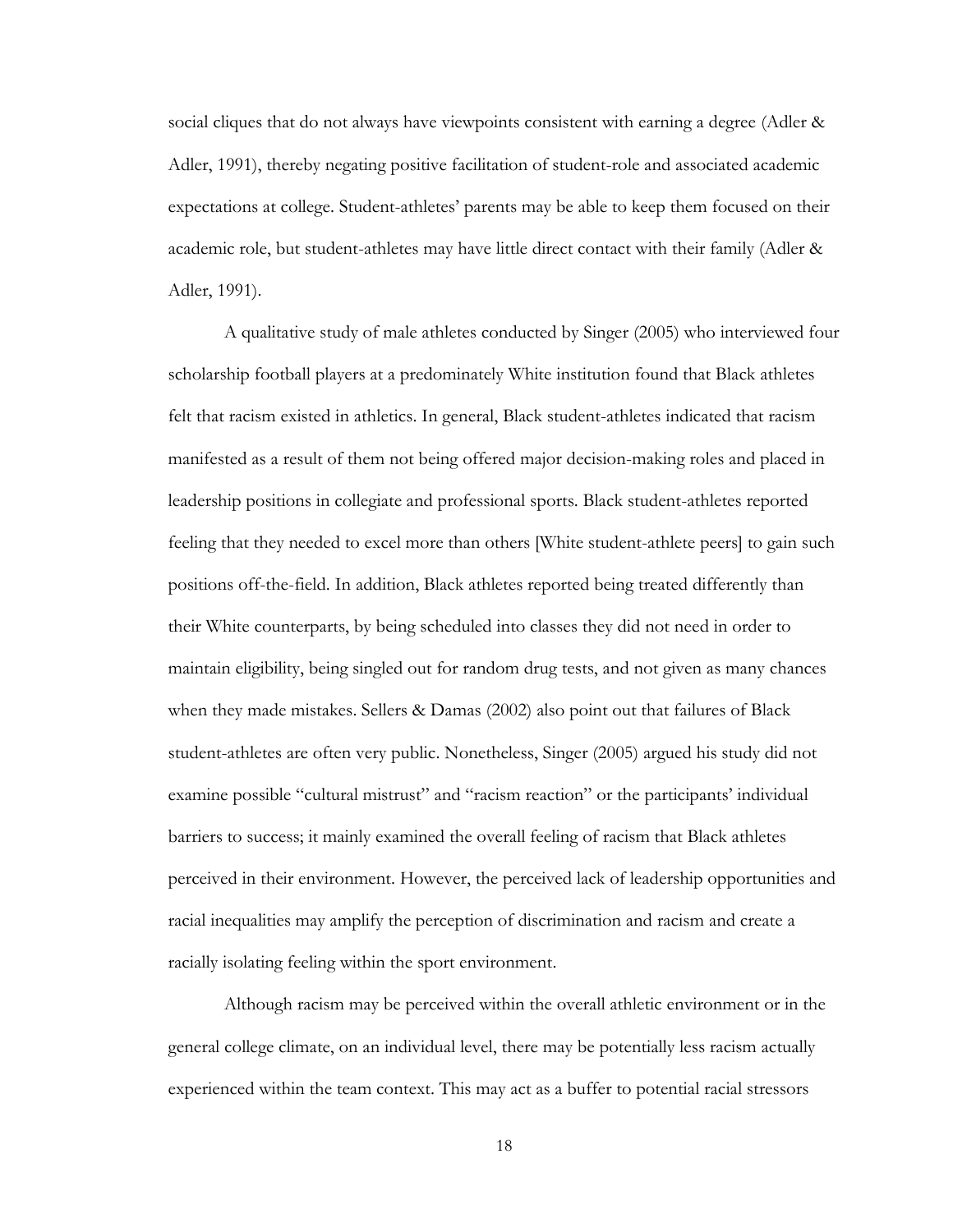social cliques that do not always have viewpoints consistent with earning a degree (Adler & Adler, 1991), thereby negating positive facilitation of student-role and associated academic expectations at college. Student-athletes' parents may be able to keep them focused on their academic role, but student-athletes may have little direct contact with their family (Adler & Adler, 1991).

A qualitative study of male athletes conducted by Singer (2005) who interviewed four scholarship football players at a predominately White institution found that Black athletes felt that racism existed in athletics. In general, Black student-athletes indicated that racism manifested as a result of them not being offered major decision-making roles and placed in leadership positions in collegiate and professional sports. Black student-athletes reported feeling that they needed to excel more than others [White student-athlete peers] to gain such positions off-the-field. In addition, Black athletes reported being treated differently than their White counterparts, by being scheduled into classes they did not need in order to maintain eligibility, being singled out for random drug tests, and not given as many chances when they made mistakes. Sellers & Damas (2002) also point out that failures of Black student-athletes are often very public. Nonetheless, Singer (2005) argued his study did not examine possible "cultural mistrust" and "racism reaction" or the participants' individual barriers to success; it mainly examined the overall feeling of racism that Black athletes perceived in their environment. However, the perceived lack of leadership opportunities and racial inequalities may amplify the perception of discrimination and racism and create a racially isolating feeling within the sport environment.

Although racism may be perceived within the overall athletic environment or in the general college climate, on an individual level, there may be potentially less racism actually experienced within the team context. This may act as a buffer to potential racial stressors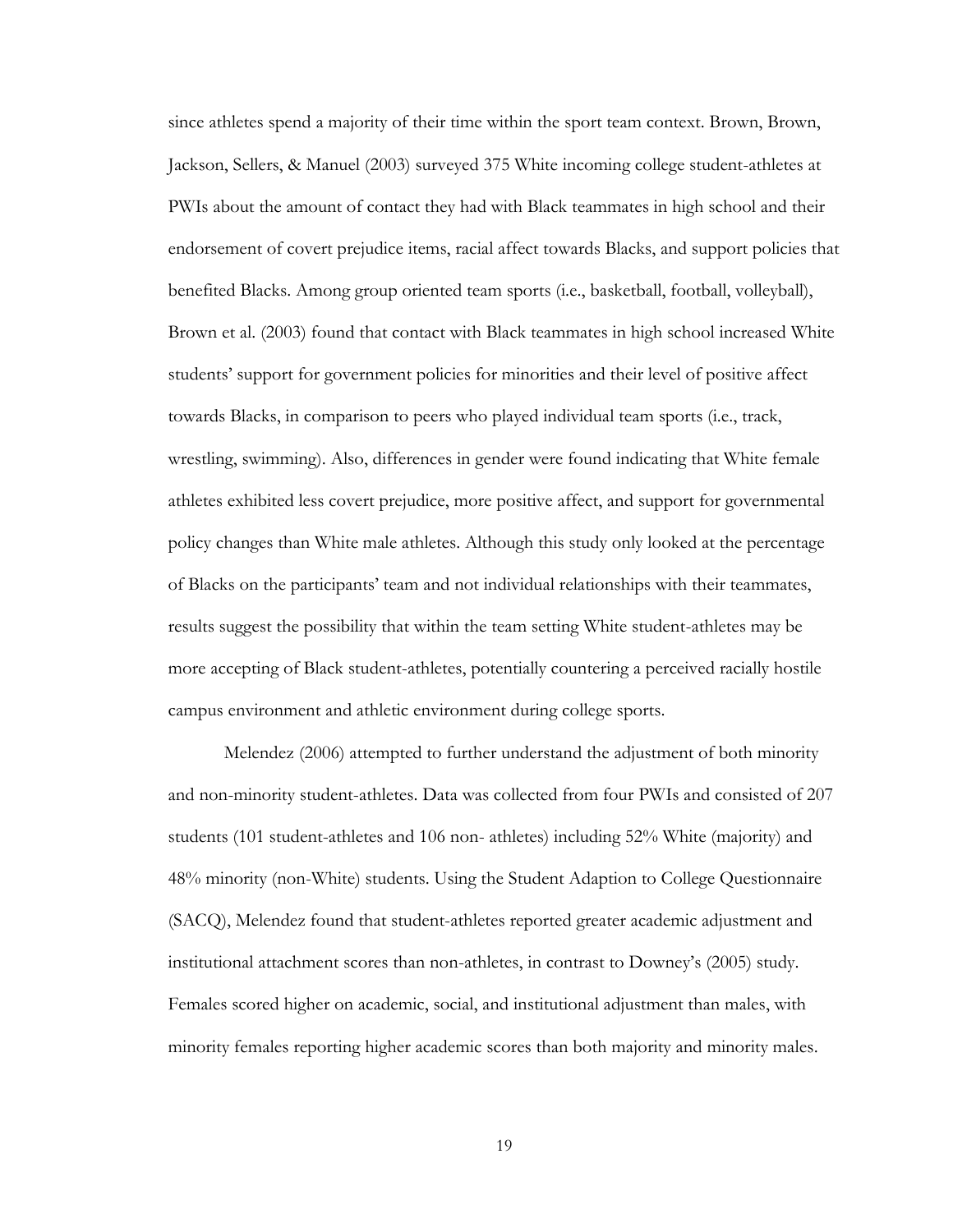since athletes spend a majority of their time within the sport team context. Brown, Brown, Jackson, Sellers, & Manuel (2003) surveyed 375 White incoming college student-athletes at PWIs about the amount of contact they had with Black teammates in high school and their endorsement of covert prejudice items, racial affect towards Blacks, and support policies that benefited Blacks. Among group oriented team sports (i.e., basketball, football, volleyball), Brown et al. (2003) found that contact with Black teammates in high school increased White students' support for government policies for minorities and their level of positive affect towards Blacks, in comparison to peers who played individual team sports (i.e., track, wrestling, swimming). Also, differences in gender were found indicating that White female athletes exhibited less covert prejudice, more positive affect, and support for governmental policy changes than White male athletes. Although this study only looked at the percentage of Blacks on the participants' team and not individual relationships with their teammates, results suggest the possibility that within the team setting White student-athletes may be more accepting of Black student-athletes, potentially countering a perceived racially hostile campus environment and athletic environment during college sports.

Melendez (2006) attempted to further understand the adjustment of both minority and non-minority student-athletes. Data was collected from four PWIs and consisted of 207 students (101 student-athletes and 106 non- athletes) including 52% White (majority) and 48% minority (non-White) students. Using the Student Adaption to College Questionnaire (SACQ), Melendez found that student-athletes reported greater academic adjustment and institutional attachment scores than non-athletes, in contrast to Downey's (2005) study. Females scored higher on academic, social, and institutional adjustment than males, with minority females reporting higher academic scores than both majority and minority males.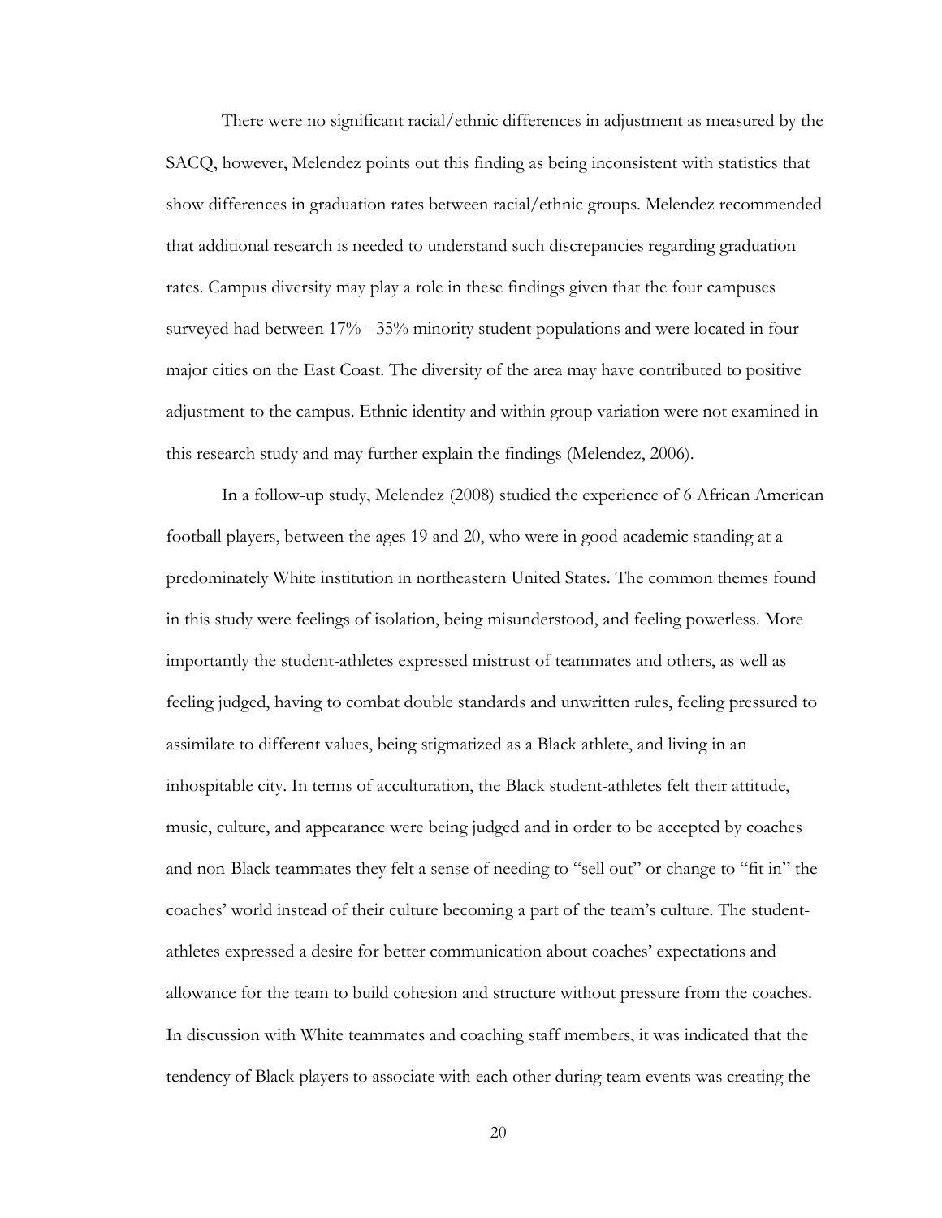There were no significant racial/ethnic differences in adjustment as measured by the SACQ, however, Melendez points out this finding as being inconsistent with statistics that show differences in graduation rates between racial/ethnic groups. Melendez recommended that additional research is needed to understand such discrepancies regarding graduation rates. Campus diversity may play a role in these findings given that the four campuses surveyed had between 17% - 35% minority student populations and were located in four major cities on the East Coast. The diversity of the area may have contributed to positive adjustment to the campus. Ethnic identity and within group variation were not examined in this research study and may further explain the findings (Melendez, 2006).

In a follow-up study, Melendez (2008) studied the experience of 6 African American football players, between the ages 19 and 20, who were in good academic standing at a predominately White institution in northeastern United States. The common themes found in this study were feelings of isolation, being misunderstood, and feeling powerless. More importantly the student-athletes expressed mistrust of teammates and others, as well as feeling judged, having to combat double standards and unwritten rules, feeling pressured to assimilate to different values, being stigmatized as a Black athlete, and living in an inhospitable city. In terms of acculturation, the Black student-athletes felt their attitude, music, culture, and appearance were being judged and in order to be accepted by coaches and non-Black teammates they felt a sense of needing to "sell out" or change to "fit in" the coaches' world instead of their culture becoming a part of the team's culture. The student-athletes expressed a desire for better communication about coaches' expectations and allowance for the team to build cohesion and structure without pressure from the coaches. In discussion with White teammates and coaching staff members, it was indicated that the tendency of Black players to associate with each other during team events was creating the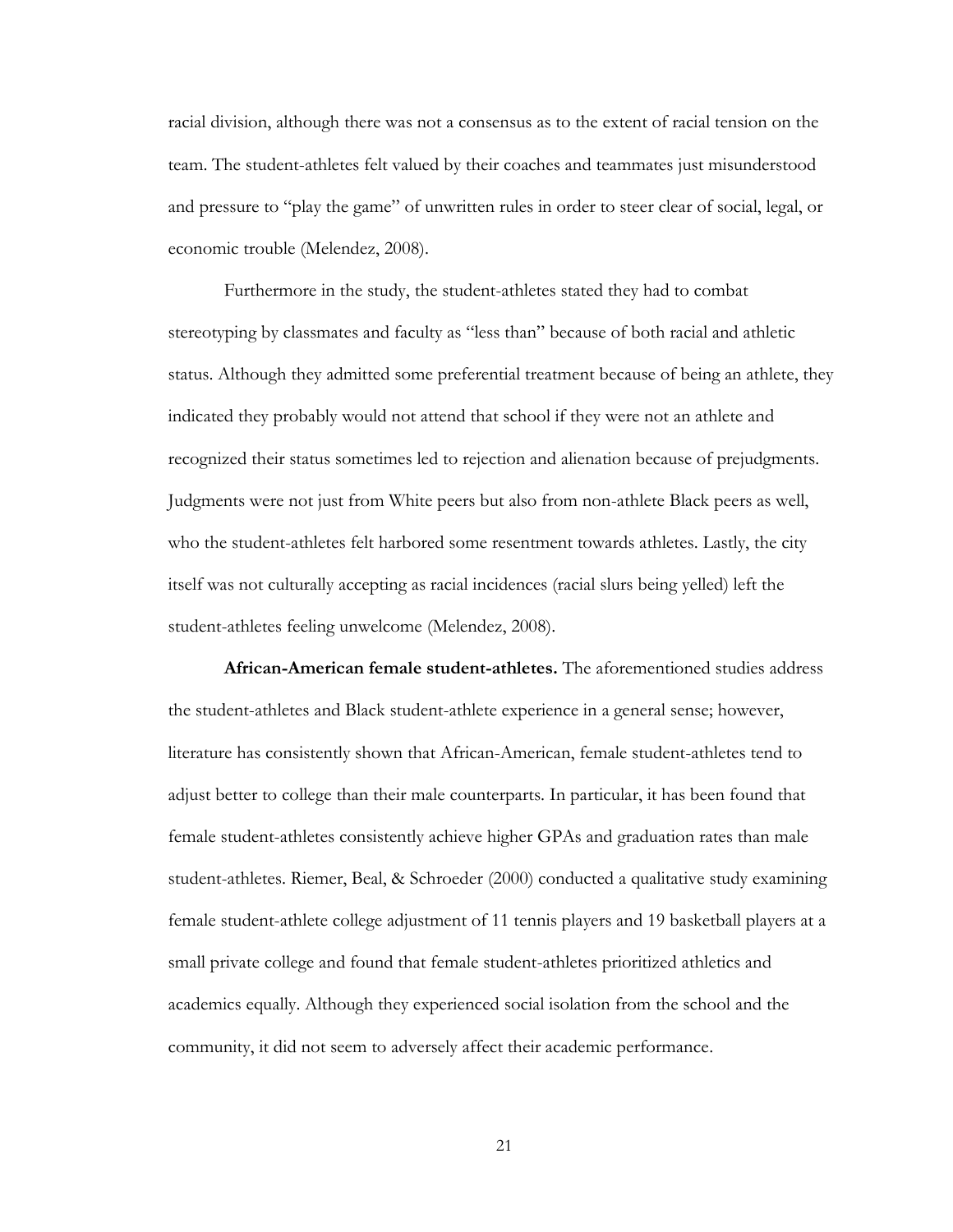racial division, although there was not a consensus as to the extent of racial tension on the team. The student-athletes felt valued by their coaches and teammates just misunderstood and pressure to "play the game" of unwritten rules in order to steer clear of social, legal, or economic trouble (Melendez, 2008).

Furthermore in the study, the student-athletes stated they had to combat stereotyping by classmates and faculty as "less than" because of both racial and athletic status. Although they admitted some preferential treatment because of being an athlete, they indicated they probably would not attend that school if they were not an athlete and recognized their status sometimes led to rejection and alienation because of prejudgments. Judgments were not just from White peers but also from non-athlete Black peers as well, who the student-athletes felt harbored some resentment towards athletes. Lastly, the city itself was not culturally accepting as racial incidences (racial slurs being yelled) left the student-athletes feeling unwelcome (Melendez, 2008).

**African-American female student-athletes.** The aforementioned studies address the student-athletes and Black student-athlete experience in a general sense; however, literature has consistently shown that African-American, female student-athletes tend to adjust better to college than their male counterparts. In particular, it has been found that female student-athletes consistently achieve higher GPAs and graduation rates than male student-athletes. Riemer, Beal, & Schroeder (2000) conducted a qualitative study examining female student-athlete college adjustment of 11 tennis players and 19 basketball players at a small private college and found that female student-athletes prioritized athletics and academics equally. Although they experienced social isolation from the school and the community, it did not seem to adversely affect their academic performance.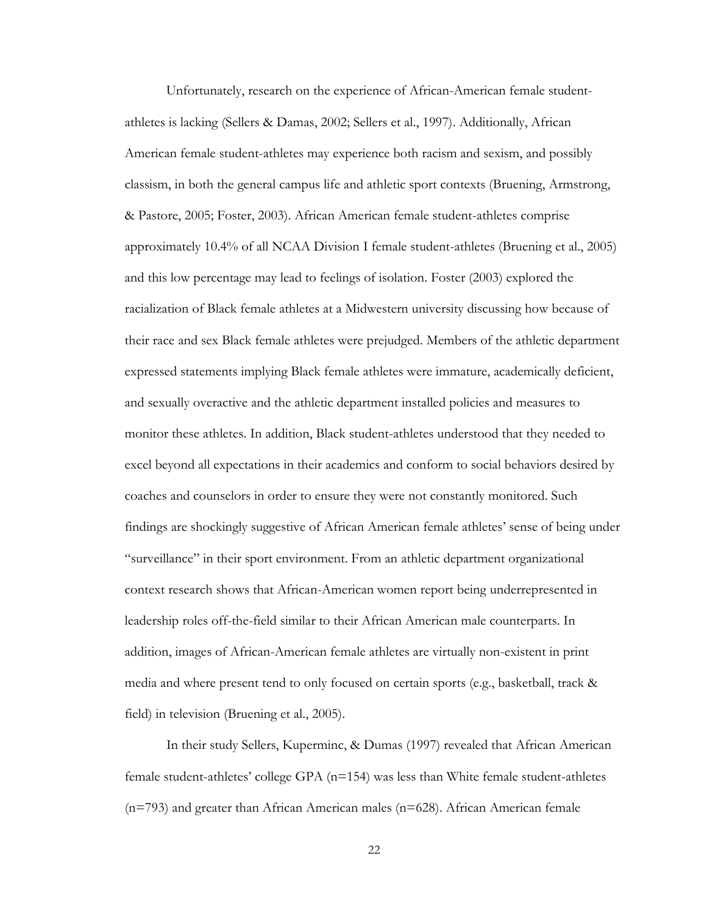Unfortunately, research on the experience of African-American female student-athletes is lacking (Sellers & Damas, 2002; Sellers et al., 1997). Additionally, African American female student-athletes may experience both racism and sexism, and possibly classism, in both the general campus life and athletic sport contexts (Bruening, Armstrong, & Pastore, 2005; Foster, 2003). African American female student-athletes comprise approximately 10.4% of all NCAA Division I female student-athletes (Bruening et al., 2005) and this low percentage may lead to feelings of isolation. Foster (2003) explored the racialization of Black female athletes at a Midwestern university discussing how because of their race and sex Black female athletes were prejudged. Members of the athletic department expressed statements implying Black female athletes were immature, academically deficient, and sexually overactive and the athletic department installed policies and measures to monitor these athletes. In addition, Black student-athletes understood that they needed to excel beyond all expectations in their academics and conform to social behaviors desired by coaches and counselors in order to ensure they were not constantly monitored. Such findings are shockingly suggestive of African American female athletes' sense of being under "surveillance" in their sport environment. From an athletic department organizational context research shows that African-American women report being underrepresented in leadership roles off-the-field similar to their African American male counterparts. In addition, images of African-American female athletes are virtually non-existent in print media and where present tend to only focused on certain sports (e.g., basketball, track & field) in television (Bruening et al., 2005).

In their study Sellers, Kuperminc, & Dumas (1997) revealed that African American female student-athletes' college GPA (n=154) was less than White female student-athletes (n=793) and greater than African American males (n=628). African American female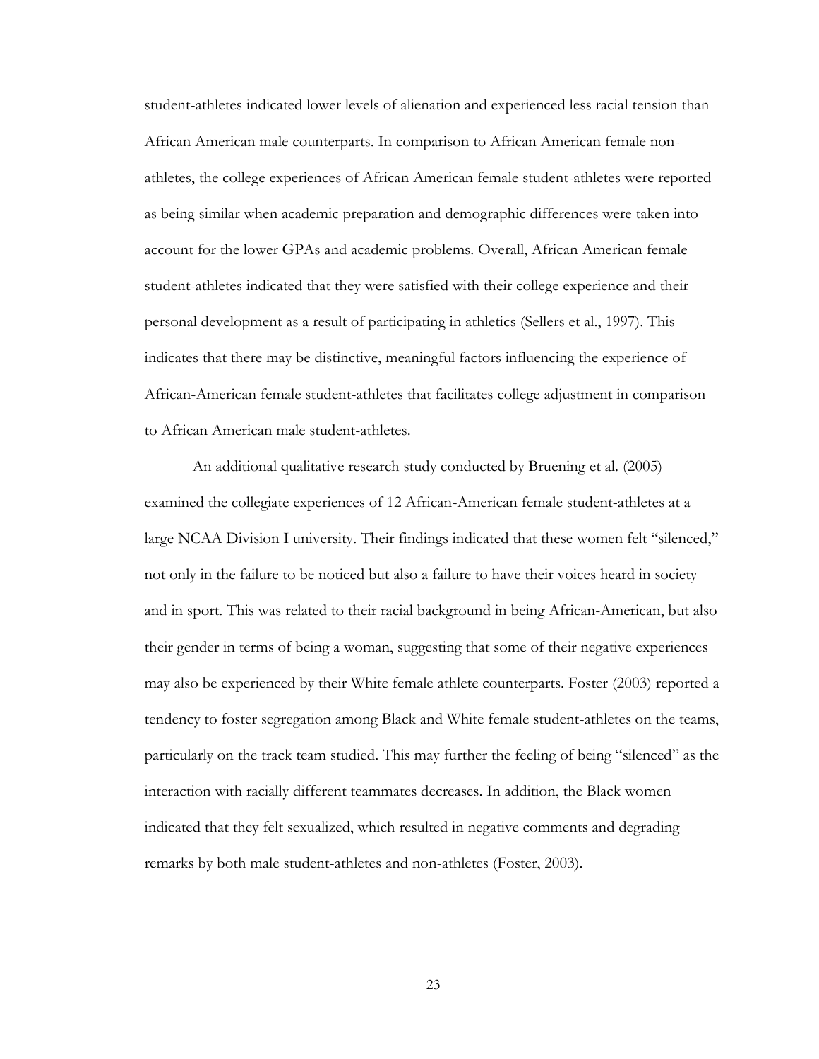student-athletes indicated lower levels of alienation and experienced less racial tension than African American male counterparts. In comparison to African American female non-athletes, the college experiences of African American female student-athletes were reported as being similar when academic preparation and demographic differences were taken into account for the lower GPAs and academic problems. Overall, African American female student-athletes indicated that they were satisfied with their college experience and their personal development as a result of participating in athletics (Sellers et al., 1997). This indicates that there may be distinctive, meaningful factors influencing the experience of African-American female student-athletes that facilitates college adjustment in comparison to African American male student-athletes.

An additional qualitative research study conducted by Bruening et al. (2005) examined the collegiate experiences of 12 African-American female student-athletes at a large NCAA Division I university. Their findings indicated that these women felt "silenced," not only in the failure to be noticed but also a failure to have their voices heard in society and in sport. This was related to their racial background in being African-American, but also their gender in terms of being a woman, suggesting that some of their negative experiences may also be experienced by their White female athlete counterparts. Foster (2003) reported a tendency to foster segregation among Black and White female student-athletes on the teams, particularly on the track team studied. This may further the feeling of being "silenced" as the interaction with racially different teammates decreases. In addition, the Black women indicated that they felt sexualized, which resulted in negative comments and degrading remarks by both male student-athletes and non-athletes (Foster, 2003).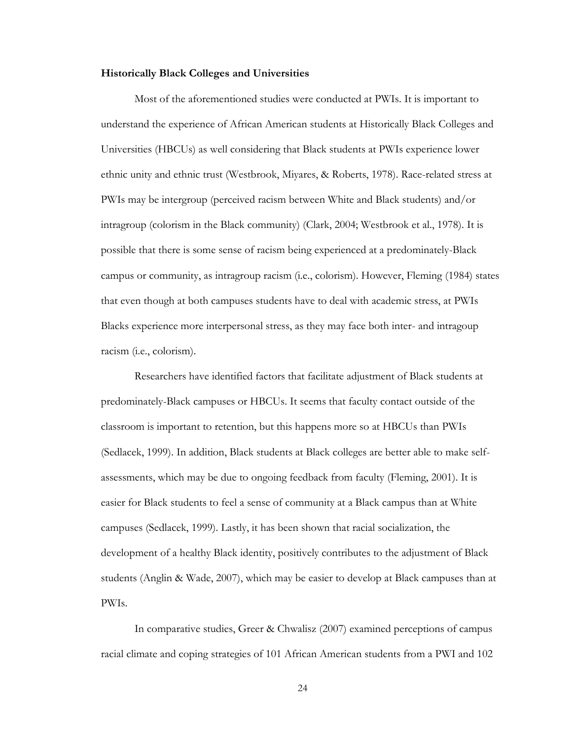**Historically Black Colleges and Universities**

Most of the aforementioned studies were conducted at PWIs. It is important to understand the experience of African American students at Historically Black Colleges and Universities (HBCUs) as well considering that Black students at PWIs experience lower ethnic unity and ethnic trust (Westbrook, Miyares, & Roberts, 1978). Race-related stress at PWIs may be intergroup (perceived racism between White and Black students) and/or intragroup (colorism in the Black community) (Clark, 2004; Westbrook et al., 1978). It is possible that there is some sense of racism being experienced at a predominately-Black campus or community, as intragroup racism (i.e., colorism). However, Fleming (1984) states that even though at both campuses students have to deal with academic stress, at PWIs Blacks experience more interpersonal stress, as they may face both inter- and intragoup racism (i.e., colorism).

Researchers have identified factors that facilitate adjustment of Black students at predominately-Black campuses or HBCUs. It seems that faculty contact outside of the classroom is important to retention, but this happens more so at HBCUs than PWIs (Sedlacek, 1999). In addition, Black students at Black colleges are better able to make self-assessments, which may be due to ongoing feedback from faculty (Fleming, 2001). It is easier for Black students to feel a sense of community at a Black campus than at White campuses (Sedlacek, 1999). Lastly, it has been shown that racial socialization, the development of a healthy Black identity, positively contributes to the adjustment of Black students (Anglin & Wade, 2007), which may be easier to develop at Black campuses than at PWIs.

In comparative studies, Greer & Chwalisz (2007) examined perceptions of campus racial climate and coping strategies of 101 African American students from a PWI and 102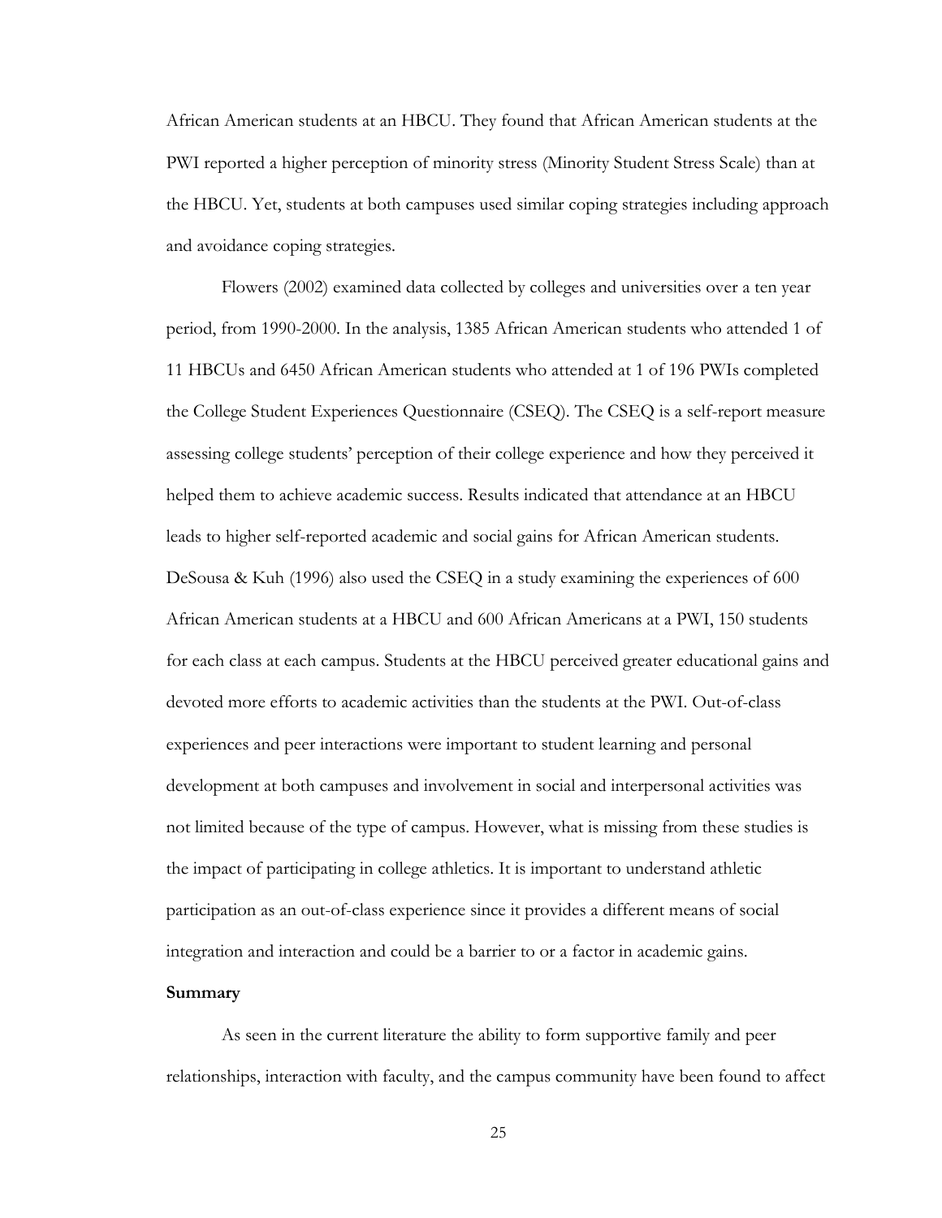African American students at an HBCU. They found that African American students at the PWI reported a higher perception of minority stress (Minority Student Stress Scale) than at the HBCU. Yet, students at both campuses used similar coping strategies including approach and avoidance coping strategies.

Flowers (2002) examined data collected by colleges and universities over a ten year period, from 1990-2000. In the analysis, 1385 African American students who attended 1 of 11 HBCUs and 6450 African American students who attended at 1 of 196 PWIs completed the College Student Experiences Questionnaire (CSEQ). The CSEQ is a self-report measure assessing college students' perception of their college experience and how they perceived it helped them to achieve academic success. Results indicated that attendance at an HBCU leads to higher self-reported academic and social gains for African American students. DeSousa & Kuh (1996) also used the CSEQ in a study examining the experiences of 600 African American students at a HBCU and 600 African Americans at a PWI, 150 students for each class at each campus. Students at the HBCU perceived greater educational gains and devoted more efforts to academic activities than the students at the PWI. Out-of-class experiences and peer interactions were important to student learning and personal development at both campuses and involvement in social and interpersonal activities was not limited because of the type of campus. However, what is missing from these studies is the impact of participating in college athletics. It is important to understand athletic participation as an out-of-class experience since it provides a different means of social integration and interaction and could be a barrier to or a factor in academic gains.

**Summary**

As seen in the current literature the ability to form supportive family and peer relationships, interaction with faculty, and the campus community have been found to affect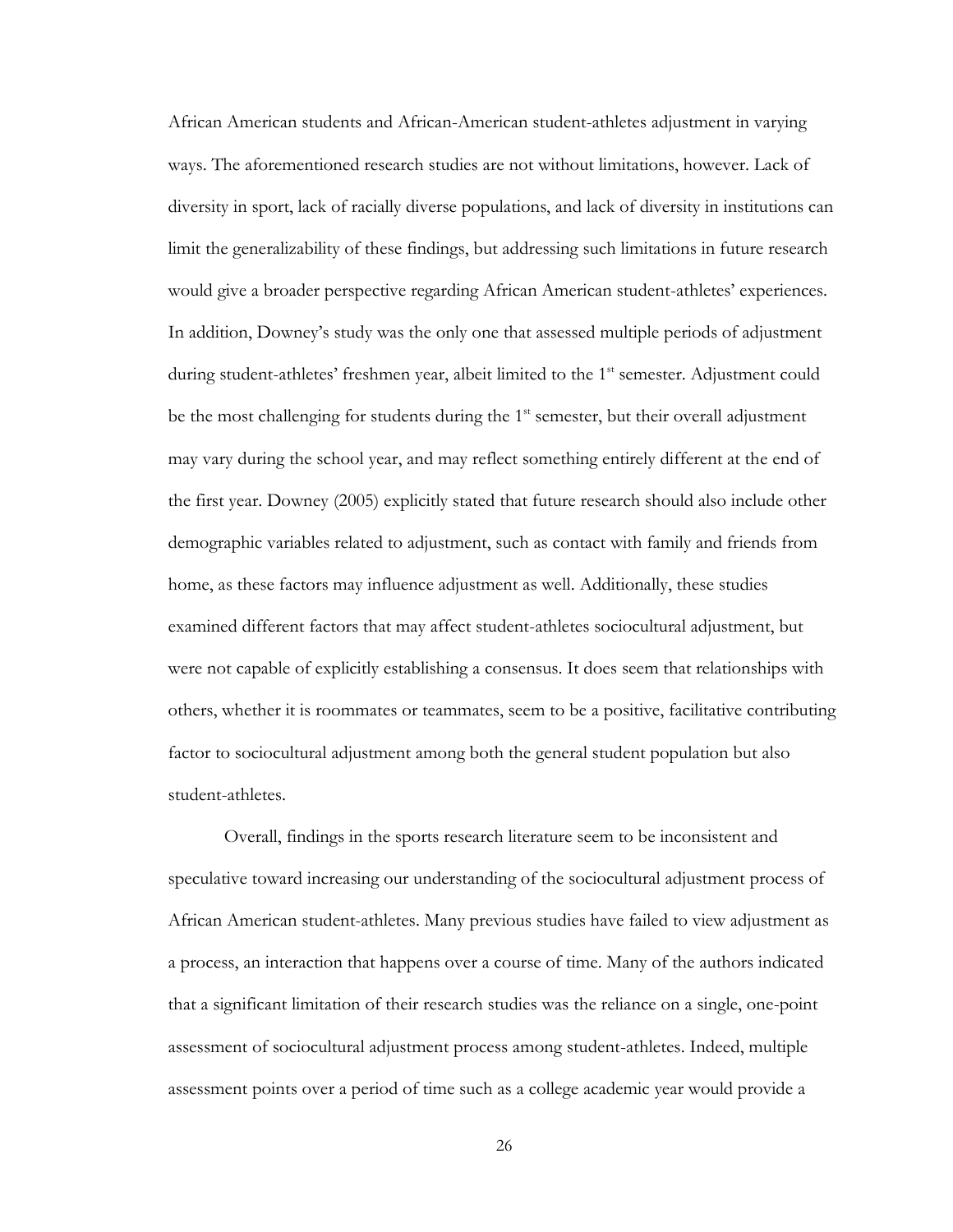African American students and African-American student-athletes adjustment in varying ways. The aforementioned research studies are not without limitations, however. Lack of diversity in sport, lack of racially diverse populations, and lack of diversity in institutions can limit the generalizability of these findings, but addressing such limitations in future research would give a broader perspective regarding African American student-athletes' experiences. In addition, Downey's study was the only one that assessed multiple periods of adjustment during student-athletes' freshmen year, albeit limited to the 1st semester. Adjustment could be the most challenging for students during the 1st semester, but their overall adjustment may vary during the school year, and may reflect something entirely different at the end of the first year. Downey (2005) explicitly stated that future research should also include other demographic variables related to adjustment, such as contact with family and friends from home, as these factors may influence adjustment as well. Additionally, these studies examined different factors that may affect student-athletes sociocultural adjustment, but were not capable of explicitly establishing a consensus. It does seem that relationships with others, whether it is roommates or teammates, seem to be a positive, facilitative contributing factor to sociocultural adjustment among both the general student population but also student-athletes.

Overall, findings in the sports research literature seem to be inconsistent and speculative toward increasing our understanding of the sociocultural adjustment process of African American student-athletes. Many previous studies have failed to view adjustment as a process, an interaction that happens over a course of time. Many of the authors indicated that a significant limitation of their research studies was the reliance on a single, one-point assessment of sociocultural adjustment process among student-athletes. Indeed, multiple assessment points over a period of time such as a college academic year would provide a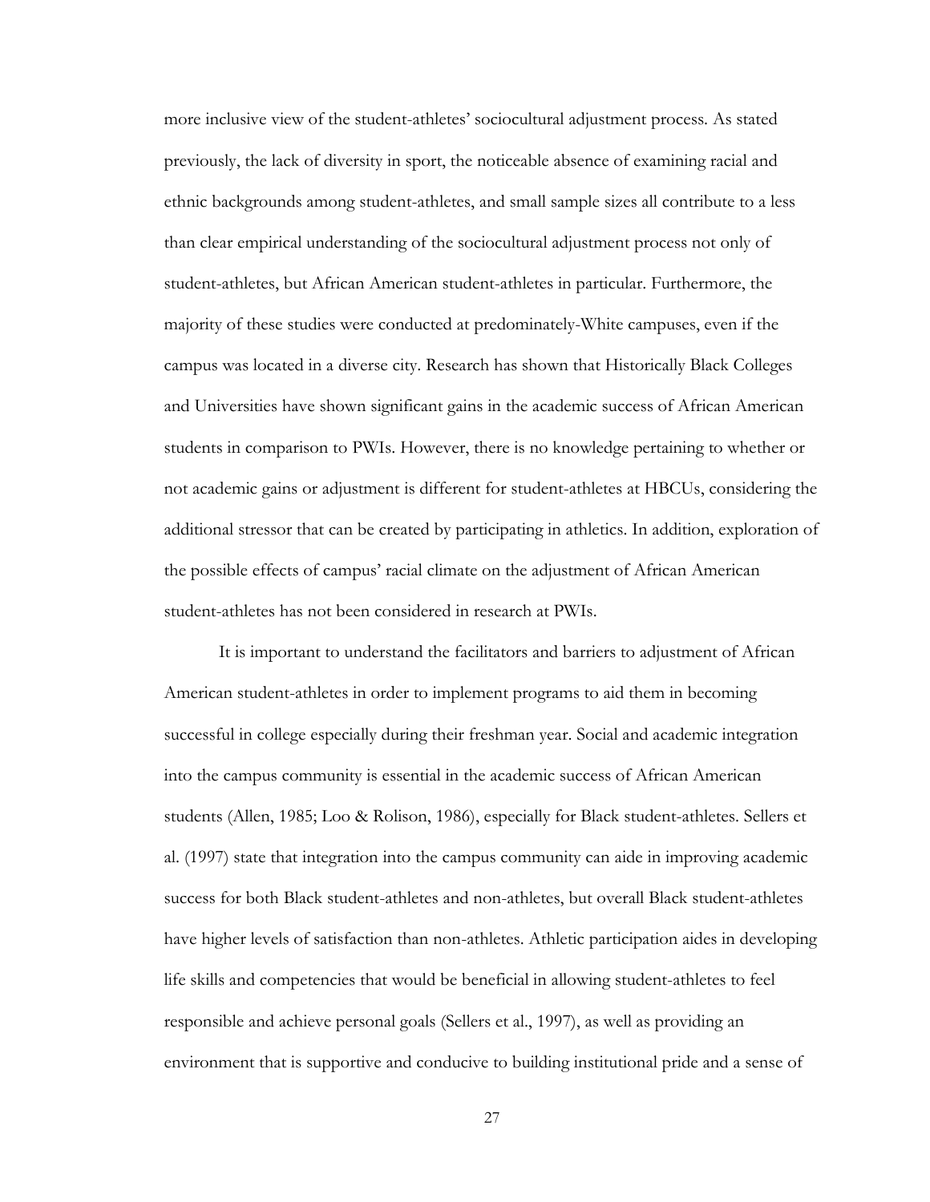more inclusive view of the student-athletes' sociocultural adjustment process. As stated previously, the lack of diversity in sport, the noticeable absence of examining racial and ethnic backgrounds among student-athletes, and small sample sizes all contribute to a less than clear empirical understanding of the sociocultural adjustment process not only of student-athletes, but African American student-athletes in particular. Furthermore, the majority of these studies were conducted at predominately-White campuses, even if the campus was located in a diverse city. Research has shown that Historically Black Colleges and Universities have shown significant gains in the academic success of African American students in comparison to PWIs. However, there is no knowledge pertaining to whether or not academic gains or adjustment is different for student-athletes at HBCUs, considering the additional stressor that can be created by participating in athletics. In addition, exploration of the possible effects of campus' racial climate on the adjustment of African American student-athletes has not been considered in research at PWIs.

It is important to understand the facilitators and barriers to adjustment of African American student-athletes in order to implement programs to aid them in becoming successful in college especially during their freshman year. Social and academic integration into the campus community is essential in the academic success of African American students (Allen, 1985; Loo & Rolison, 1986), especially for Black student-athletes. Sellers et al. (1997) state that integration into the campus community can aide in improving academic success for both Black student-athletes and non-athletes, but overall Black student-athletes have higher levels of satisfaction than non-athletes. Athletic participation aides in developing life skills and competencies that would be beneficial in allowing student-athletes to feel responsible and achieve personal goals (Sellers et al., 1997), as well as providing an environment that is supportive and conducive to building institutional pride and a sense of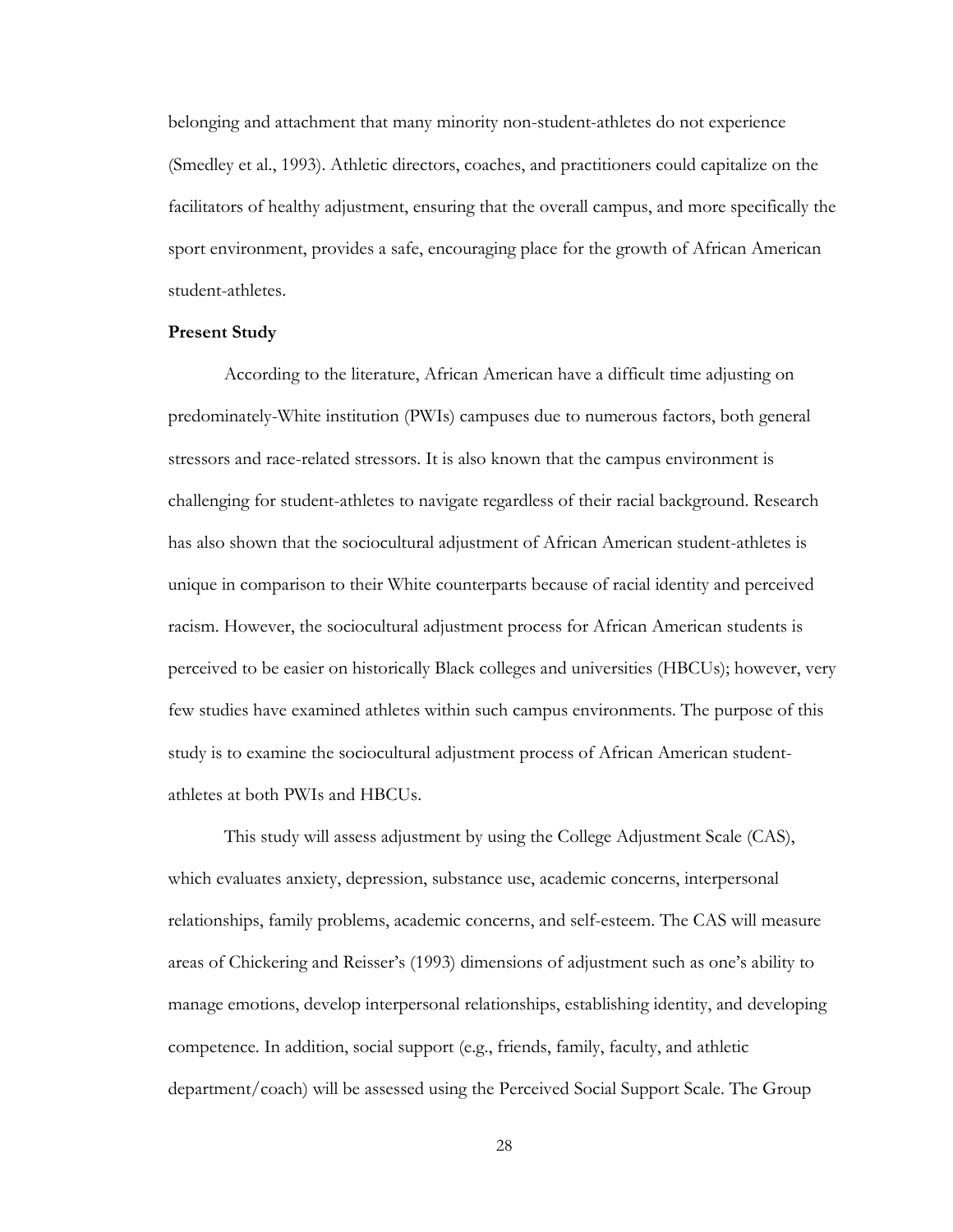belonging and attachment that many minority non-student-athletes do not experience (Smedley et al., 1993). Athletic directors, coaches, and practitioners could capitalize on the facilitators of healthy adjustment, ensuring that the overall campus, and more specifically the sport environment, provides a safe, encouraging place for the growth of African American student-athletes.

### Present Study

According to the literature, African American have a difficult time adjusting on predominately-White institution (PWIs) campuses due to numerous factors, both general stressors and race-related stressors. It is also known that the campus environment is challenging for student-athletes to navigate regardless of their racial background. Research has also shown that the sociocultural adjustment of African American student-athletes is unique in comparison to their White counterparts because of racial identity and perceived racism. However, the sociocultural adjustment process for African American students is perceived to be easier on historically Black colleges and universities (HBCUs); however, very few studies have examined athletes within such campus environments. The purpose of this study is to examine the sociocultural adjustment process of African American student-athletes at both PWIs and HBCUs.

This study will assess adjustment by using the College Adjustment Scale (CAS), which evaluates anxiety, depression, substance use, academic concerns, interpersonal relationships, family problems, academic concerns, and self-esteem. The CAS will measure areas of Chickering and Reisser's (1993) dimensions of adjustment such as one's ability to manage emotions, develop interpersonal relationships, establishing identity, and developing competence. In addition, social support (e.g., friends, family, faculty, and athletic department/coach) will be assessed using the Perceived Social Support Scale. The Group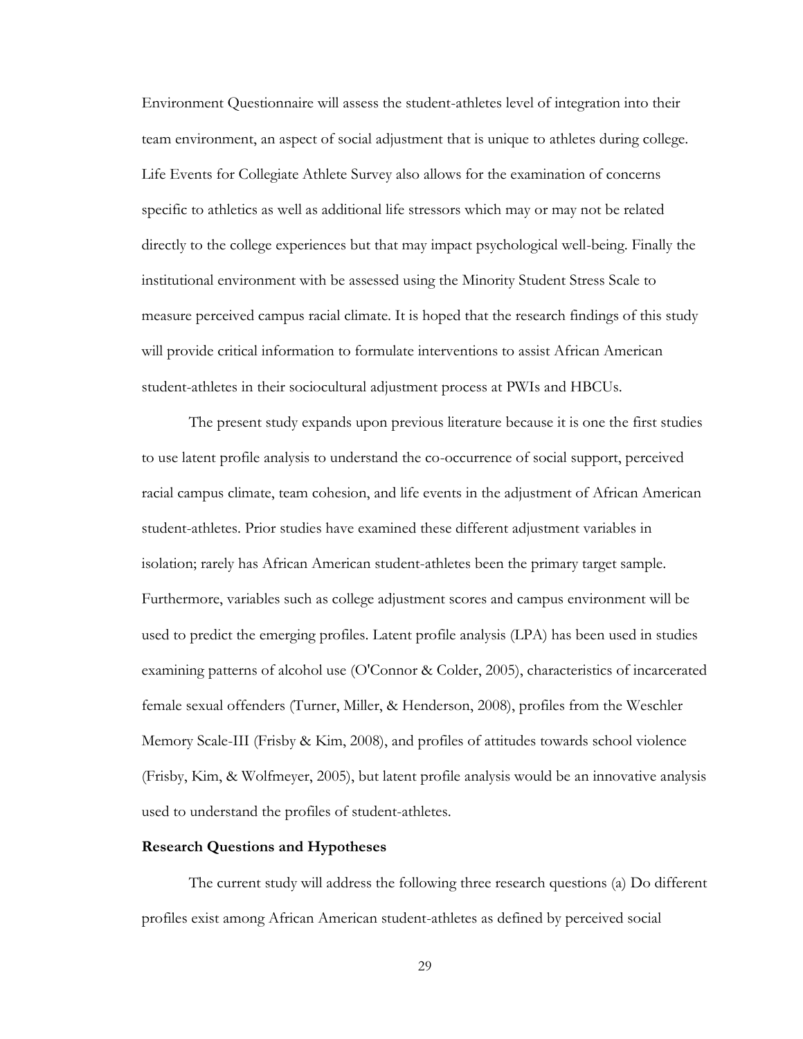Environment Questionnaire will assess the student-athletes level of integration into their team environment, an aspect of social adjustment that is unique to athletes during college. Life Events for Collegiate Athlete Survey also allows for the examination of concerns specific to athletics as well as additional life stressors which may or may not be related directly to the college experiences but that may impact psychological well-being. Finally the institutional environment with be assessed using the Minority Student Stress Scale to measure perceived campus racial climate. It is hoped that the research findings of this study will provide critical information to formulate interventions to assist African American student-athletes in their sociocultural adjustment process at PWIs and HBCUs.

The present study expands upon previous literature because it is one the first studies to use latent profile analysis to understand the co-occurrence of social support, perceived racial campus climate, team cohesion, and life events in the adjustment of African American student-athletes. Prior studies have examined these different adjustment variables in isolation; rarely has African American student-athletes been the primary target sample. Furthermore, variables such as college adjustment scores and campus environment will be used to predict the emerging profiles. Latent profile analysis (LPA) has been used in studies examining patterns of alcohol use (O'Connor & Colder, 2005), characteristics of incarcerated female sexual offenders (Turner, Miller, & Henderson, 2008), profiles from the Weschler Memory Scale-III (Frisby & Kim, 2008), and profiles of attitudes towards school violence (Frisby, Kim, & Wolfmeyer, 2005), but latent profile analysis would be an innovative analysis used to understand the profiles of student-athletes.

**Research Questions and Hypotheses**

The current study will address the following three research questions (a) Do different profiles exist among African American student-athletes as defined by perceived social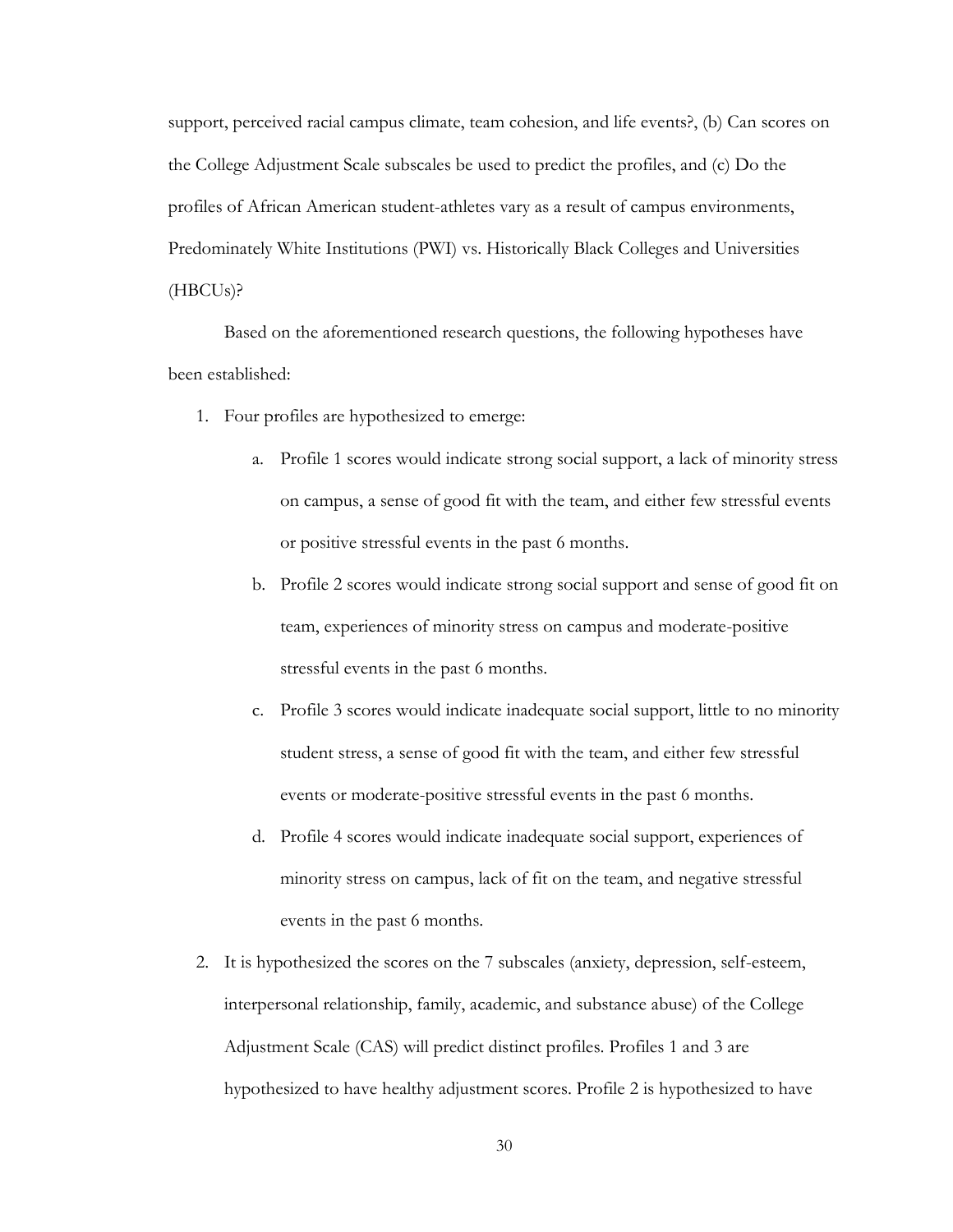support, perceived racial campus climate, team cohesion, and life events?, (b) Can scores on the College Adjustment Scale subscales be used to predict the profiles, and (c) Do the profiles of African American student-athletes vary as a result of campus environments, Predominately White Institutions (PWI) vs. Historically Black Colleges and Universities (HBCUs)?

Based on the aforementioned research questions, the following hypotheses have been established:

1. Four profiles are hypothesized to emerge:
    a. Profile 1 scores would indicate strong social support, a lack of minority stress on campus, a sense of good fit with the team, and either few stressful events or positive stressful events in the past 6 months.
    b. Profile 2 scores would indicate strong social support and sense of good fit on team, experiences of minority stress on campus and moderate-positive stressful events in the past 6 months.
    c. Profile 3 scores would indicate inadequate social support, little to no minority student stress, a sense of good fit with the team, and either few stressful events or moderate-positive stressful events in the past 6 months.
    d. Profile 4 scores would indicate inadequate social support, experiences of minority stress on campus, lack of fit on the team, and negative stressful events in the past 6 months.
2. It is hypothesized the scores on the 7 subscales (anxiety, depression, self-esteem, interpersonal relationship, family, academic, and substance abuse) of the College Adjustment Scale (CAS) will predict distinct profiles. Profiles 1 and 3 are hypothesized to have healthy adjustment scores. Profile 2 is hypothesized to have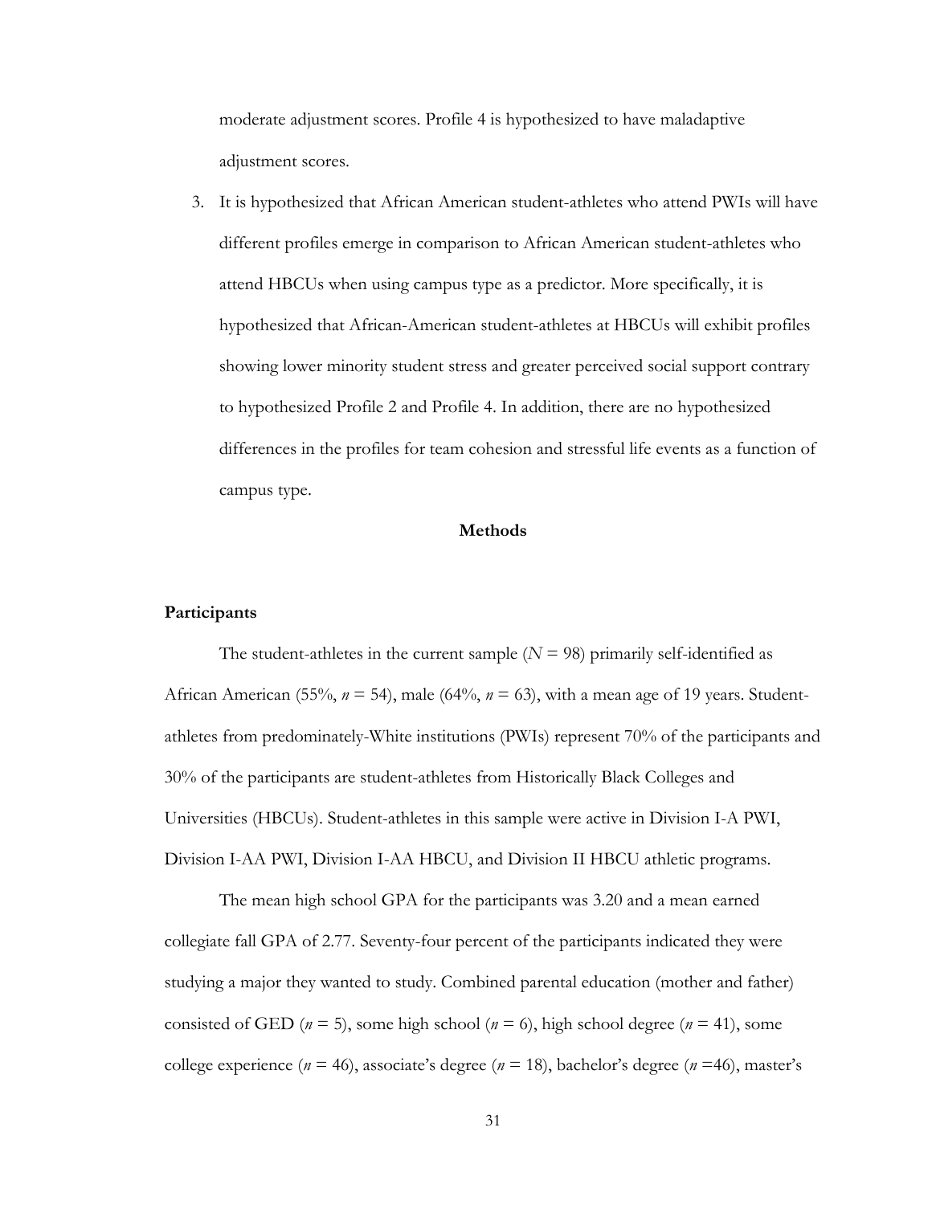moderate adjustment scores. Profile 4 is hypothesized to have maladaptive adjustment scores.

3. It is hypothesized that African American student-athletes who attend PWIs will have different profiles emerge in comparison to African American student-athletes who attend HBCUs when using campus type as a predictor. More specifically, it is hypothesized that African-American student-athletes at HBCUs will exhibit profiles showing lower minority student stress and greater perceived social support contrary to hypothesized Profile 2 and Profile 4. In addition, there are no hypothesized differences in the profiles for team cohesion and stressful life events as a function of campus type.

## Methods

### Participants

The student-athletes in the current sample (*N* = 98) primarily self-identified as African American (55%, *n* = 54), male (64%, *n* = 63), with a mean age of 19 years. Student-athletes from predominately-White institutions (PWIs) represent 70% of the participants and 30% of the participants are student-athletes from Historically Black Colleges and Universities (HBCUs). Student-athletes in this sample were active in Division I-A PWI, Division I-AA PWI, Division I-AA HBCU, and Division II HBCU athletic programs.

The mean high school GPA for the participants was 3.20 and a mean earned collegiate fall GPA of 2.77. Seventy-four percent of the participants indicated they were studying a major they wanted to study. Combined parental education (mother and father) consisted of GED (*n* = 5), some high school (*n* = 6), high school degree (*n* = 41), some college experience (*n* = 46), associate's degree (*n* = 18), bachelor's degree (*n* =46), master's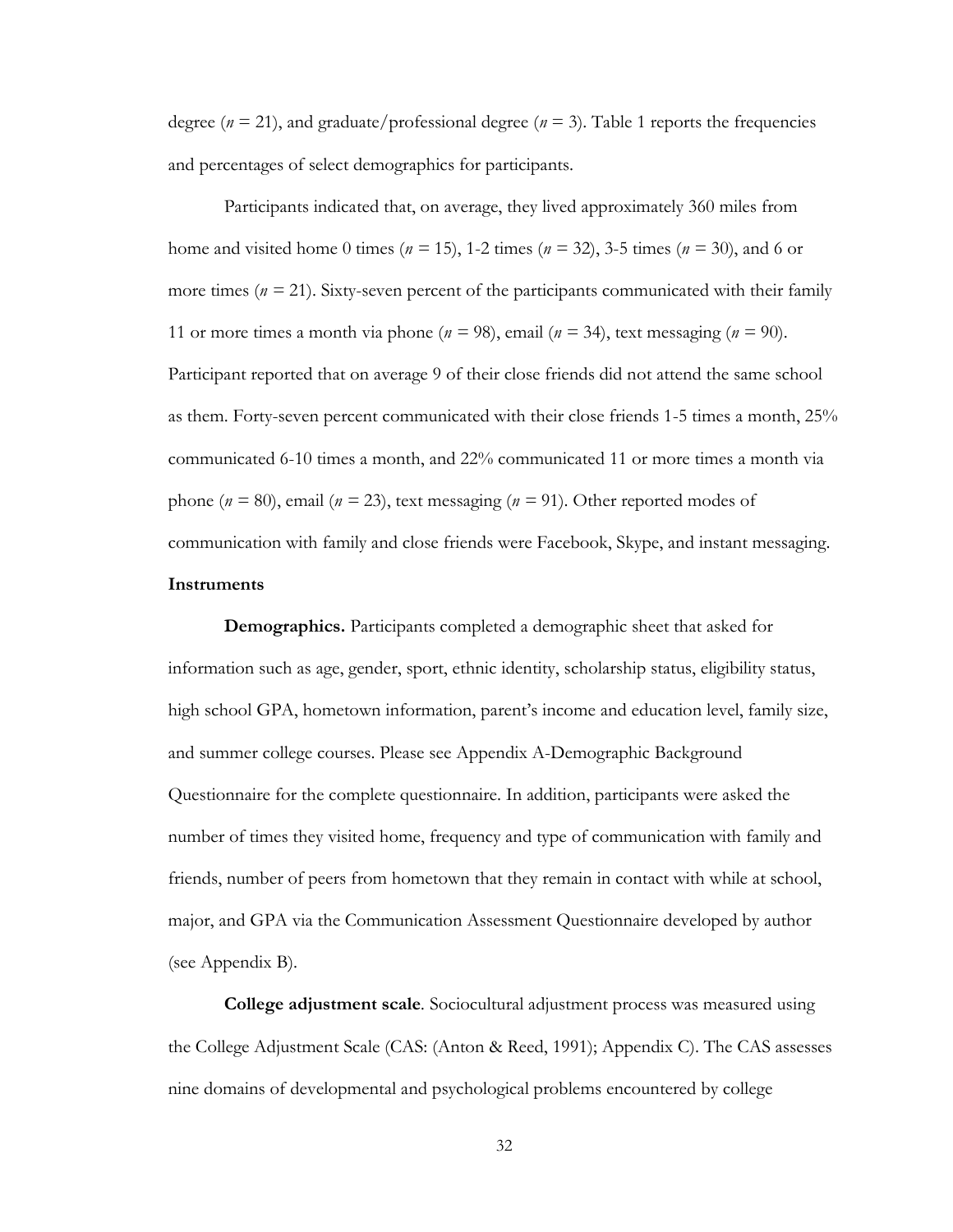degree (*n* = 21), and graduate/professional degree (*n* = 3). Table 1 reports the frequencies and percentages of select demographics for participants.

Participants indicated that, on average, they lived approximately 360 miles from home and visited home 0 times (*n* = 15), 1-2 times (*n* = 32), 3-5 times (*n* = 30), and 6 or more times (*n* = 21). Sixty-seven percent of the participants communicated with their family 11 or more times a month via phone (*n* = 98), email (*n* = 34), text messaging (*n* = 90). Participant reported that on average 9 of their close friends did not attend the same school as them. Forty-seven percent communicated with their close friends 1-5 times a month, 25% communicated 6-10 times a month, and 22% communicated 11 or more times a month via phone (*n* = 80), email (*n* = 23), text messaging (*n* = 91). Other reported modes of communication with family and close friends were Facebook, Skype, and instant messaging.

### Instruments

**Demographics.** Participants completed a demographic sheet that asked for information such as age, gender, sport, ethnic identity, scholarship status, eligibility status, high school GPA, hometown information, parent's income and education level, family size, and summer college courses. Please see Appendix A-Demographic Background Questionnaire for the complete questionnaire. In addition, participants were asked the number of times they visited home, frequency and type of communication with family and friends, number of peers from hometown that they remain in contact with while at school, major, and GPA via the Communication Assessment Questionnaire developed by author (see Appendix B).

**College adjustment scale**. Sociocultural adjustment process was measured using the College Adjustment Scale (CAS: (Anton & Reed, 1991); Appendix C). The CAS assesses nine domains of developmental and psychological problems encountered by college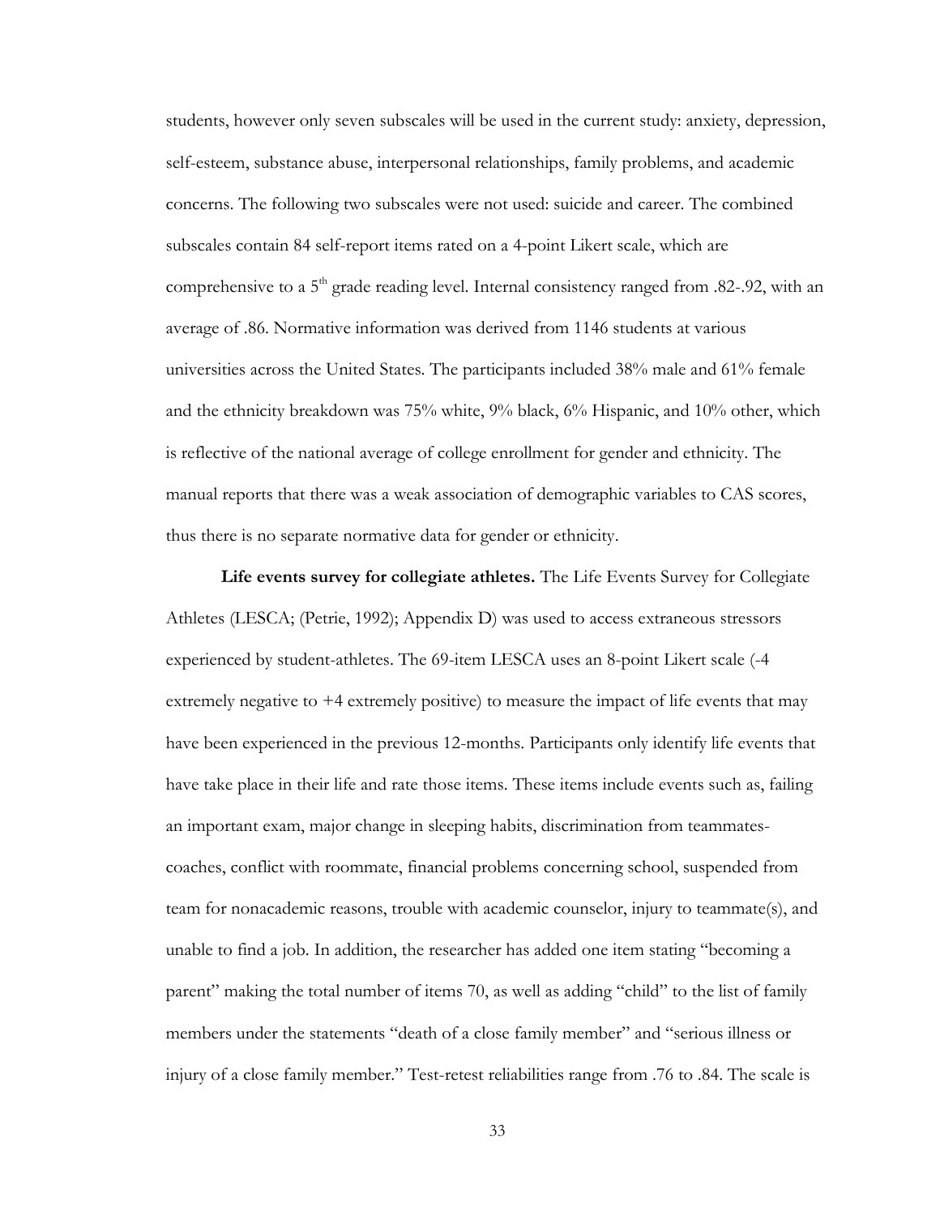students, however only seven subscales will be used in the current study: anxiety, depression, self-esteem, substance abuse, interpersonal relationships, family problems, and academic concerns. The following two subscales were not used: suicide and career. The combined subscales contain 84 self-report items rated on a 4-point Likert scale, which are comprehensive to a 5th grade reading level. Internal consistency ranged from .82-.92, with an average of .86. Normative information was derived from 1146 students at various universities across the United States. The participants included 38% male and 61% female and the ethnicity breakdown was 75% white, 9% black, 6% Hispanic, and 10% other, which is reflective of the national average of college enrollment for gender and ethnicity. The manual reports that there was a weak association of demographic variables to CAS scores, thus there is no separate normative data for gender or ethnicity.

**Life events survey for collegiate athletes.** The Life Events Survey for Collegiate Athletes (LESCA; (Petrie, 1992); Appendix D) was used to access extraneous stressors experienced by student-athletes. The 69-item LESCA uses an 8-point Likert scale (-4 extremely negative to +4 extremely positive) to measure the impact of life events that may have been experienced in the previous 12-months. Participants only identify life events that have take place in their life and rate those items. These items include events such as, failing an important exam, major change in sleeping habits, discrimination from teammates-coaches, conflict with roommate, financial problems concerning school, suspended from team for nonacademic reasons, trouble with academic counselor, injury to teammate(s), and unable to find a job. In addition, the researcher has added one item stating "becoming a parent" making the total number of items 70, as well as adding "child" to the list of family members under the statements "death of a close family member" and "serious illness or injury of a close family member." Test-retest reliabilities range from .76 to .84. The scale is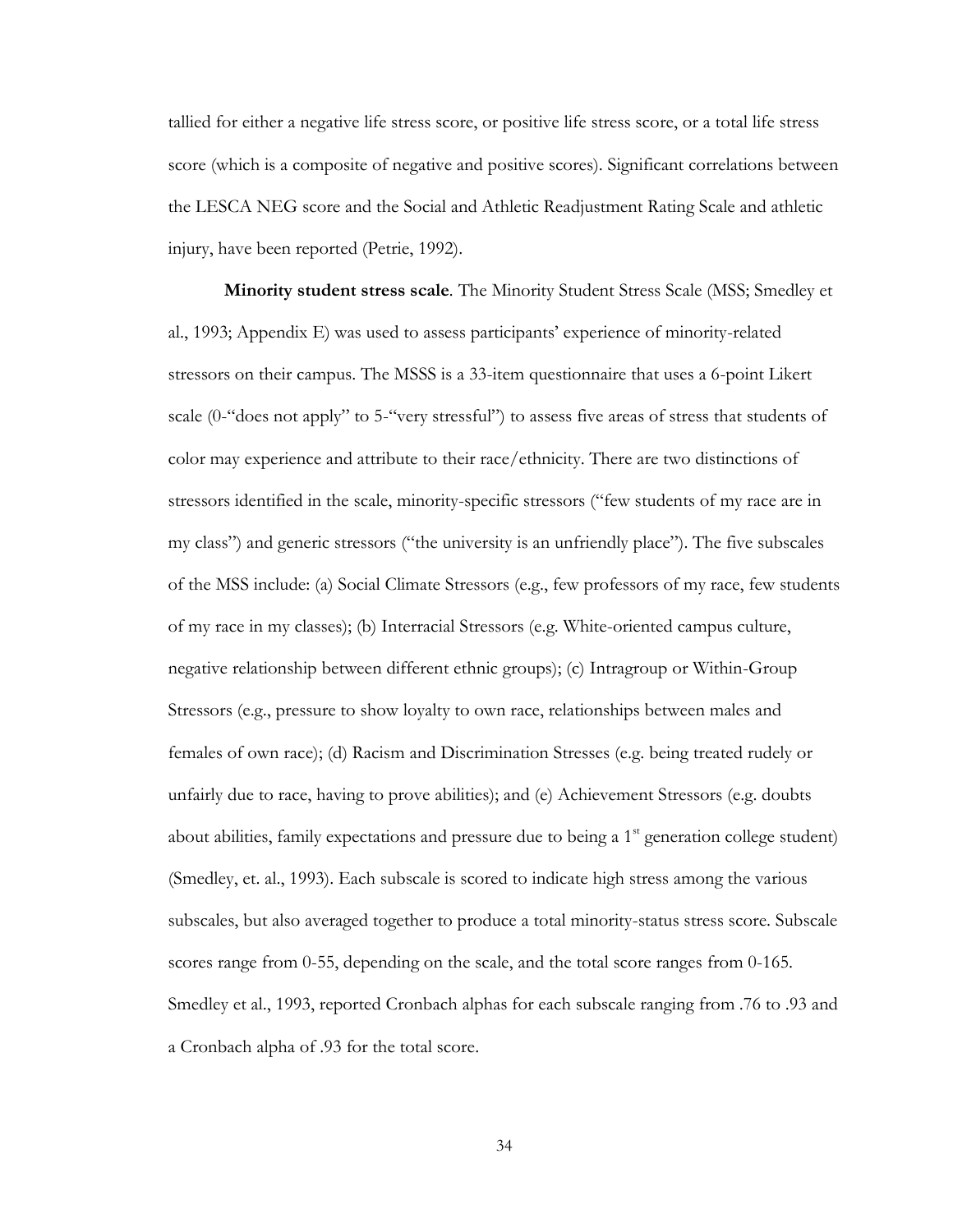tallied for either a negative life stress score, or positive life stress score, or a total life stress score (which is a composite of negative and positive scores). Significant correlations between the LESCA NEG score and the Social and Athletic Readjustment Rating Scale and athletic injury, have been reported (Petrie, 1992).

**Minority student stress scale**. The Minority Student Stress Scale (MSS; Smedley et al., 1993; Appendix E) was used to assess participants' experience of minority-related stressors on their campus. The MSSS is a 33-item questionnaire that uses a 6-point Likert scale (0-"does not apply" to 5-"very stressful") to assess five areas of stress that students of color may experience and attribute to their race/ethnicity. There are two distinctions of stressors identified in the scale, minority-specific stressors ("few students of my race are in my class") and generic stressors ("the university is an unfriendly place"). The five subscales of the MSS include: (a) Social Climate Stressors (e.g., few professors of my race, few students of my race in my classes); (b) Interracial Stressors (e.g. White-oriented campus culture, negative relationship between different ethnic groups); (c) Intragroup or Within-Group Stressors (e.g., pressure to show loyalty to own race, relationships between males and females of own race); (d) Racism and Discrimination Stresses (e.g. being treated rudely or unfairly due to race, having to prove abilities); and (e) Achievement Stressors (e.g. doubts about abilities, family expectations and pressure due to being a 1st generation college student) (Smedley, et. al., 1993). Each subscale is scored to indicate high stress among the various subscales, but also averaged together to produce a total minority-status stress score. Subscale scores range from 0-55, depending on the scale, and the total score ranges from 0-165. Smedley et al., 1993, reported Cronbach alphas for each subscale ranging from .76 to .93 and a Cronbach alpha of .93 for the total score.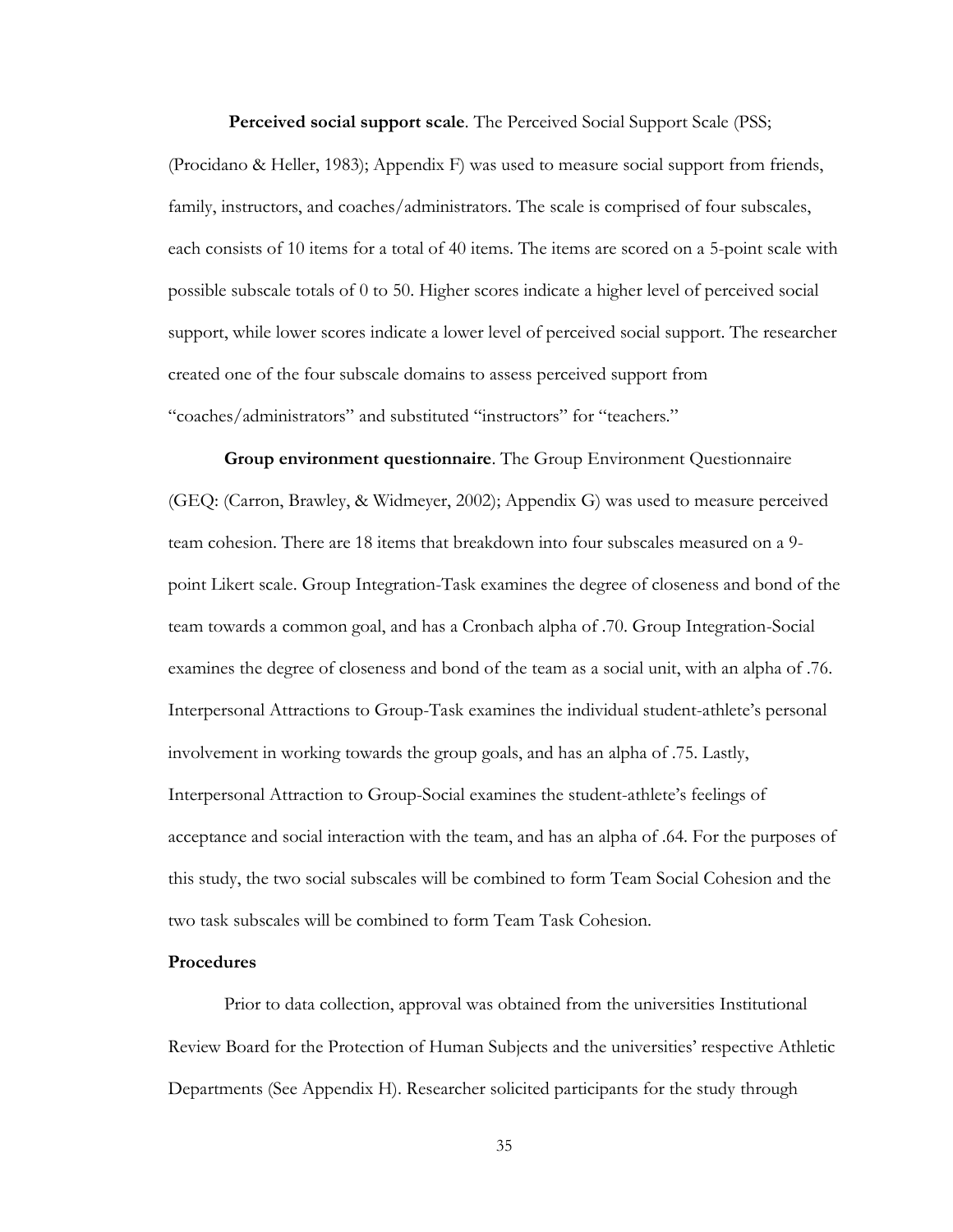**Perceived social support scale**. The Perceived Social Support Scale (PSS; (Procidano & Heller, 1983); Appendix F) was used to measure social support from friends, family, instructors, and coaches/administrators. The scale is comprised of four subscales, each consists of 10 items for a total of 40 items. The items are scored on a 5-point scale with possible subscale totals of 0 to 50. Higher scores indicate a higher level of perceived social support, while lower scores indicate a lower level of perceived social support. The researcher created one of the four subscale domains to assess perceived support from "coaches/administrators" and substituted "instructors" for "teachers."

**Group environment questionnaire**. The Group Environment Questionnaire (GEQ: (Carron, Brawley, & Widmeyer, 2002); Appendix G) was used to measure perceived team cohesion. There are 18 items that breakdown into four subscales measured on a 9-point Likert scale. Group Integration-Task examines the degree of closeness and bond of the team towards a common goal, and has a Cronbach alpha of .70. Group Integration-Social examines the degree of closeness and bond of the team as a social unit, with an alpha of .76. Interpersonal Attractions to Group-Task examines the individual student-athlete's personal involvement in working towards the group goals, and has an alpha of .75. Lastly, Interpersonal Attraction to Group-Social examines the student-athlete's feelings of acceptance and social interaction with the team, and has an alpha of .64. For the purposes of this study, the two social subscales will be combined to form Team Social Cohesion and the two task subscales will be combined to form Team Task Cohesion.

**Procedures**

Prior to data collection, approval was obtained from the universities Institutional Review Board for the Protection of Human Subjects and the universities' respective Athletic Departments (See Appendix H). Researcher solicited participants for the study through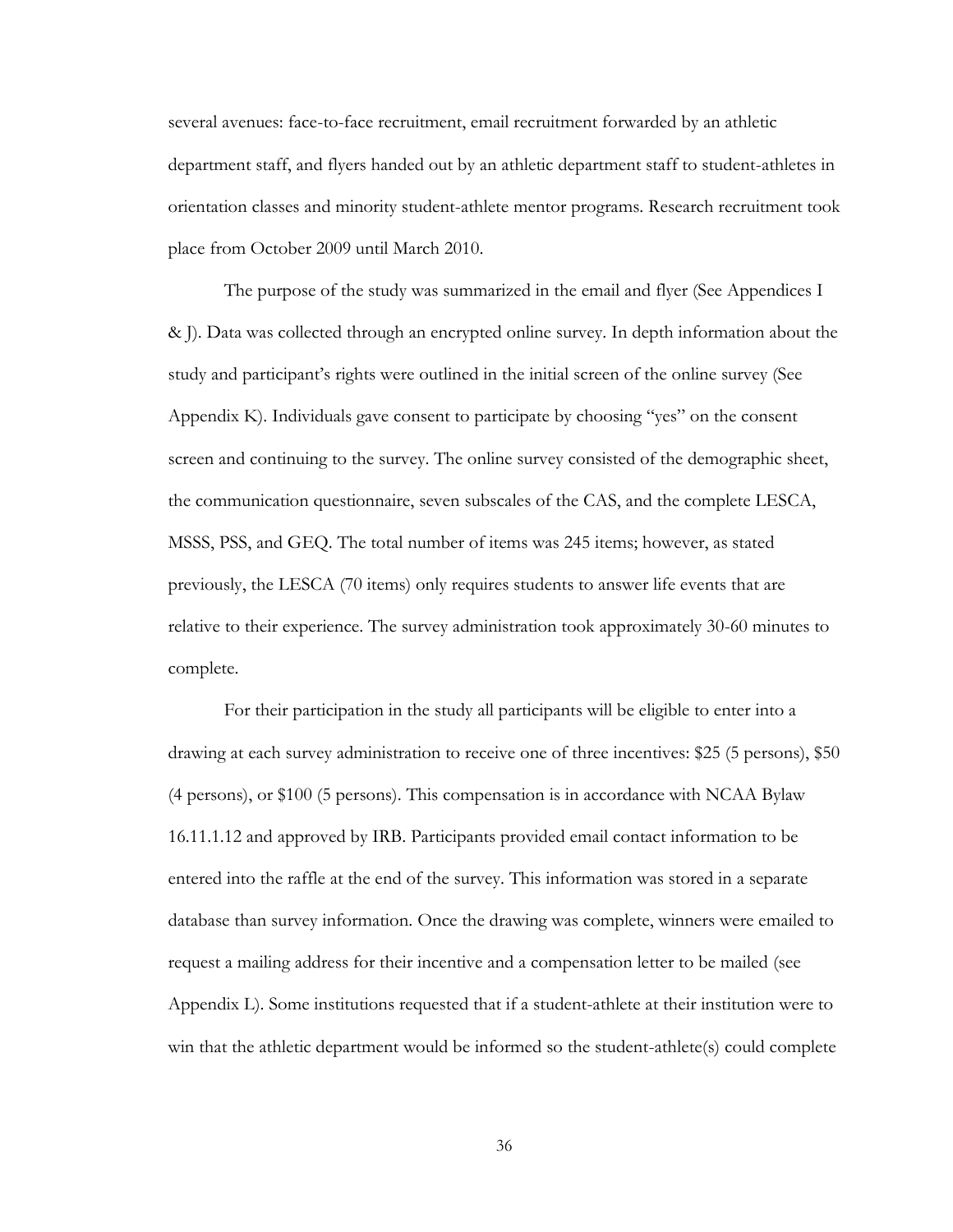several avenues: face-to-face recruitment, email recruitment forwarded by an athletic department staff, and flyers handed out by an athletic department staff to student-athletes in orientation classes and minority student-athlete mentor programs. Research recruitment took place from October 2009 until March 2010.

The purpose of the study was summarized in the email and flyer (See Appendices I & J). Data was collected through an encrypted online survey. In depth information about the study and participant's rights were outlined in the initial screen of the online survey (See Appendix K). Individuals gave consent to participate by choosing "yes" on the consent screen and continuing to the survey. The online survey consisted of the demographic sheet, the communication questionnaire, seven subscales of the CAS, and the complete LESCA, MSSS, PSS, and GEQ. The total number of items was 245 items; however, as stated previously, the LESCA (70 items) only requires students to answer life events that are relative to their experience. The survey administration took approximately 30-60 minutes to complete.

For their participation in the study all participants will be eligible to enter into a drawing at each survey administration to receive one of three incentives: $25 (5 persons), $50 (4 persons), or $100 (5 persons). This compensation is in accordance with NCAA Bylaw 16.11.1.12 and approved by IRB. Participants provided email contact information to be entered into the raffle at the end of the survey. This information was stored in a separate database than survey information. Once the drawing was complete, winners were emailed to request a mailing address for their incentive and a compensation letter to be mailed (see Appendix L). Some institutions requested that if a student-athlete at their institution were to win that the athletic department would be informed so the student-athlete(s) could complete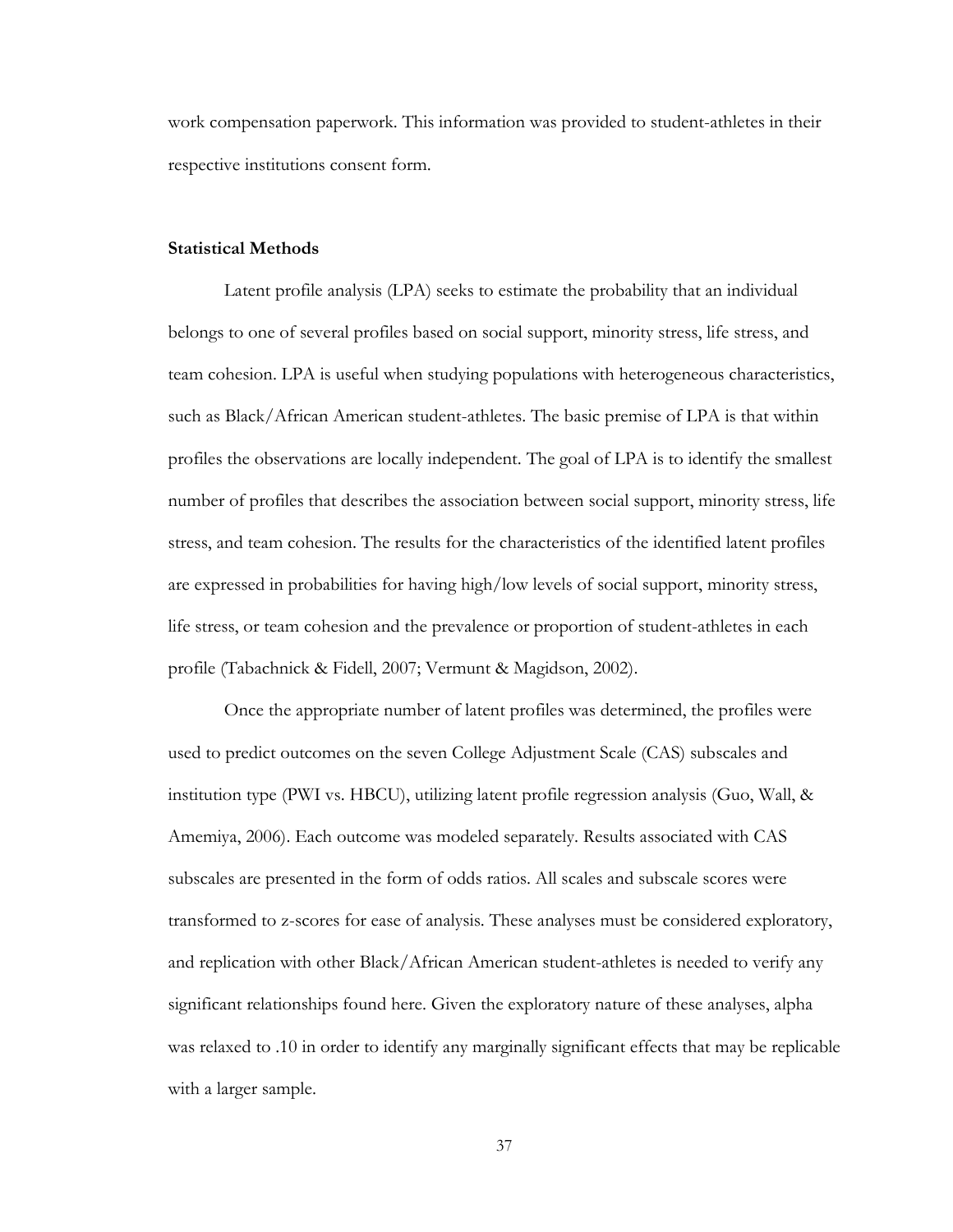work compensation paperwork. This information was provided to student-athletes in their respective institutions consent form.

### Statistical Methods

Latent profile analysis (LPA) seeks to estimate the probability that an individual belongs to one of several profiles based on social support, minority stress, life stress, and team cohesion. LPA is useful when studying populations with heterogeneous characteristics, such as Black/African American student-athletes. The basic premise of LPA is that within profiles the observations are locally independent. The goal of LPA is to identify the smallest number of profiles that describes the association between social support, minority stress, life stress, and team cohesion. The results for the characteristics of the identified latent profiles are expressed in probabilities for having high/low levels of social support, minority stress, life stress, or team cohesion and the prevalence or proportion of student-athletes in each profile (Tabachnick & Fidell, 2007; Vermunt & Magidson, 2002).

Once the appropriate number of latent profiles was determined, the profiles were used to predict outcomes on the seven College Adjustment Scale (CAS) subscales and institution type (PWI vs. HBCU), utilizing latent profile regression analysis (Guo, Wall, & Amemiya, 2006). Each outcome was modeled separately. Results associated with CAS subscales are presented in the form of odds ratios. All scales and subscale scores were transformed to z-scores for ease of analysis. These analyses must be considered exploratory, and replication with other Black/African American student-athletes is needed to verify any significant relationships found here. Given the exploratory nature of these analyses, alpha was relaxed to .10 in order to identify any marginally significant effects that may be replicable with a larger sample.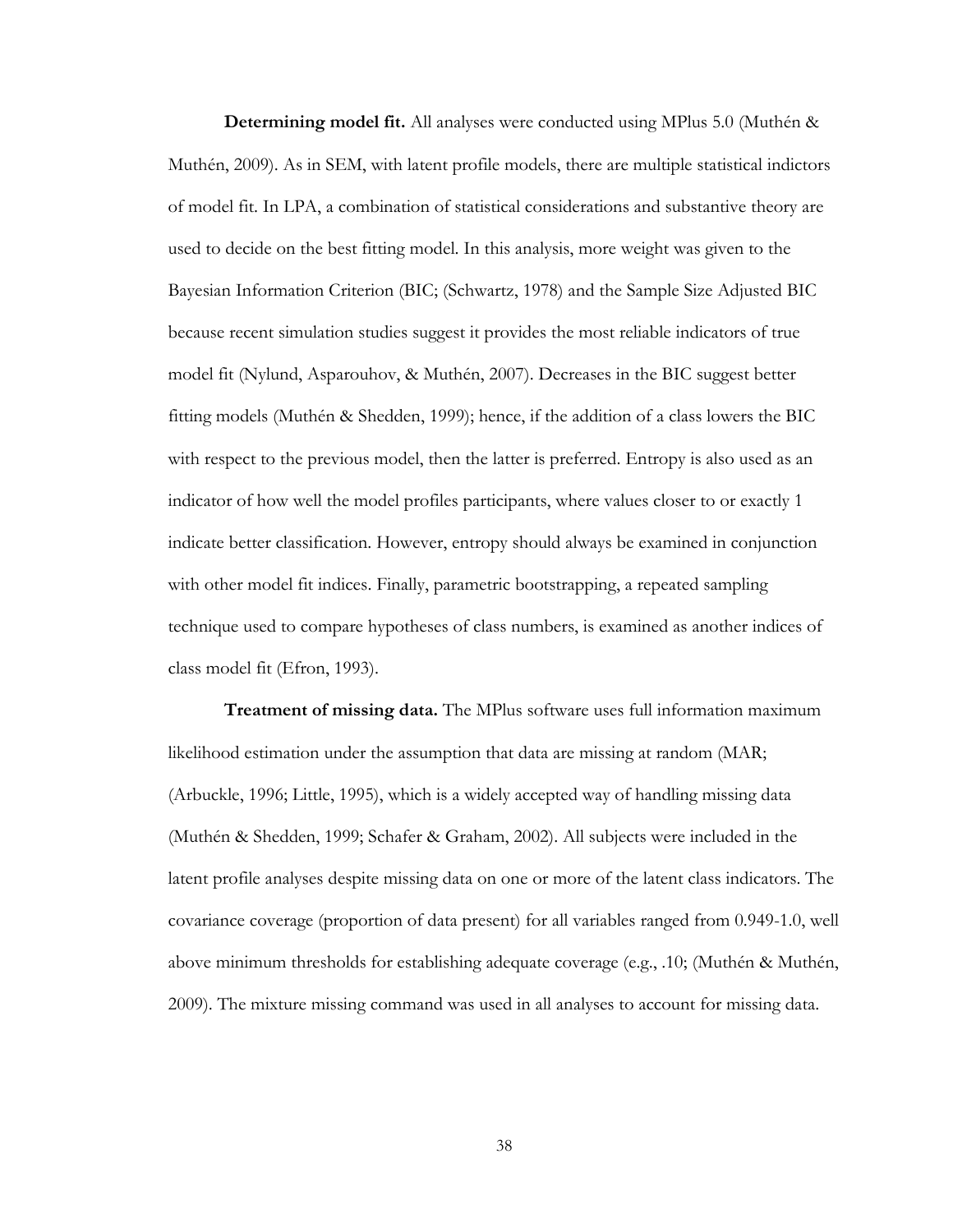**Determining model fit.** All analyses were conducted using MPlus 5.0 (Muthén & Muthén, 2009). As in SEM, with latent profile models, there are multiple statistical indictors of model fit. In LPA, a combination of statistical considerations and substantive theory are used to decide on the best fitting model. In this analysis, more weight was given to the Bayesian Information Criterion (BIC; (Schwartz, 1978) and the Sample Size Adjusted BIC because recent simulation studies suggest it provides the most reliable indicators of true model fit (Nylund, Asparouhov, & Muthén, 2007). Decreases in the BIC suggest better fitting models (Muthén & Shedden, 1999); hence, if the addition of a class lowers the BIC with respect to the previous model, then the latter is preferred. Entropy is also used as an indicator of how well the model profiles participants, where values closer to or exactly 1 indicate better classification. However, entropy should always be examined in conjunction with other model fit indices. Finally, parametric bootstrapping, a repeated sampling technique used to compare hypotheses of class numbers, is examined as another indices of class model fit (Efron, 1993).

**Treatment of missing data.** The MPlus software uses full information maximum likelihood estimation under the assumption that data are missing at random (MAR; (Arbuckle, 1996; Little, 1995), which is a widely accepted way of handling missing data (Muthén & Shedden, 1999; Schafer & Graham, 2002). All subjects were included in the latent profile analyses despite missing data on one or more of the latent class indicators. The covariance coverage (proportion of data present) for all variables ranged from 0.949-1.0, well above minimum thresholds for establishing adequate coverage (e.g., .10; (Muthén & Muthén, 2009). The mixture missing command was used in all analyses to account for missing data.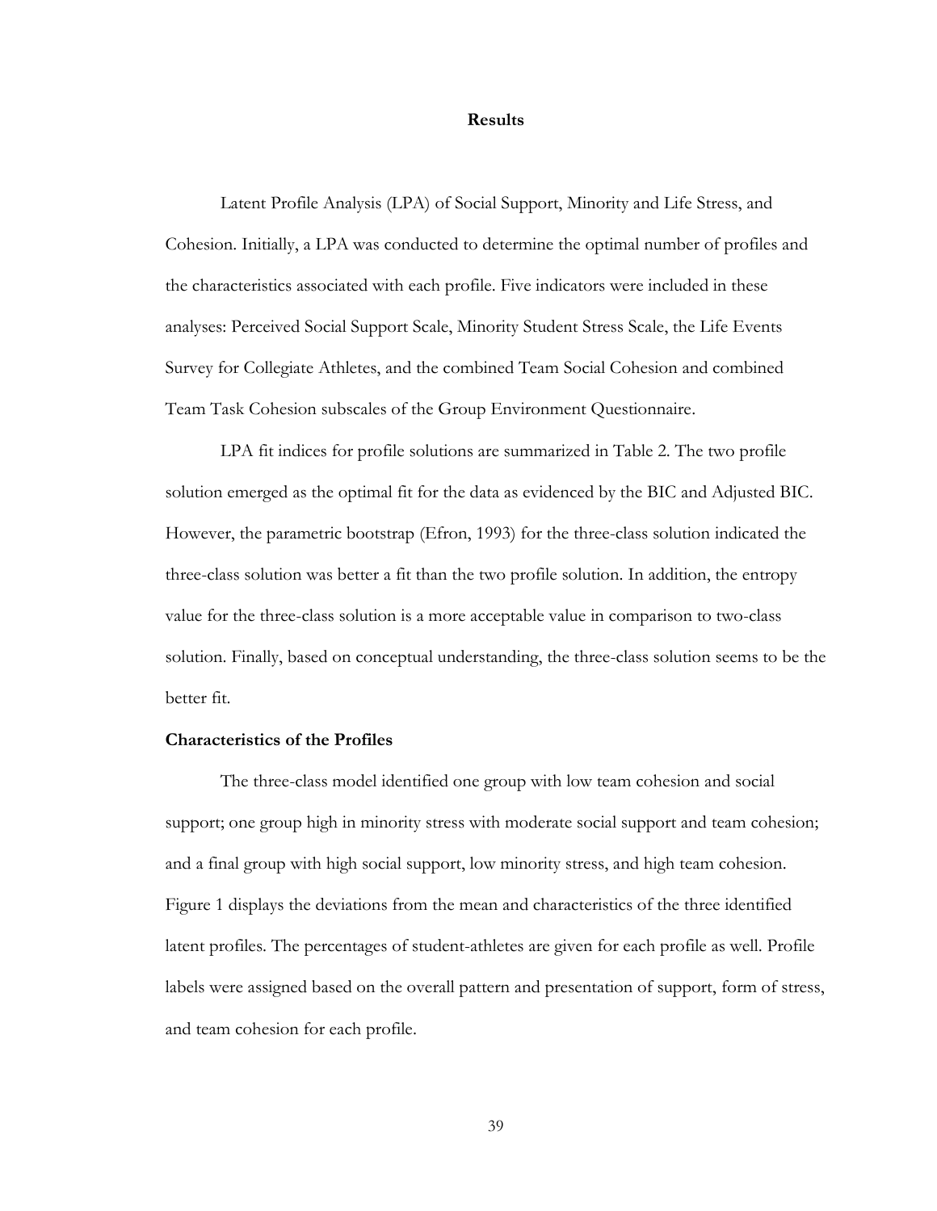# Results

Latent Profile Analysis (LPA) of Social Support, Minority and Life Stress, and Cohesion. Initially, a LPA was conducted to determine the optimal number of profiles and the characteristics associated with each profile. Five indicators were included in these analyses: Perceived Social Support Scale, Minority Student Stress Scale, the Life Events Survey for Collegiate Athletes, and the combined Team Social Cohesion and combined Team Task Cohesion subscales of the Group Environment Questionnaire.

LPA fit indices for profile solutions are summarized in Table 2. The two profile solution emerged as the optimal fit for the data as evidenced by the BIC and Adjusted BIC. However, the parametric bootstrap (Efron, 1993) for the three-class solution indicated the three-class solution was better a fit than the two profile solution. In addition, the entropy value for the three-class solution is a more acceptable value in comparison to two-class solution. Finally, based on conceptual understanding, the three-class solution seems to be the better fit.

## Characteristics of the Profiles

The three-class model identified one group with low team cohesion and social support; one group high in minority stress with moderate social support and team cohesion; and a final group with high social support, low minority stress, and high team cohesion. Figure 1 displays the deviations from the mean and characteristics of the three identified latent profiles. The percentages of student-athletes are given for each profile as well. Profile labels were assigned based on the overall pattern and presentation of support, form of stress, and team cohesion for each profile.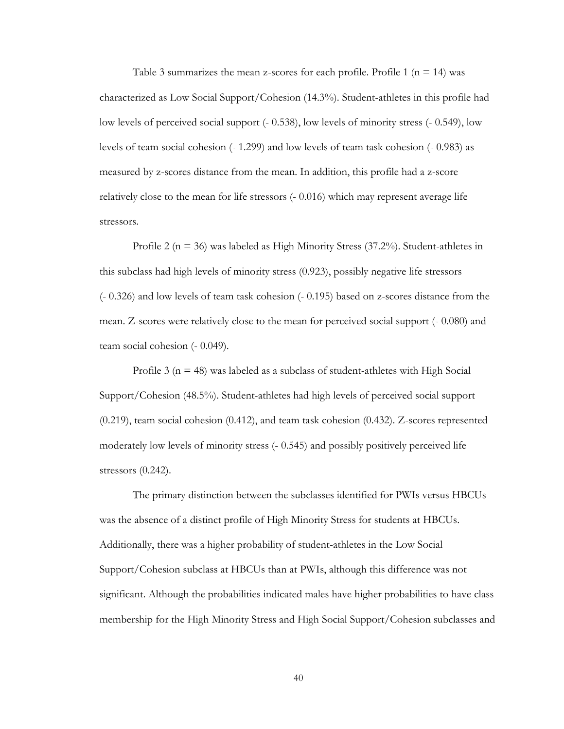Table 3 summarizes the mean z-scores for each profile. Profile 1 (n = 14) was characterized as Low Social Support/Cohesion (14.3%). Student-athletes in this profile had low levels of perceived social support (- 0.538), low levels of minority stress (- 0.549), low levels of team social cohesion (- 1.299) and low levels of team task cohesion (- 0.983) as measured by z-scores distance from the mean. In addition, this profile had a z-score relatively close to the mean for life stressors (- 0.016) which may represent average life stressors.

Profile 2 (n = 36) was labeled as High Minority Stress (37.2%). Student-athletes in this subclass had high levels of minority stress (0.923), possibly negative life stressors (- 0.326) and low levels of team task cohesion (- 0.195) based on z-scores distance from the mean. Z-scores were relatively close to the mean for perceived social support (- 0.080) and team social cohesion (- 0.049).

Profile 3 (n = 48) was labeled as a subclass of student-athletes with High Social Support/Cohesion (48.5%). Student-athletes had high levels of perceived social support (0.219), team social cohesion (0.412), and team task cohesion (0.432). Z-scores represented moderately low levels of minority stress (- 0.545) and possibly positively perceived life stressors (0.242).

The primary distinction between the subclasses identified for PWIs versus HBCUs was the absence of a distinct profile of High Minority Stress for students at HBCUs. Additionally, there was a higher probability of student-athletes in the Low Social Support/Cohesion subclass at HBCUs than at PWIs, although this difference was not significant. Although the probabilities indicated males have higher probabilities to have class membership for the High Minority Stress and High Social Support/Cohesion subclasses and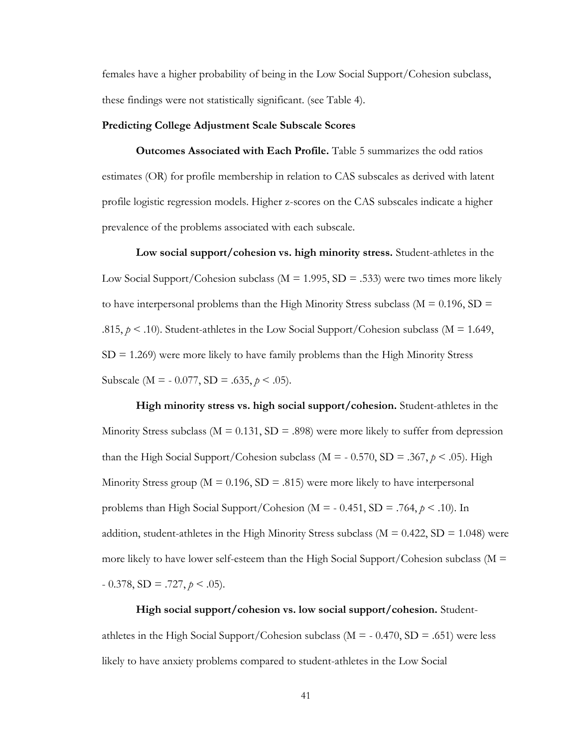females have a higher probability of being in the Low Social Support/Cohesion subclass, these findings were not statistically significant. (see Table 4).

**Predicting College Adjustment Scale Subscale Scores**

**Outcomes Associated with Each Profile.** Table 5 summarizes the odd ratios estimates (OR) for profile membership in relation to CAS subscales as derived with latent profile logistic regression models. Higher z-scores on the CAS subscales indicate a higher prevalence of the problems associated with each subscale.

**Low social support/cohesion vs. high minority stress.** Student-athletes in the Low Social Support/Cohesion subclass (M = 1.995, SD = .533) were two times more likely to have interpersonal problems than the High Minority Stress subclass (M = 0.196, SD = .815, $p < .10$). Student-athletes in the Low Social Support/Cohesion subclass (M = 1.649, SD = 1.269) were more likely to have family problems than the High Minority Stress Subscale (M = - 0.077, SD = .635, $p < .05$).

**High minority stress vs. high social support/cohesion.** Student-athletes in the Minority Stress subclass (M = 0.131, SD = .898) were more likely to suffer from depression than the High Social Support/Cohesion subclass (M = - 0.570, SD = .367, $p < .05$). High Minority Stress group (M = 0.196, SD = .815) were more likely to have interpersonal problems than High Social Support/Cohesion (M = - 0.451, SD = .764, $p < .10$). In addition, student-athletes in the High Minority Stress subclass (M = 0.422, SD = 1.048) were more likely to have lower self-esteem than the High Social Support/Cohesion subclass (M = - 0.378, SD = .727, $p < .05$).

**High social support/cohesion vs. low social support/cohesion.** Student-athletes in the High Social Support/Cohesion subclass (M = - 0.470, SD = .651) were less likely to have anxiety problems compared to student-athletes in the Low Social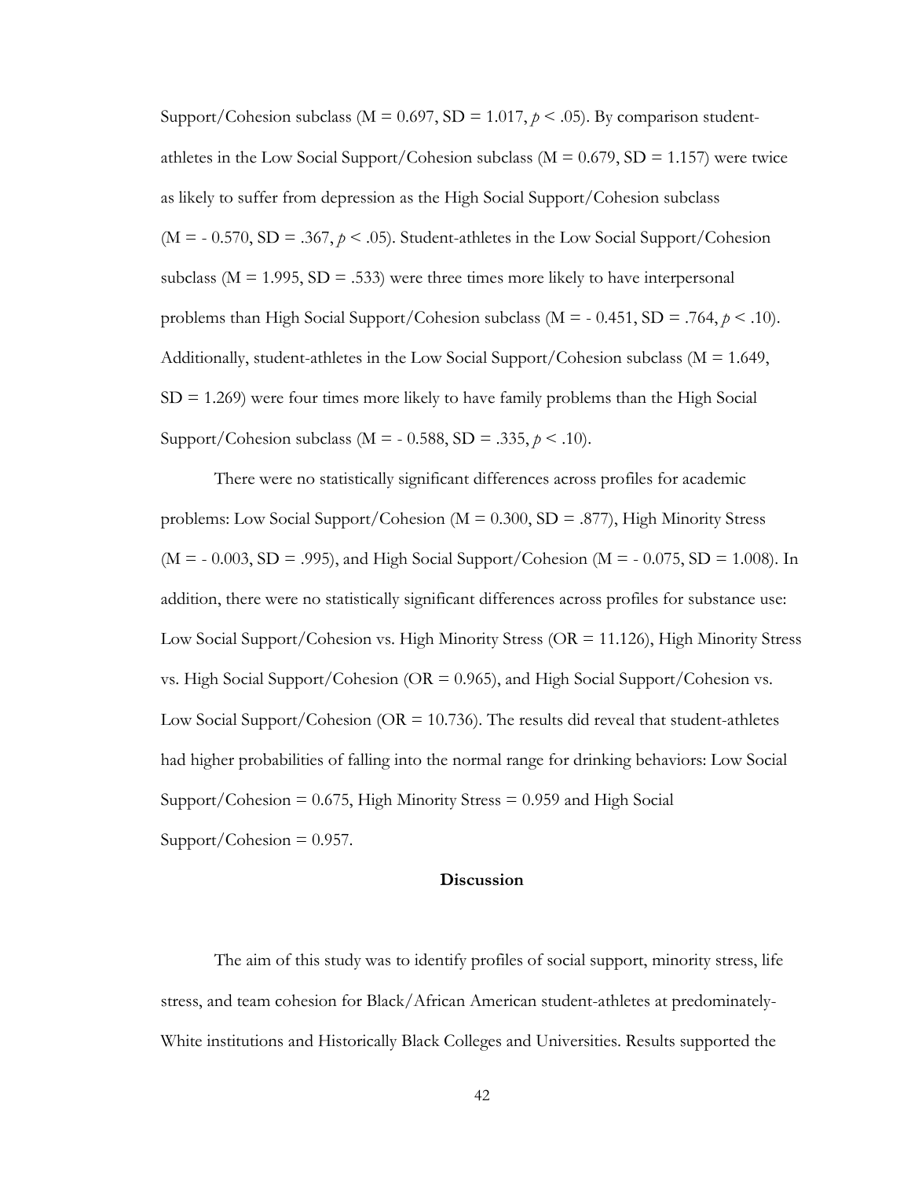Support/Cohesion subclass (M = 0.697, SD = 1.017, $p < .05$). By comparison student-athletes in the Low Social Support/Cohesion subclass (M = 0.679, SD = 1.157) were twice as likely to suffer from depression as the High Social Support/Cohesion subclass (M = - 0.570, SD = .367, $p < .05$). Student-athletes in the Low Social Support/Cohesion subclass (M = 1.995, SD = .533) were three times more likely to have interpersonal problems than High Social Support/Cohesion subclass (M = - 0.451, SD = .764, $p < .10$). Additionally, student-athletes in the Low Social Support/Cohesion subclass (M = 1.649, SD = 1.269) were four times more likely to have family problems than the High Social Support/Cohesion subclass (M = - 0.588, SD = .335, $p < .10$).

There were no statistically significant differences across profiles for academic problems: Low Social Support/Cohesion (M = 0.300, SD = .877), High Minority Stress (M = - 0.003, SD = .995), and High Social Support/Cohesion (M = - 0.075, SD = 1.008). In addition, there were no statistically significant differences across profiles for substance use: Low Social Support/Cohesion vs. High Minority Stress (OR = 11.126), High Minority Stress vs. High Social Support/Cohesion (OR = 0.965), and High Social Support/Cohesion vs. Low Social Support/Cohesion (OR = 10.736). The results did reveal that student-athletes had higher probabilities of falling into the normal range for drinking behaviors: Low Social Support/Cohesion = 0.675, High Minority Stress = 0.959 and High Social Support/Cohesion = 0.957.

## Discussion

The aim of this study was to identify profiles of social support, minority stress, life stress, and team cohesion for Black/African American student-athletes at predominately-White institutions and Historically Black Colleges and Universities. Results supported the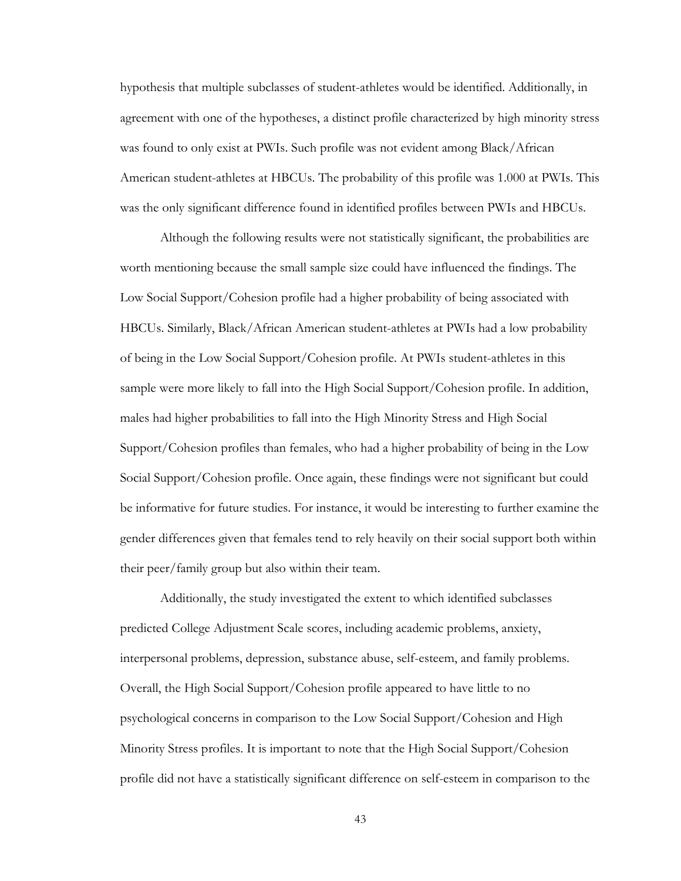hypothesis that multiple subclasses of student-athletes would be identified. Additionally, in agreement with one of the hypotheses, a distinct profile characterized by high minority stress was found to only exist at PWIs. Such profile was not evident among Black/African American student-athletes at HBCUs. The probability of this profile was 1.000 at PWIs. This was the only significant difference found in identified profiles between PWIs and HBCUs.

Although the following results were not statistically significant, the probabilities are worth mentioning because the small sample size could have influenced the findings. The Low Social Support/Cohesion profile had a higher probability of being associated with HBCUs. Similarly, Black/African American student-athletes at PWIs had a low probability of being in the Low Social Support/Cohesion profile. At PWIs student-athletes in this sample were more likely to fall into the High Social Support/Cohesion profile. In addition, males had higher probabilities to fall into the High Minority Stress and High Social Support/Cohesion profiles than females, who had a higher probability of being in the Low Social Support/Cohesion profile. Once again, these findings were not significant but could be informative for future studies. For instance, it would be interesting to further examine the gender differences given that females tend to rely heavily on their social support both within their peer/family group but also within their team.

Additionally, the study investigated the extent to which identified subclasses predicted College Adjustment Scale scores, including academic problems, anxiety, interpersonal problems, depression, substance abuse, self-esteem, and family problems. Overall, the High Social Support/Cohesion profile appeared to have little to no psychological concerns in comparison to the Low Social Support/Cohesion and High Minority Stress profiles. It is important to note that the High Social Support/Cohesion profile did not have a statistically significant difference on self-esteem in comparison to the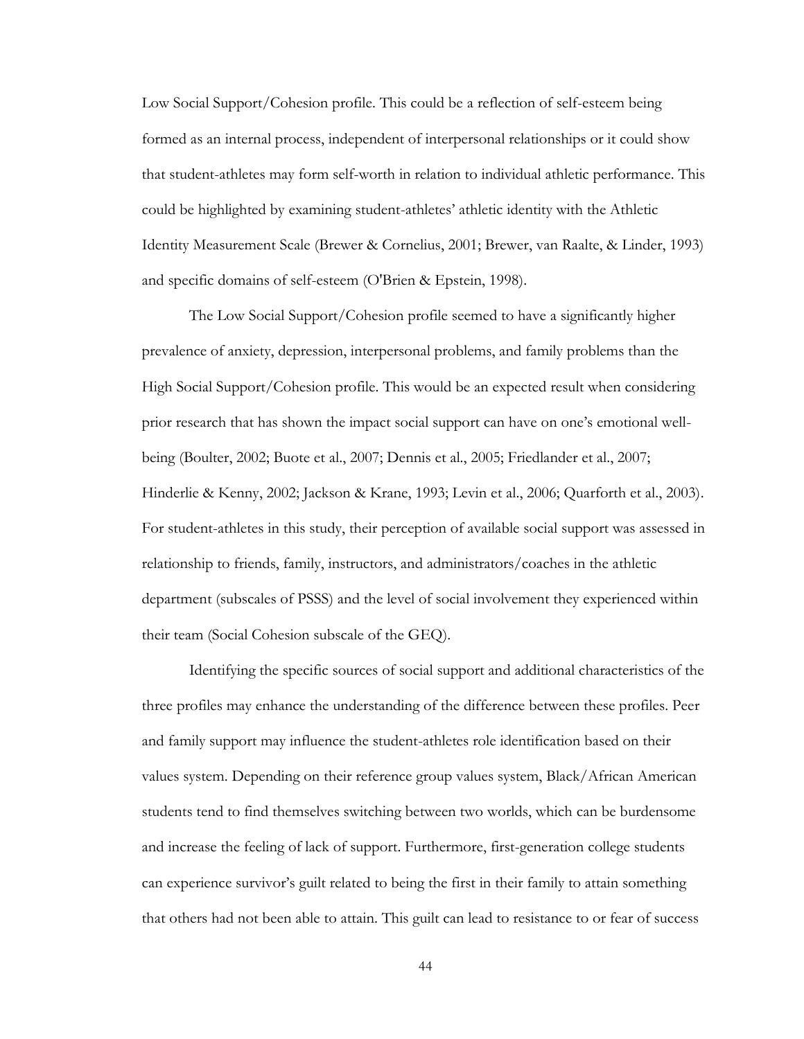Low Social Support/Cohesion profile. This could be a reflection of self-esteem being formed as an internal process, independent of interpersonal relationships or it could show that student-athletes may form self-worth in relation to individual athletic performance. This could be highlighted by examining student-athletes' athletic identity with the Athletic Identity Measurement Scale (Brewer & Cornelius, 2001; Brewer, van Raalte, & Linder, 1993) and specific domains of self-esteem (O'Brien & Epstein, 1998).

The Low Social Support/Cohesion profile seemed to have a significantly higher prevalence of anxiety, depression, interpersonal problems, and family problems than the High Social Support/Cohesion profile. This would be an expected result when considering prior research that has shown the impact social support can have on one's emotional well-being (Boulter, 2002; Buote et al., 2007; Dennis et al., 2005; Friedlander et al., 2007; Hinderlie & Kenny, 2002; Jackson & Krane, 1993; Levin et al., 2006; Quarforth et al., 2003). For student-athletes in this study, their perception of available social support was assessed in relationship to friends, family, instructors, and administrators/coaches in the athletic department (subscales of PSSS) and the level of social involvement they experienced within their team (Social Cohesion subscale of the GEQ).

Identifying the specific sources of social support and additional characteristics of the three profiles may enhance the understanding of the difference between these profiles. Peer and family support may influence the student-athletes role identification based on their values system. Depending on their reference group values system, Black/African American students tend to find themselves switching between two worlds, which can be burdensome and increase the feeling of lack of support. Furthermore, first-generation college students can experience survivor's guilt related to being the first in their family to attain something that others had not been able to attain. This guilt can lead to resistance to or fear of success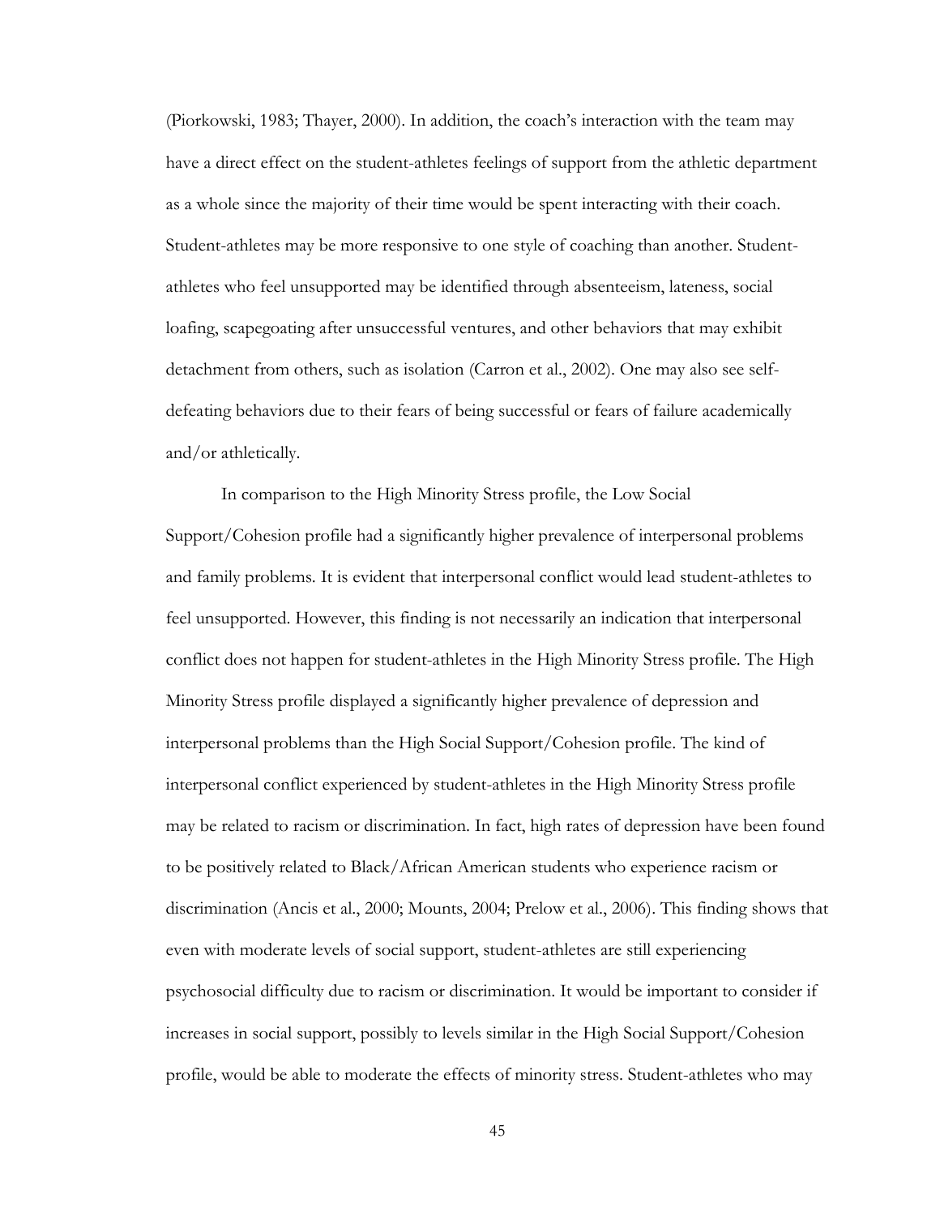(Piorkowski, 1983; Thayer, 2000). In addition, the coach's interaction with the team may have a direct effect on the student-athletes feelings of support from the athletic department as a whole since the majority of their time would be spent interacting with their coach. Student-athletes may be more responsive to one style of coaching than another. Student-athletes who feel unsupported may be identified through absenteeism, lateness, social loafing, scapegoating after unsuccessful ventures, and other behaviors that may exhibit detachment from others, such as isolation (Carron et al., 2002). One may also see self-defeating behaviors due to their fears of being successful or fears of failure academically and/or athletically.

In comparison to the High Minority Stress profile, the Low Social Support/Cohesion profile had a significantly higher prevalence of interpersonal problems and family problems. It is evident that interpersonal conflict would lead student-athletes to feel unsupported. However, this finding is not necessarily an indication that interpersonal conflict does not happen for student-athletes in the High Minority Stress profile. The High Minority Stress profile displayed a significantly higher prevalence of depression and interpersonal problems than the High Social Support/Cohesion profile. The kind of interpersonal conflict experienced by student-athletes in the High Minority Stress profile may be related to racism or discrimination. In fact, high rates of depression have been found to be positively related to Black/African American students who experience racism or discrimination (Ancis et al., 2000; Mounts, 2004; Prelow et al., 2006). This finding shows that even with moderate levels of social support, student-athletes are still experiencing psychosocial difficulty due to racism or discrimination. It would be important to consider if increases in social support, possibly to levels similar in the High Social Support/Cohesion profile, would be able to moderate the effects of minority stress. Student-athletes who may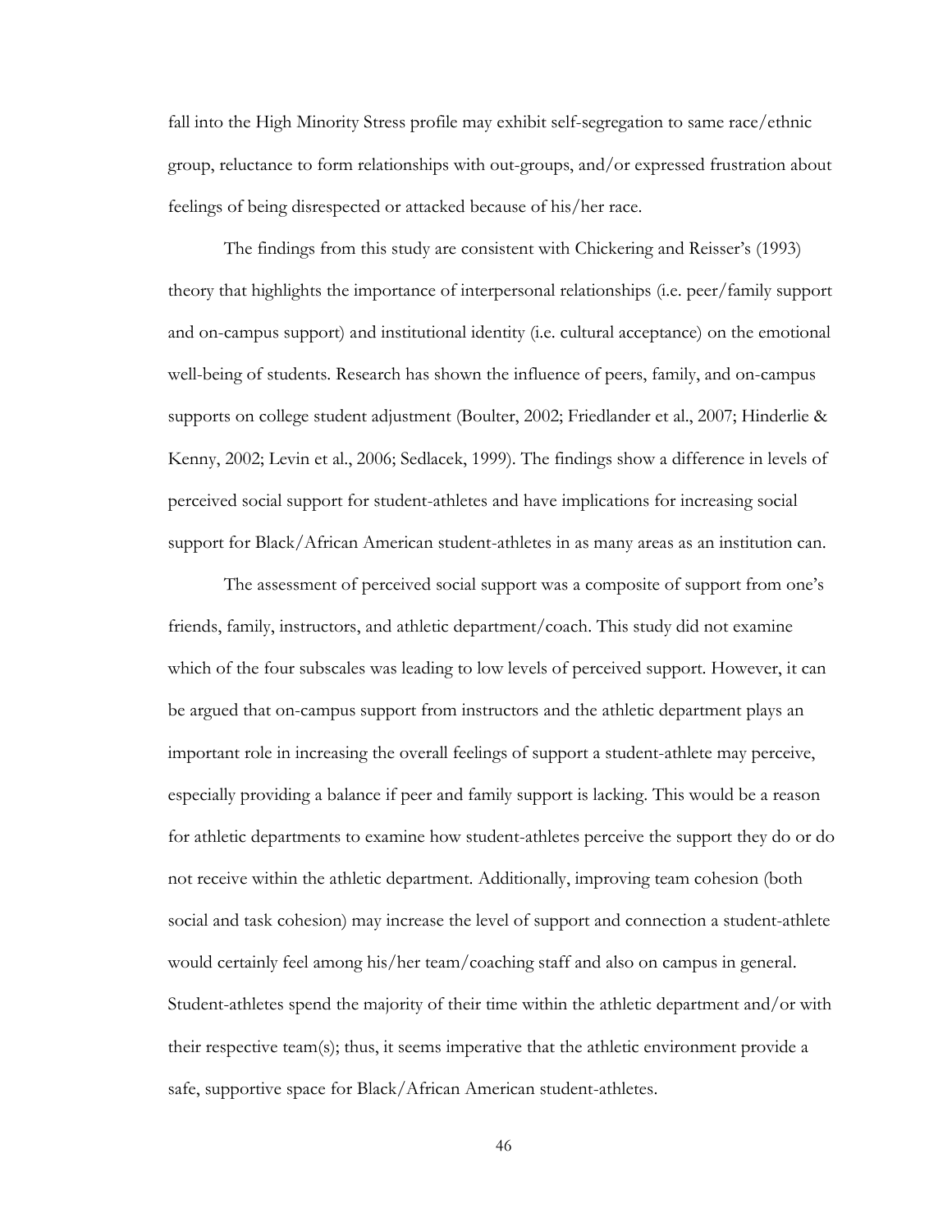fall into the High Minority Stress profile may exhibit self-segregation to same race/ethnic group, reluctance to form relationships with out-groups, and/or expressed frustration about feelings of being disrespected or attacked because of his/her race.

The findings from this study are consistent with Chickering and Reisser's (1993) theory that highlights the importance of interpersonal relationships (i.e. peer/family support and on-campus support) and institutional identity (i.e. cultural acceptance) on the emotional well-being of students. Research has shown the influence of peers, family, and on-campus supports on college student adjustment (Boulter, 2002; Friedlander et al., 2007; Hinderlie & Kenny, 2002; Levin et al., 2006; Sedlacek, 1999). The findings show a difference in levels of perceived social support for student-athletes and have implications for increasing social support for Black/African American student-athletes in as many areas as an institution can.

The assessment of perceived social support was a composite of support from one's friends, family, instructors, and athletic department/coach. This study did not examine which of the four subscales was leading to low levels of perceived support. However, it can be argued that on-campus support from instructors and the athletic department plays an important role in increasing the overall feelings of support a student-athlete may perceive, especially providing a balance if peer and family support is lacking. This would be a reason for athletic departments to examine how student-athletes perceive the support they do or do not receive within the athletic department. Additionally, improving team cohesion (both social and task cohesion) may increase the level of support and connection a student-athlete would certainly feel among his/her team/coaching staff and also on campus in general. Student-athletes spend the majority of their time within the athletic department and/or with their respective team(s); thus, it seems imperative that the athletic environment provide a safe, supportive space for Black/African American student-athletes.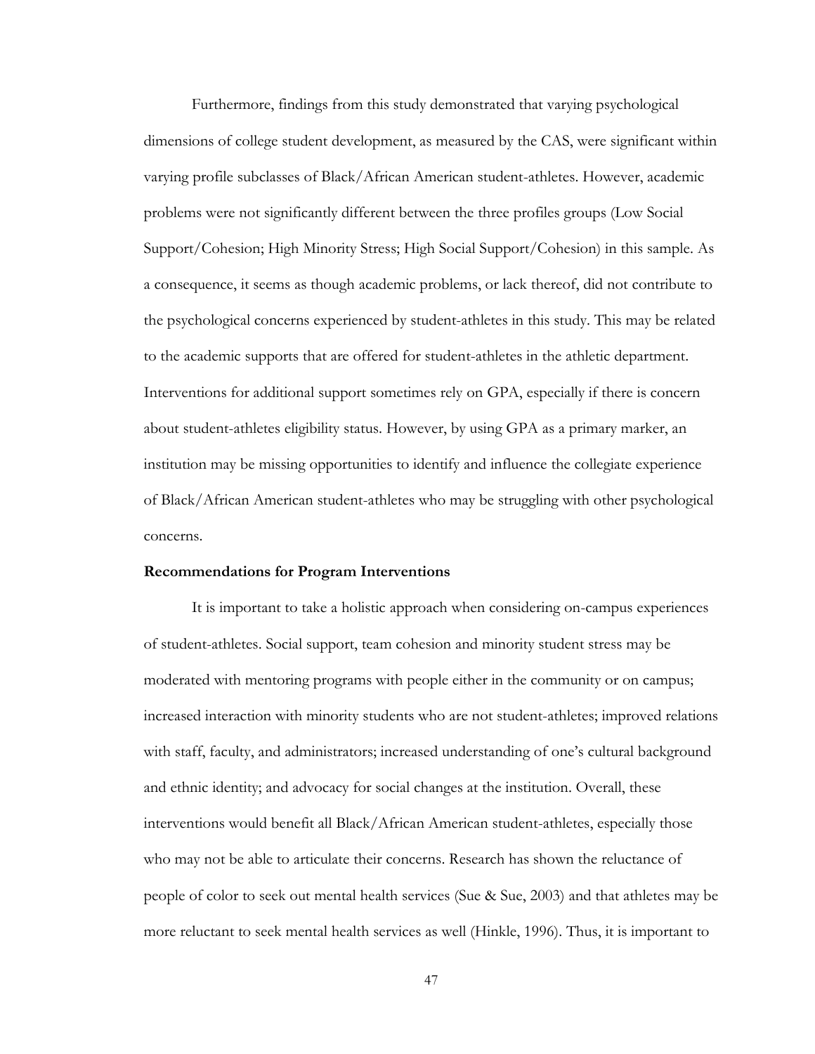Furthermore, findings from this study demonstrated that varying psychological dimensions of college student development, as measured by the CAS, were significant within varying profile subclasses of Black/African American student-athletes. However, academic problems were not significantly different between the three profiles groups (Low Social Support/Cohesion; High Minority Stress; High Social Support/Cohesion) in this sample. As a consequence, it seems as though academic problems, or lack thereof, did not contribute to the psychological concerns experienced by student-athletes in this study. This may be related to the academic supports that are offered for student-athletes in the athletic department. Interventions for additional support sometimes rely on GPA, especially if there is concern about student-athletes eligibility status. However, by using GPA as a primary marker, an institution may be missing opportunities to identify and influence the collegiate experience of Black/African American student-athletes who may be struggling with other psychological concerns.

**Recommendations for Program Interventions**

It is important to take a holistic approach when considering on-campus experiences of student-athletes. Social support, team cohesion and minority student stress may be moderated with mentoring programs with people either in the community or on campus; increased interaction with minority students who are not student-athletes; improved relations with staff, faculty, and administrators; increased understanding of one's cultural background and ethnic identity; and advocacy for social changes at the institution. Overall, these interventions would benefit all Black/African American student-athletes, especially those who may not be able to articulate their concerns. Research has shown the reluctance of people of color to seek out mental health services (Sue & Sue, 2003) and that athletes may be more reluctant to seek mental health services as well (Hinkle, 1996). Thus, it is important to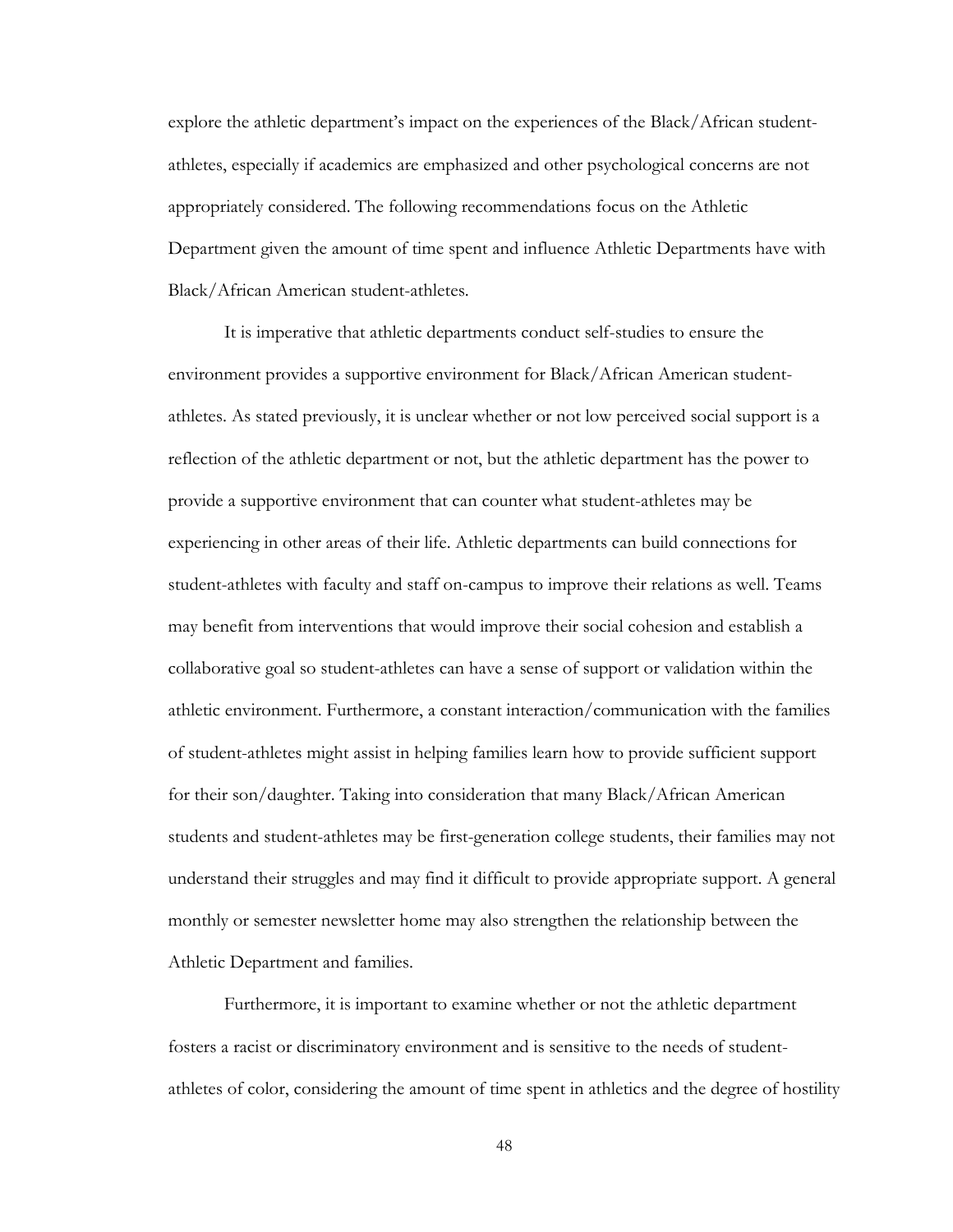explore the athletic department's impact on the experiences of the Black/African student-athletes, especially if academics are emphasized and other psychological concerns are not appropriately considered. The following recommendations focus on the Athletic Department given the amount of time spent and influence Athletic Departments have with Black/African American student-athletes.

It is imperative that athletic departments conduct self-studies to ensure the environment provides a supportive environment for Black/African American student-athletes. As stated previously, it is unclear whether or not low perceived social support is a reflection of the athletic department or not, but the athletic department has the power to provide a supportive environment that can counter what student-athletes may be experiencing in other areas of their life. Athletic departments can build connections for student-athletes with faculty and staff on-campus to improve their relations as well. Teams may benefit from interventions that would improve their social cohesion and establish a collaborative goal so student-athletes can have a sense of support or validation within the athletic environment. Furthermore, a constant interaction/communication with the families of student-athletes might assist in helping families learn how to provide sufficient support for their son/daughter. Taking into consideration that many Black/African American students and student-athletes may be first-generation college students, their families may not understand their struggles and may find it difficult to provide appropriate support. A general monthly or semester newsletter home may also strengthen the relationship between the Athletic Department and families.

Furthermore, it is important to examine whether or not the athletic department fosters a racist or discriminatory environment and is sensitive to the needs of student-athletes of color, considering the amount of time spent in athletics and the degree of hostility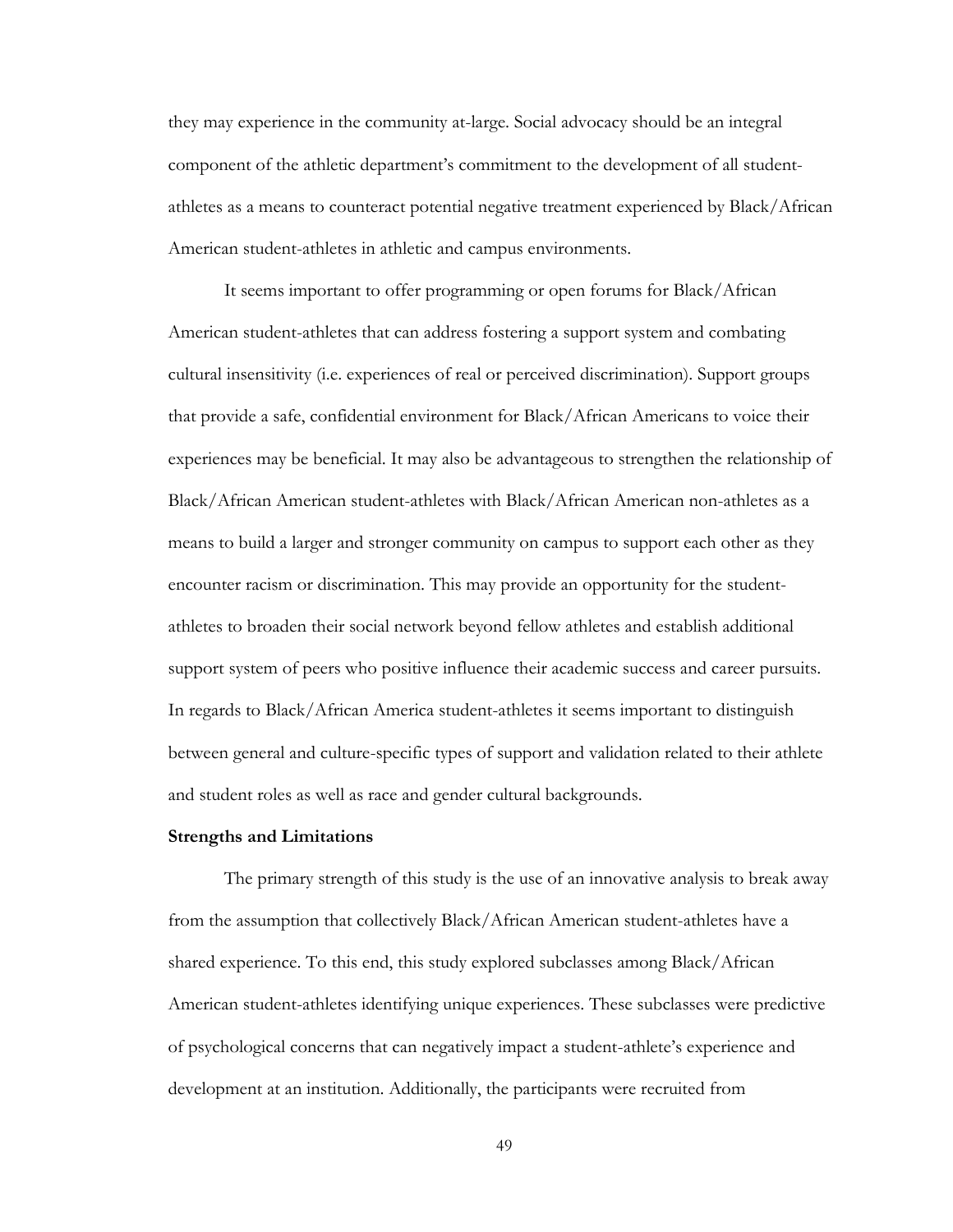they may experience in the community at-large. Social advocacy should be an integral component of the athletic department's commitment to the development of all student-athletes as a means to counteract potential negative treatment experienced by Black/African American student-athletes in athletic and campus environments.

It seems important to offer programming or open forums for Black/African American student-athletes that can address fostering a support system and combating cultural insensitivity (i.e. experiences of real or perceived discrimination). Support groups that provide a safe, confidential environment for Black/African Americans to voice their experiences may be beneficial. It may also be advantageous to strengthen the relationship of Black/African American student-athletes with Black/African American non-athletes as a means to build a larger and stronger community on campus to support each other as they encounter racism or discrimination. This may provide an opportunity for the student-athletes to broaden their social network beyond fellow athletes and establish additional support system of peers who positive influence their academic success and career pursuits. In regards to Black/African America student-athletes it seems important to distinguish between general and culture-specific types of support and validation related to their athlete and student roles as well as race and gender cultural backgrounds.

**Strengths and Limitations**

The primary strength of this study is the use of an innovative analysis to break away from the assumption that collectively Black/African American student-athletes have a shared experience. To this end, this study explored subclasses among Black/African American student-athletes identifying unique experiences. These subclasses were predictive of psychological concerns that can negatively impact a student-athlete's experience and development at an institution. Additionally, the participants were recruited from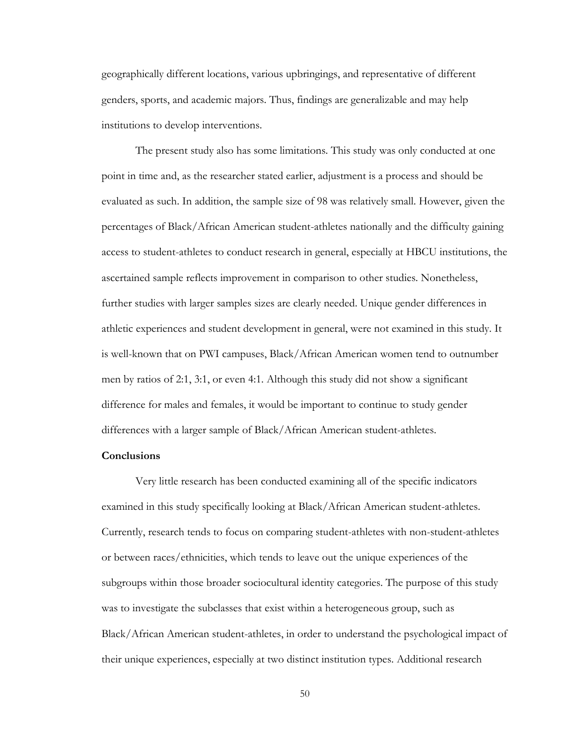geographically different locations, various upbringings, and representative of different genders, sports, and academic majors. Thus, findings are generalizable and may help institutions to develop interventions.

The present study also has some limitations. This study was only conducted at one point in time and, as the researcher stated earlier, adjustment is a process and should be evaluated as such. In addition, the sample size of 98 was relatively small. However, given the percentages of Black/African American student-athletes nationally and the difficulty gaining access to student-athletes to conduct research in general, especially at HBCU institutions, the ascertained sample reflects improvement in comparison to other studies. Nonetheless, further studies with larger samples sizes are clearly needed. Unique gender differences in athletic experiences and student development in general, were not examined in this study. It is well-known that on PWI campuses, Black/African American women tend to outnumber men by ratios of 2:1, 3:1, or even 4:1. Although this study did not show a significant difference for males and females, it would be important to continue to study gender differences with a larger sample of Black/African American student-athletes.

**Conclusions**

Very little research has been conducted examining all of the specific indicators examined in this study specifically looking at Black/African American student-athletes. Currently, research tends to focus on comparing student-athletes with non-student-athletes or between races/ethnicities, which tends to leave out the unique experiences of the subgroups within those broader sociocultural identity categories. The purpose of this study was to investigate the subclasses that exist within a heterogeneous group, such as Black/African American student-athletes, in order to understand the psychological impact of their unique experiences, especially at two distinct institution types. Additional research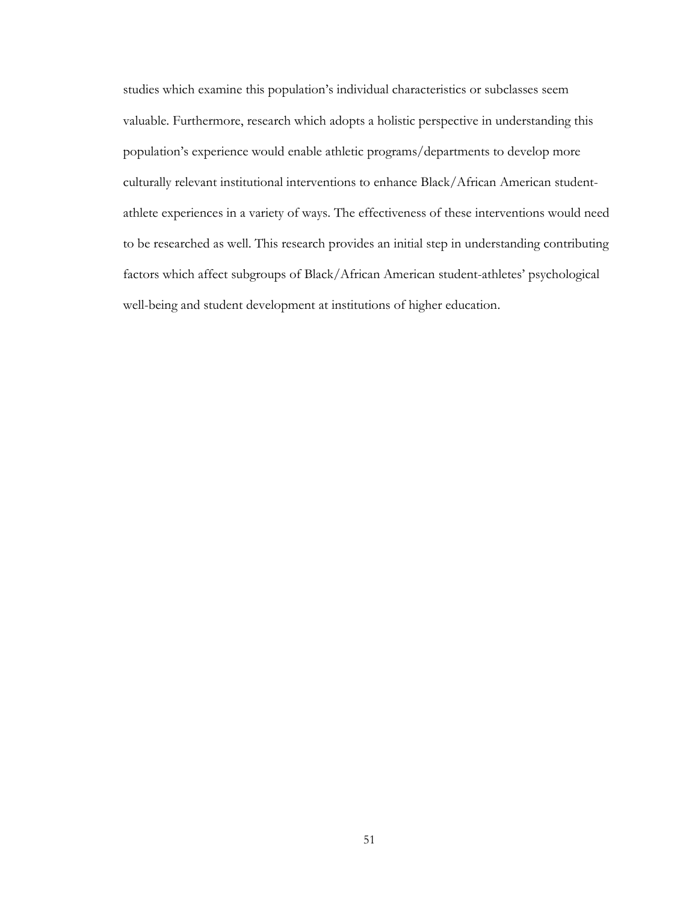studies which examine this population's individual characteristics or subclasses seem valuable. Furthermore, research which adopts a holistic perspective in understanding this population's experience would enable athletic programs/departments to develop more culturally relevant institutional interventions to enhance Black/African American student-athlete experiences in a variety of ways. The effectiveness of these interventions would need to be researched as well. This research provides an initial step in understanding contributing factors which affect subgroups of Black/African American student-athletes' psychological well-being and student development at institutions of higher education.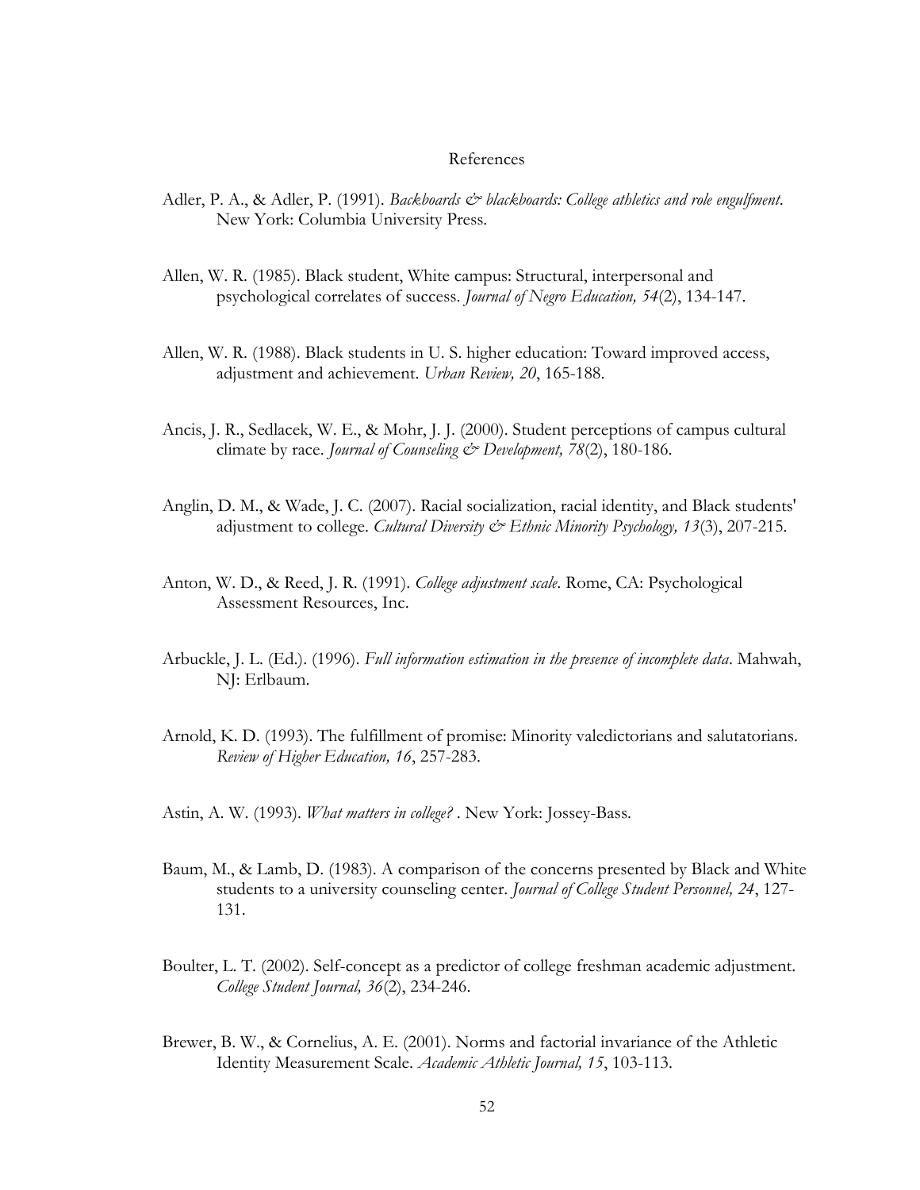# References

Adler, P. A., & Adler, P. (1991). *Backboards & blackboards: College athletics and role engulfment*. New York: Columbia University Press.

Allen, W. R. (1985). Black student, White campus: Structural, interpersonal and psychological correlates of success. *Journal of Negro Education, 54*(2), 134-147.

Allen, W. R. (1988). Black students in U. S. higher education: Toward improved access, adjustment and achievement. *Urban Review, 20*, 165-188.

Ancis, J. R., Sedlacek, W. E., & Mohr, J. J. (2000). Student perceptions of campus cultural climate by race. *Journal of Counseling & Development, 78*(2), 180-186.

Anglin, D. M., & Wade, J. C. (2007). Racial socialization, racial identity, and Black students' adjustment to college. *Cultural Diversity & Ethnic Minority Psychology, 13*(3), 207-215.

Anton, W. D., & Reed, J. R. (1991). *College adjustment scale*. Rome, CA: Psychological Assessment Resources, Inc.

Arbuckle, J. L. (Ed.). (1996). *Full information estimation in the presence of incomplete data*. Mahwah, NJ: Erlbaum.

Arnold, K. D. (1993). The fulfillment of promise: Minority valedictorians and salutatorians. *Review of Higher Education, 16*, 257-283.

Astin, A. W. (1993). *What matters in college?* . New York: Jossey-Bass.

Baum, M., & Lamb, D. (1983). A comparison of the concerns presented by Black and White students to a university counseling center. *Journal of College Student Personnel, 24*, 127-131.

Boulter, L. T. (2002). Self-concept as a predictor of college freshman academic adjustment. *College Student Journal, 36*(2), 234-246.

Brewer, B. W., & Cornelius, A. E. (2001). Norms and factorial invariance of the Athletic Identity Measurement Scale. *Academic Athletic Journal, 15*, 103-113.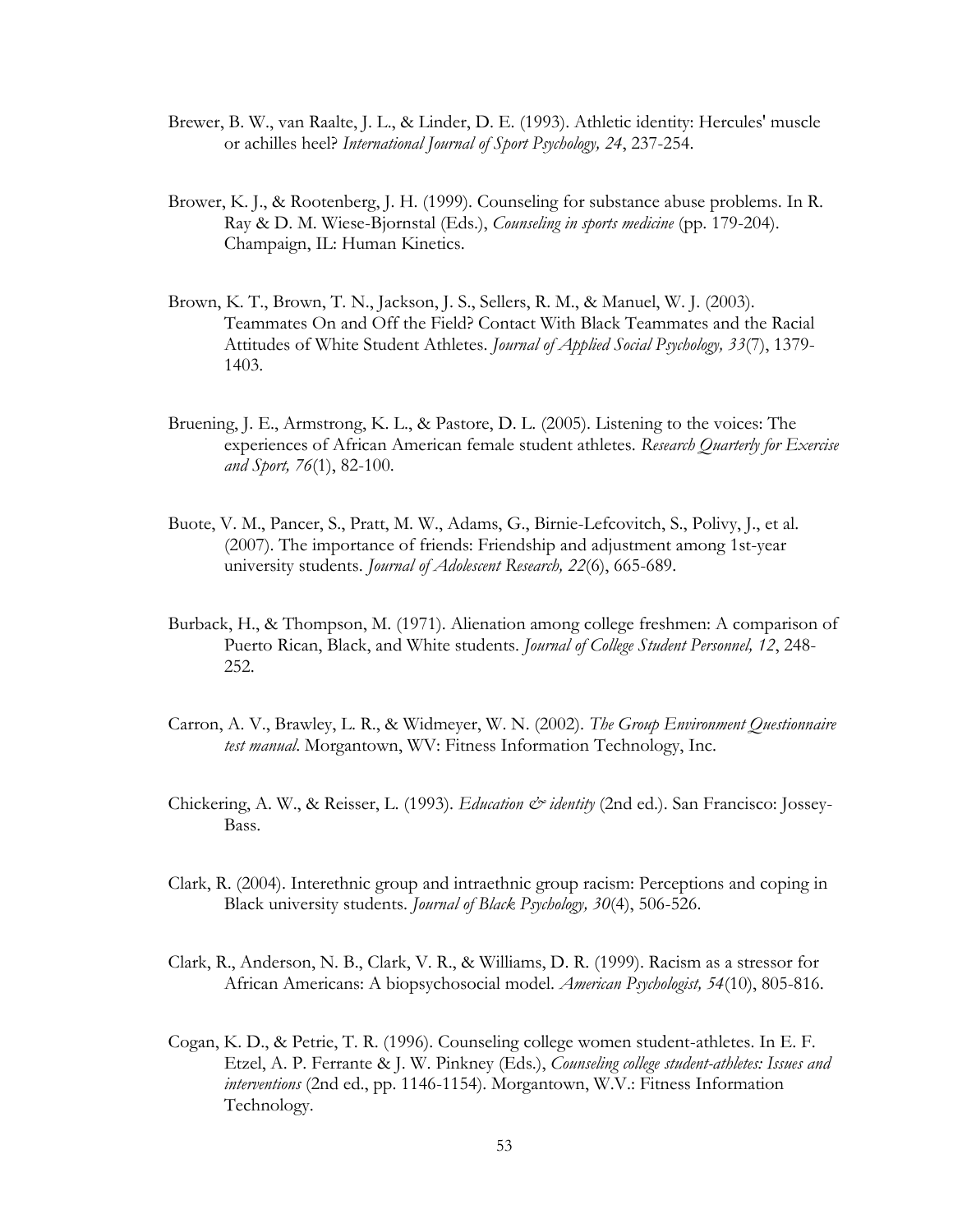Brewer, B. W., van Raalte, J. L., & Linder, D. E. (1993). Athletic identity: Hercules' muscle or achilles heel? *International Journal of Sport Psychology, 24*, 237-254.

Brower, K. J., & Rootenberg, J. H. (1999). Counseling for substance abuse problems. In R. Ray & D. M. Wiese-Bjornstal (Eds.), *Counseling in sports medicine* (pp. 179-204). Champaign, IL: Human Kinetics.

Brown, K. T., Brown, T. N., Jackson, J. S., Sellers, R. M., & Manuel, W. J. (2003). Teammates On and Off the Field? Contact With Black Teammates and the Racial Attitudes of White Student Athletes. *Journal of Applied Social Psychology, 33*(7), 1379-1403.

Bruening, J. E., Armstrong, K. L., & Pastore, D. L. (2005). Listening to the voices: The experiences of African American female student athletes. *Research Quarterly for Exercise and Sport, 76*(1), 82-100.

Buote, V. M., Pancer, S., Pratt, M. W., Adams, G., Birnie-Lefcovitch, S., Polivy, J., et al. (2007). The importance of friends: Friendship and adjustment among 1st-year university students. *Journal of Adolescent Research, 22*(6), 665-689.

Burback, H., & Thompson, M. (1971). Alienation among college freshmen: A comparison of Puerto Rican, Black, and White students. *Journal of College Student Personnel, 12*, 248-252.

Carron, A. V., Brawley, L. R., & Widmeyer, W. N. (2002). *The Group Environment Questionnaire test manual*. Morgantown, WV: Fitness Information Technology, Inc.

Chickering, A. W., & Reisser, L. (1993). *Education & identity* (2nd ed.). San Francisco: Jossey-Bass.

Clark, R. (2004). Interethnic group and intraethnic group racism: Perceptions and coping in Black university students. *Journal of Black Psychology, 30*(4), 506-526.

Clark, R., Anderson, N. B., Clark, V. R., & Williams, D. R. (1999). Racism as a stressor for African Americans: A biopsychosocial model. *American Psychologist, 54*(10), 805-816.

Cogan, K. D., & Petrie, T. R. (1996). Counseling college women student-athletes. In E. F. Etzel, A. P. Ferrante & J. W. Pinkney (Eds.), *Counseling college student-athletes: Issues and interventions* (2nd ed., pp. 1146-1154). Morgantown, W.V.: Fitness Information Technology.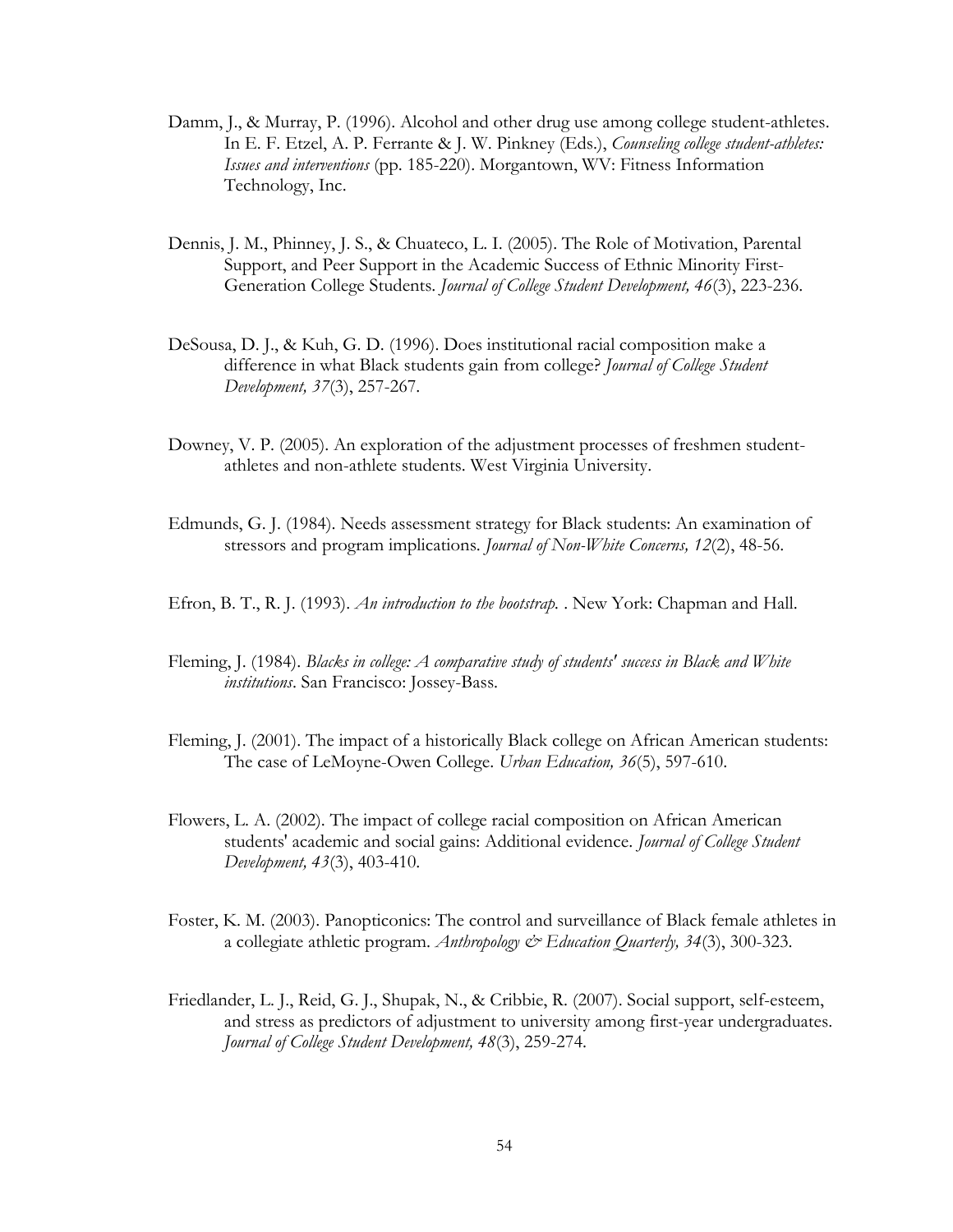Damm, J., & Murray, P. (1996). Alcohol and other drug use among college student-athletes. In E. F. Etzel, A. P. Ferrante & J. W. Pinkney (Eds.), *Counseling college student-athletes: Issues and interventions* (pp. 185-220). Morgantown, WV: Fitness Information Technology, Inc.

Dennis, J. M., Phinney, J. S., & Chuateco, L. I. (2005). The Role of Motivation, Parental Support, and Peer Support in the Academic Success of Ethnic Minority First-Generation College Students. *Journal of College Student Development, 46*(3), 223-236.

DeSousa, D. J., & Kuh, G. D. (1996). Does institutional racial composition make a difference in what Black students gain from college? *Journal of College Student Development, 37*(3), 257-267.

Downey, V. P. (2005). An exploration of the adjustment processes of freshmen student-athletes and non-athlete students. West Virginia University.

Edmunds, G. J. (1984). Needs assessment strategy for Black students: An examination of stressors and program implications. *Journal of Non-White Concerns, 12*(2), 48-56.

Efron, B. T., R. J. (1993). *An introduction to the bootstrap.* . New York: Chapman and Hall.

Fleming, J. (1984). *Blacks in college: A comparative study of students' success in Black and White institutions*. San Francisco: Jossey-Bass.

Fleming, J. (2001). The impact of a historically Black college on African American students: The case of LeMoyne-Owen College. *Urban Education, 36*(5), 597-610.

Flowers, L. A. (2002). The impact of college racial composition on African American students' academic and social gains: Additional evidence. *Journal of College Student Development, 43*(3), 403-410.

Foster, K. M. (2003). Panopticonics: The control and surveillance of Black female athletes in a collegiate athletic program. *Anthropology & Education Quarterly, 34*(3), 300-323.

Friedlander, L. J., Reid, G. J., Shupak, N., & Cribbie, R. (2007). Social support, self-esteem, and stress as predictors of adjustment to university among first-year undergraduates. *Journal of College Student Development, 48*(3), 259-274.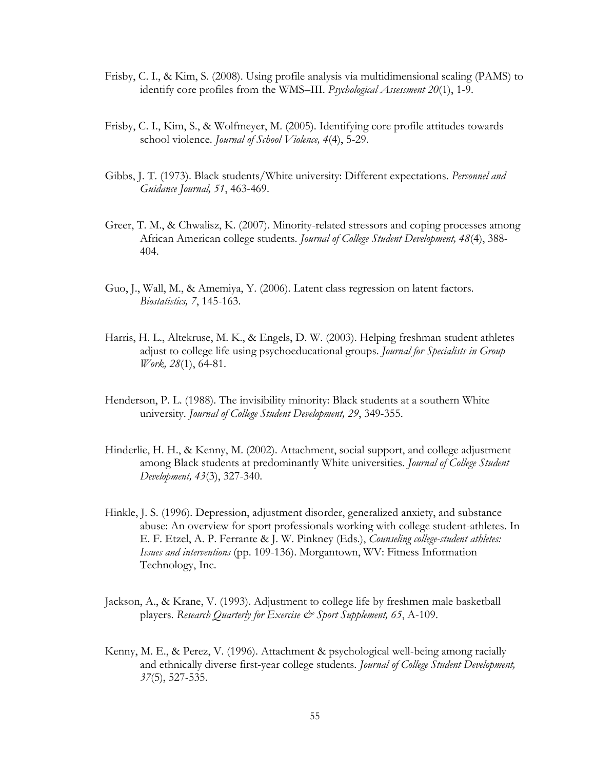Frisby, C. I., & Kim, S. (2008). Using profile analysis via multidimensional scaling (PAMS) to identify core profiles from the WMS–III. *Psychological Assessment 20*(1), 1-9.

Frisby, C. I., Kim, S., & Wolfmeyer, M. (2005). Identifying core profile attitudes towards school violence. *Journal of School Violence, 4*(4), 5-29.

Gibbs, J. T. (1973). Black students/White university: Different expectations. *Personnel and Guidance Journal, 51*, 463-469.

Greer, T. M., & Chwalisz, K. (2007). Minority-related stressors and coping processes among African American college students. *Journal of College Student Development, 48*(4), 388-404.

Guo, J., Wall, M., & Amemiya, Y. (2006). Latent class regression on latent factors. *Biostatistics, 7*, 145-163.

Harris, H. L., Altekruse, M. K., & Engels, D. W. (2003). Helping freshman student athletes adjust to college life using psychoeducational groups. *Journal for Specialists in Group Work, 28*(1), 64-81.

Henderson, P. L. (1988). The invisibility minority: Black students at a southern White university. *Journal of College Student Development, 29*, 349-355.

Hinderlie, H. H., & Kenny, M. (2002). Attachment, social support, and college adjustment among Black students at predominantly White universities. *Journal of College Student Development, 43*(3), 327-340.

Hinkle, J. S. (1996). Depression, adjustment disorder, generalized anxiety, and substance abuse: An overview for sport professionals working with college student-athletes. In E. F. Etzel, A. P. Ferrante & J. W. Pinkney (Eds.), *Counseling college-student athletes: Issues and interventions* (pp. 109-136). Morgantown, WV: Fitness Information Technology, Inc.

Jackson, A., & Krane, V. (1993). Adjustment to college life by freshmen male basketball players. *Research Quarterly for Exercise & Sport Supplement, 65*, A-109.

Kenny, M. E., & Perez, V. (1996). Attachment & psychological well-being among racially and ethnically diverse first-year college students. *Journal of College Student Development, 37*(5), 527-535.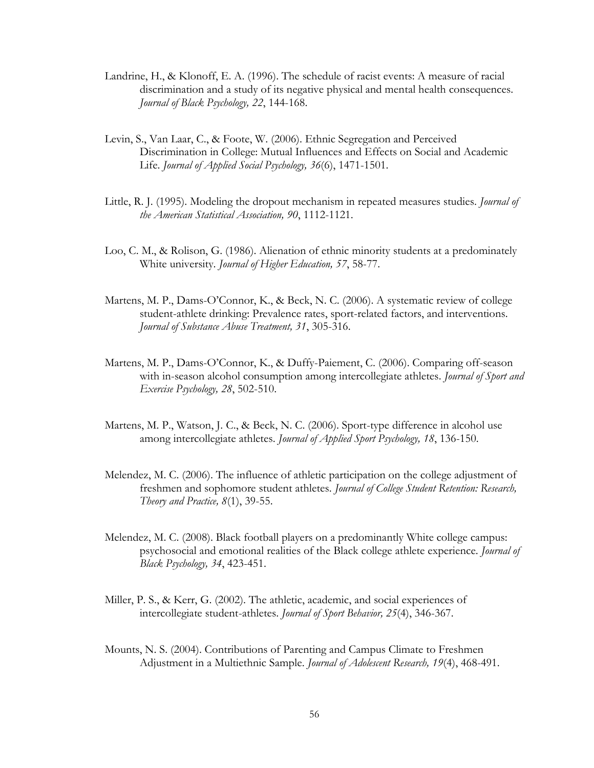Landrine, H., & Klonoff, E. A. (1996). The schedule of racist events: A measure of racial discrimination and a study of its negative physical and mental health consequences. *Journal of Black Psychology, 22*, 144-168.

Levin, S., Van Laar, C., & Foote, W. (2006). Ethnic Segregation and Perceived Discrimination in College: Mutual Influences and Effects on Social and Academic Life. *Journal of Applied Social Psychology, 36*(6), 1471-1501.

Little, R. J. (1995). Modeling the dropout mechanism in repeated measures studies. *Journal of the American Statistical Association, 90*, 1112-1121.

Loo, C. M., & Rolison, G. (1986). Alienation of ethnic minority students at a predominately White university. *Journal of Higher Education, 57*, 58-77.

Martens, M. P., Dams-O'Connor, K., & Beck, N. C. (2006). A systematic review of college student-athlete drinking: Prevalence rates, sport-related factors, and interventions. *Journal of Substance Abuse Treatment, 31*, 305-316.

Martens, M. P., Dams-O'Connor, K., & Duffy-Paiement, C. (2006). Comparing off-season with in-season alcohol consumption among intercollegiate athletes. *Journal of Sport and Exercise Psychology, 28*, 502-510.

Martens, M. P., Watson, J. C., & Beck, N. C. (2006). Sport-type difference in alcohol use among intercollegiate athletes. *Journal of Applied Sport Psychology, 18*, 136-150.

Melendez, M. C. (2006). The influence of athletic participation on the college adjustment of freshmen and sophomore student athletes. *Journal of College Student Retention: Research, Theory and Practice, 8*(1), 39-55.

Melendez, M. C. (2008). Black football players on a predominantly White college campus: psychosocial and emotional realities of the Black college athlete experience. *Journal of Black Psychology, 34*, 423-451.

Miller, P. S., & Kerr, G. (2002). The athletic, academic, and social experiences of intercollegiate student-athletes. *Journal of Sport Behavior, 25*(4), 346-367.

Mounts, N. S. (2004). Contributions of Parenting and Campus Climate to Freshmen Adjustment in a Multiethnic Sample. *Journal of Adolescent Research, 19*(4), 468-491.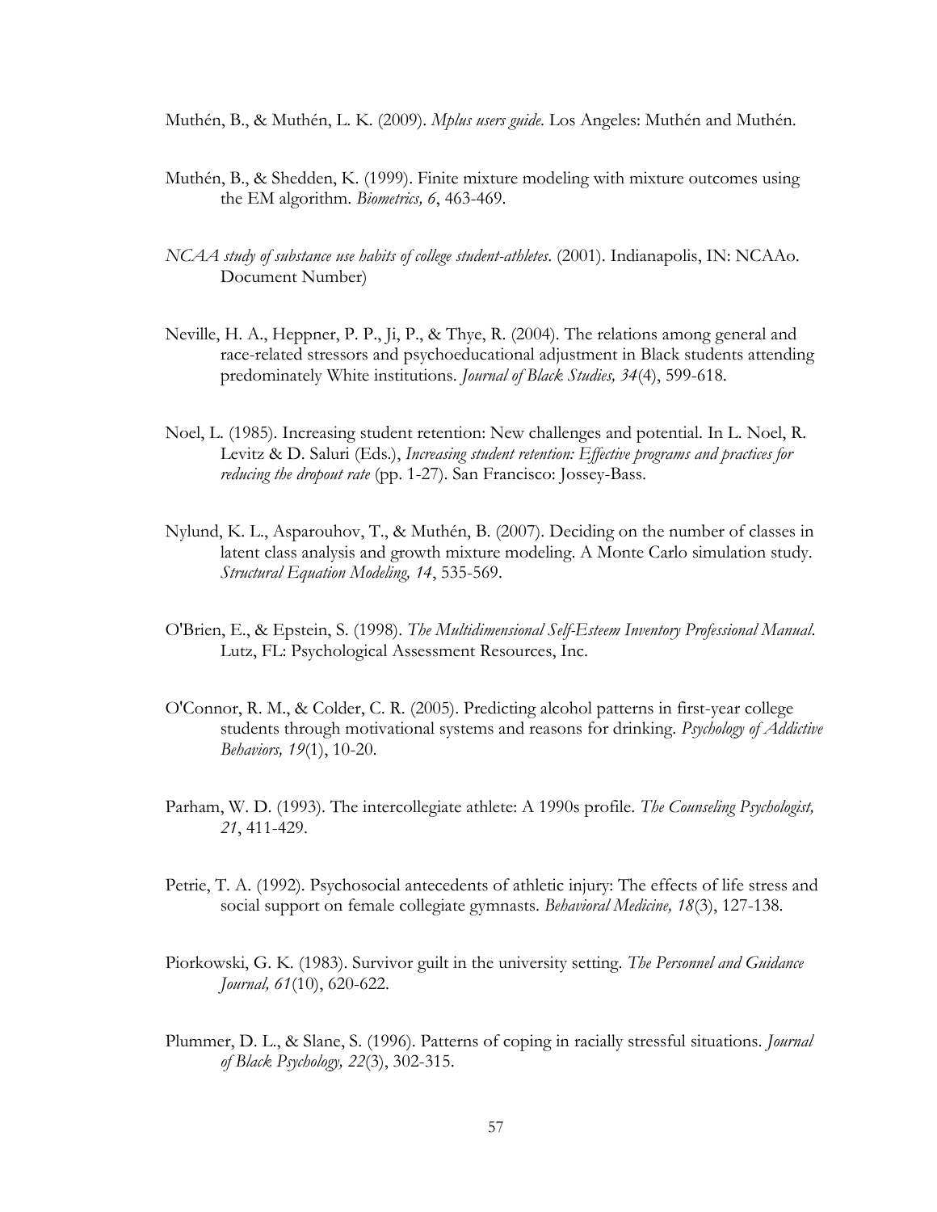Muthén, B., & Muthén, L. K. (2009). *Mplus users guide*. Los Angeles: Muthén and Muthén.

Muthén, B., & Shedden, K. (1999). Finite mixture modeling with mixture outcomes using the EM algorithm. *Biometrics, 6*, 463-469.

*NCAA study of substance use habits of college student-athletes*. (2001). Indianapolis, IN: NCAAo. Document Number)

Neville, H. A., Heppner, P. P., Ji, P., & Thye, R. (2004). The relations among general and race-related stressors and psychoeducational adjustment in Black students attending predominately White institutions. *Journal of Black Studies, 34*(4), 599-618.

Noel, L. (1985). Increasing student retention: New challenges and potential. In L. Noel, R. Levitz & D. Saluri (Eds.), *Increasing student retention: Effective programs and practices for reducing the dropout rate* (pp. 1-27). San Francisco: Jossey-Bass.

Nylund, K. L., Asparouhov, T., & Muthén, B. (2007). Deciding on the number of classes in latent class analysis and growth mixture modeling. A Monte Carlo simulation study. *Structural Equation Modeling, 14*, 535-569.

O'Brien, E., & Epstein, S. (1998). *The Multidimensional Self-Esteem Inventory Professional Manual*. Lutz, FL: Psychological Assessment Resources, Inc.

O'Connor, R. M., & Colder, C. R. (2005). Predicting alcohol patterns in first-year college students through motivational systems and reasons for drinking. *Psychology of Addictive Behaviors, 19*(1), 10-20.

Parham, W. D. (1993). The intercollegiate athlete: A 1990s profile. *The Counseling Psychologist, 21*, 411-429.

Petrie, T. A. (1992). Psychosocial antecedents of athletic injury: The effects of life stress and social support on female collegiate gymnasts. *Behavioral Medicine, 18*(3), 127-138.

Piorkowski, G. K. (1983). Survivor guilt in the university setting. *The Personnel and Guidance Journal, 61*(10), 620-622.

Plummer, D. L., & Slane, S. (1996). Patterns of coping in racially stressful situations. *Journal of Black Psychology, 22*(3), 302-315.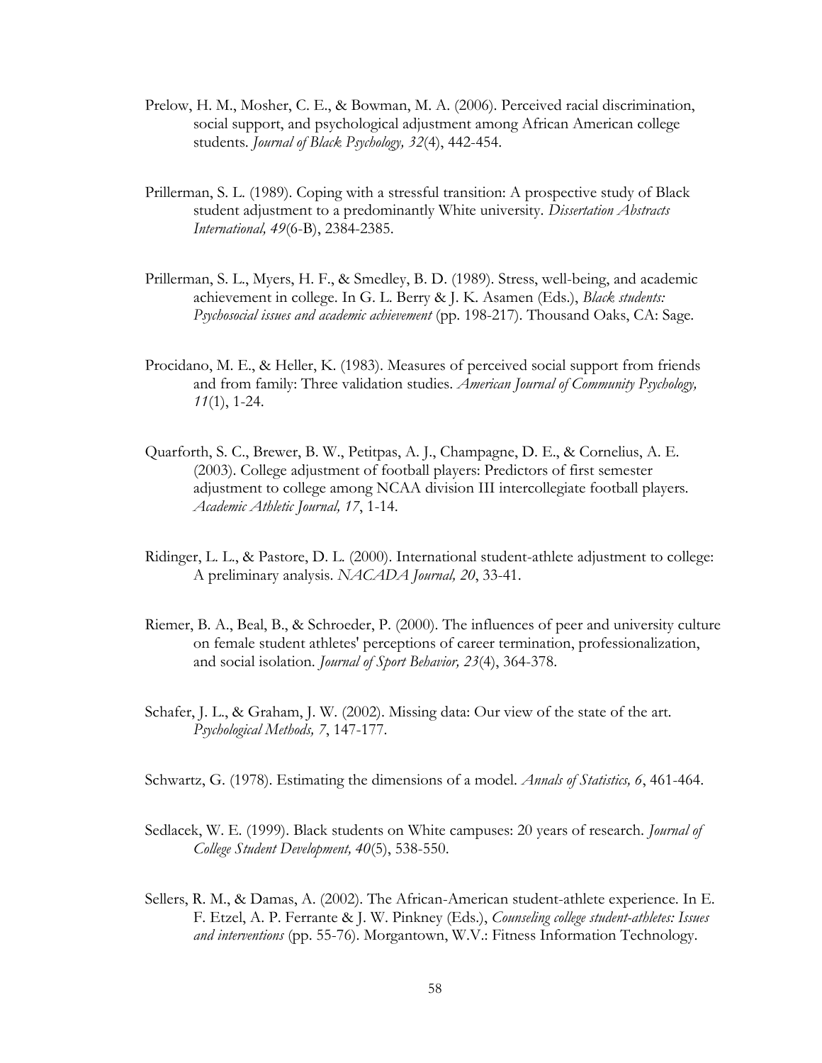Prelow, H. M., Mosher, C. E., & Bowman, M. A. (2006). Perceived racial discrimination, social support, and psychological adjustment among African American college students. *Journal of Black Psychology, 32*(4), 442-454.

Prillerman, S. L. (1989). Coping with a stressful transition: A prospective study of Black student adjustment to a predominantly White university. *Dissertation Abstracts International, 49*(6-B), 2384-2385.

Prillerman, S. L., Myers, H. F., & Smedley, B. D. (1989). Stress, well-being, and academic achievement in college. In G. L. Berry & J. K. Asamen (Eds.), *Black students: Psychosocial issues and academic achievement* (pp. 198-217). Thousand Oaks, CA: Sage.

Procidano, M. E., & Heller, K. (1983). Measures of perceived social support from friends and from family: Three validation studies. *American Journal of Community Psychology, 11*(1), 1-24.

Quarforth, S. C., Brewer, B. W., Petitpas, A. J., Champagne, D. E., & Cornelius, A. E. (2003). College adjustment of football players: Predictors of first semester adjustment to college among NCAA division III intercollegiate football players. *Academic Athletic Journal, 17*, 1-14.

Ridinger, L. L., & Pastore, D. L. (2000). International student-athlete adjustment to college: A preliminary analysis. *NACADA Journal, 20*, 33-41.

Riemer, B. A., Beal, B., & Schroeder, P. (2000). The influences of peer and university culture on female student athletes' perceptions of career termination, professionalization, and social isolation. *Journal of Sport Behavior, 23*(4), 364-378.

Schafer, J. L., & Graham, J. W. (2002). Missing data: Our view of the state of the art. *Psychological Methods, 7*, 147-177.

Schwartz, G. (1978). Estimating the dimensions of a model. *Annals of Statistics, 6*, 461-464.

Sedlacek, W. E. (1999). Black students on White campuses: 20 years of research. *Journal of College Student Development, 40*(5), 538-550.

Sellers, R. M., & Damas, A. (2002). The African-American student-athlete experience. In E. F. Etzel, A. P. Ferrante & J. W. Pinkney (Eds.), *Counseling college student-athletes: Issues and interventions* (pp. 55-76). Morgantown, W.V.: Fitness Information Technology.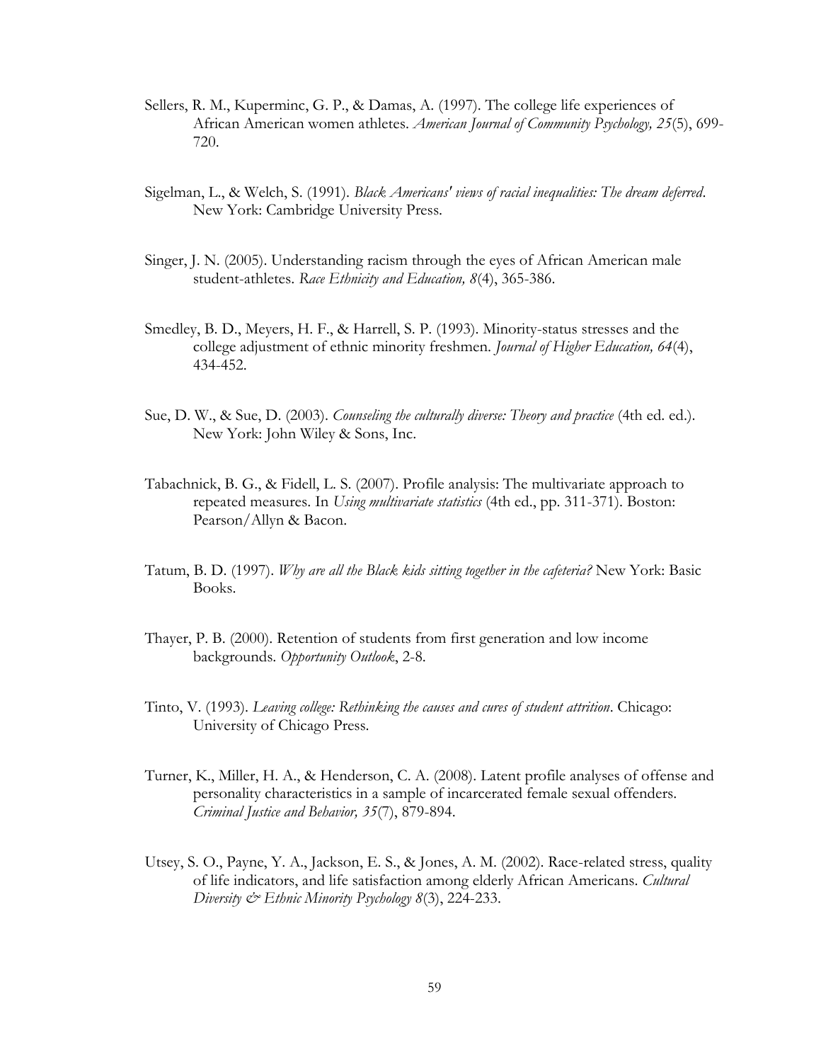Sellers, R. M., Kuperminc, G. P., & Damas, A. (1997). The college life experiences of African American women athletes. *American Journal of Community Psychology, 25*(5), 699-720.

Sigelman, L., & Welch, S. (1991). *Black Americans' views of racial inequalities: The dream deferred*. New York: Cambridge University Press.

Singer, J. N. (2005). Understanding racism through the eyes of African American male student-athletes. *Race Ethnicity and Education, 8*(4), 365-386.

Smedley, B. D., Meyers, H. F., & Harrell, S. P. (1993). Minority-status stresses and the college adjustment of ethnic minority freshmen. *Journal of Higher Education, 64*(4), 434-452.

Sue, D. W., & Sue, D. (2003). *Counseling the culturally diverse: Theory and practice* (4th ed. ed.). New York: John Wiley & Sons, Inc.

Tabachnick, B. G., & Fidell, L. S. (2007). Profile analysis: The multivariate approach to repeated measures. In *Using multivariate statistics* (4th ed., pp. 311-371). Boston: Pearson/Allyn & Bacon.

Tatum, B. D. (1997). *Why are all the Black kids sitting together in the cafeteria?* New York: Basic Books.

Thayer, P. B. (2000). Retention of students from first generation and low income backgrounds. *Opportunity Outlook*, 2-8.

Tinto, V. (1993). *Leaving college: Rethinking the causes and cures of student attrition*. Chicago: University of Chicago Press.

Turner, K., Miller, H. A., & Henderson, C. A. (2008). Latent profile analyses of offense and personality characteristics in a sample of incarcerated female sexual offenders. *Criminal Justice and Behavior, 35*(7), 879-894.

Utsey, S. O., Payne, Y. A., Jackson, E. S., & Jones, A. M. (2002). Race-related stress, quality of life indicators, and life satisfaction among elderly African Americans. *Cultural Diversity & Ethnic Minority Psychology 8*(3), 224-233.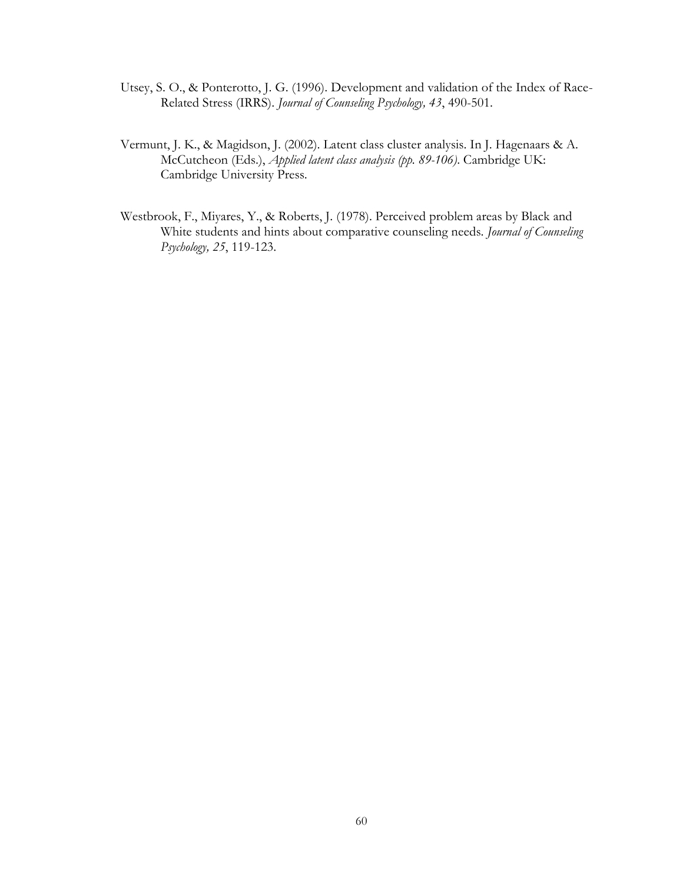Utsey, S. O., & Ponterotto, J. G. (1996). Development and validation of the Index of Race-Related Stress (IRRS). *Journal of Counseling Psychology, 43*, 490-501.

Vermunt, J. K., & Magidson, J. (2002). Latent class cluster analysis. In J. Hagenaars & A. McCutcheon (Eds.), *Applied latent class analysis (pp. 89-106)*. Cambridge UK: Cambridge University Press.

Westbrook, F., Miyares, Y., & Roberts, J. (1978). Perceived problem areas by Black and White students and hints about comparative counseling needs. *Journal of Counseling Psychology, 25*, 119-123.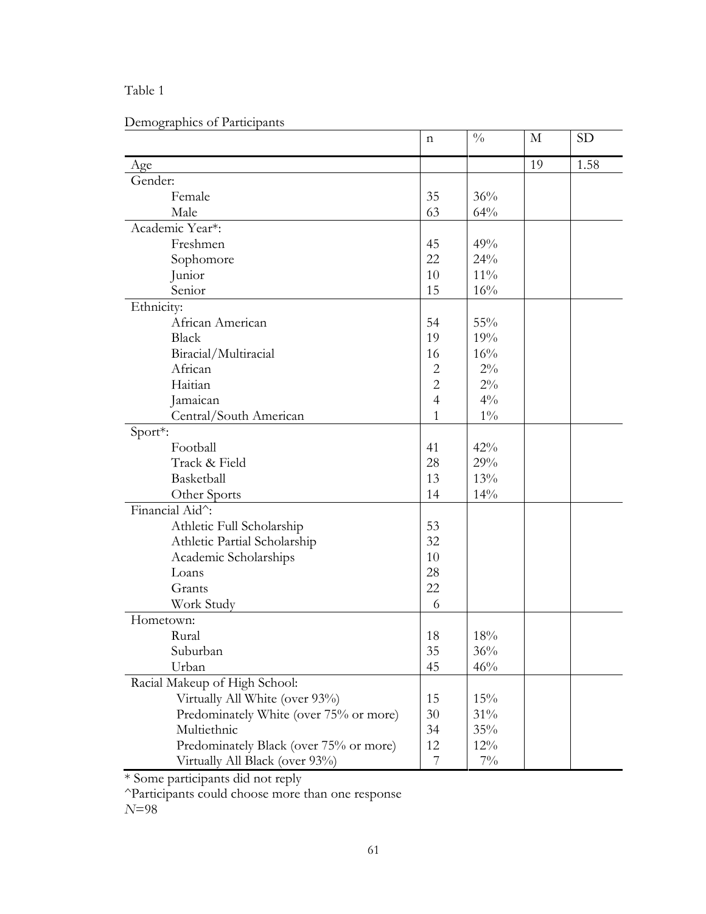Table 1

Demographics of Participants

| | n | % | M | SD |
|---|---|---|---|---|
| Age | | | 19 | 1.58 |
| Gender: | | | | |
| Female | 35 | 36% | | |
| Male | 63 | 64% | | |
| Academic Year*: | | | | |
| Freshmen | 45 | 49% | | |
| Sophomore | 22 | 24% | | |
| Junior | 10 | 11% | | |
| Senior | 15 | 16% | | |
| Ethnicity: | | | | |
| African American | 54 | 55% | | |
| Black | 19 | 19% | | |
| Biracial/Multiracial | 16 | 16% | | |
| African | 2 | 2% | | |
| Haitian | 2 | 2% | | |
| Jamaican | 4 | 4% | | |
| Central/South American | 1 | 1% | | |
| Sport*: | | | | |
| Football | 41 | 42% | | |
| Track & Field | 28 | 29% | | |
| Basketball | 13 | 13% | | |
| Other Sports | 14 | 14% | | |
| Financial Aid^: | | | | |
| Athletic Full Scholarship | 53 | | | |
| Athletic Partial Scholarship | 32 | | | |
| Academic Scholarships | 10 | | | |
| Loans | 28 | | | |
| Grants | 22 | | | |
| Work Study | 6 | | | |
| Hometown: | | | | |
| Rural | 18 | 18% | | |
| Suburban | 35 | 36% | | |
| Urban | 45 | 46% | | |
| Racial Makeup of High School: | | | | |
| Virtually All White (over 93%) | 15 | 15% | | |
| Predominately White (over 75% or more) | 30 | 31% | | |
| Multiethnic | 34 | 35% | | |
| Predominately Black (over 75% or more) | 12 | 12% | | |
| Virtually All Black (over 93%) | 7 | 7% | | |

* Some participants did not reply

^Participants could choose more than one response

*N*=98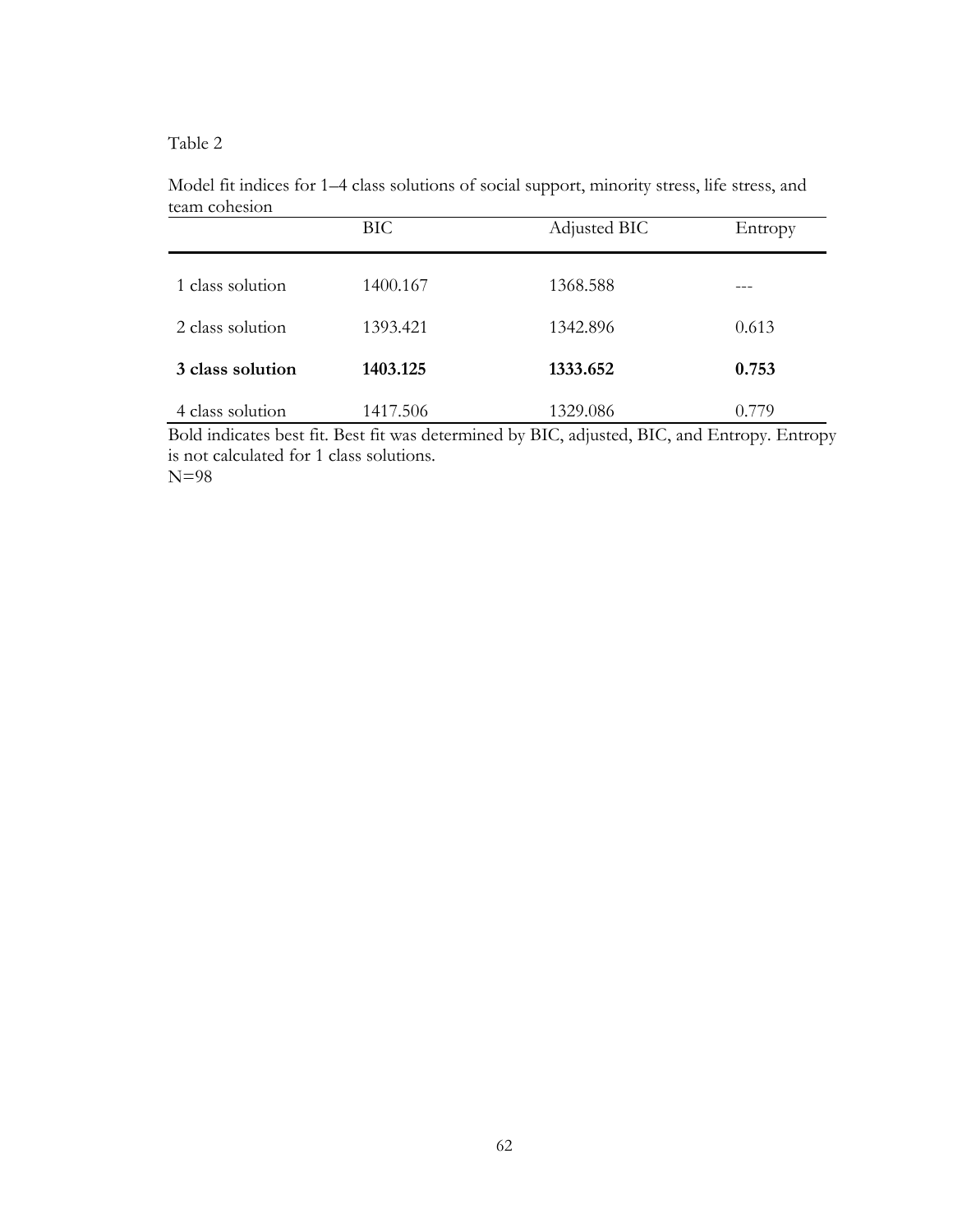Table 2

Model fit indices for 1–4 class solutions of social support, minority stress, life stress, and team cohesion

| | BIC | Adjusted BIC | Entropy |
|---|---|---|---|
| 1 class solution | 1400.167 | 1368.588 | --- |
| 2 class solution | 1393.421 | 1342.896 | 0.613 |
| **3 class solution** | **1403.125** | **1333.652** | **0.753** |
| 4 class solution | 1417.506 | 1329.086 | 0.779 |

Bold indicates best fit. Best fit was determined by BIC, adjusted, BIC, and Entropy. Entropy is not calculated for 1 class solutions.
N=98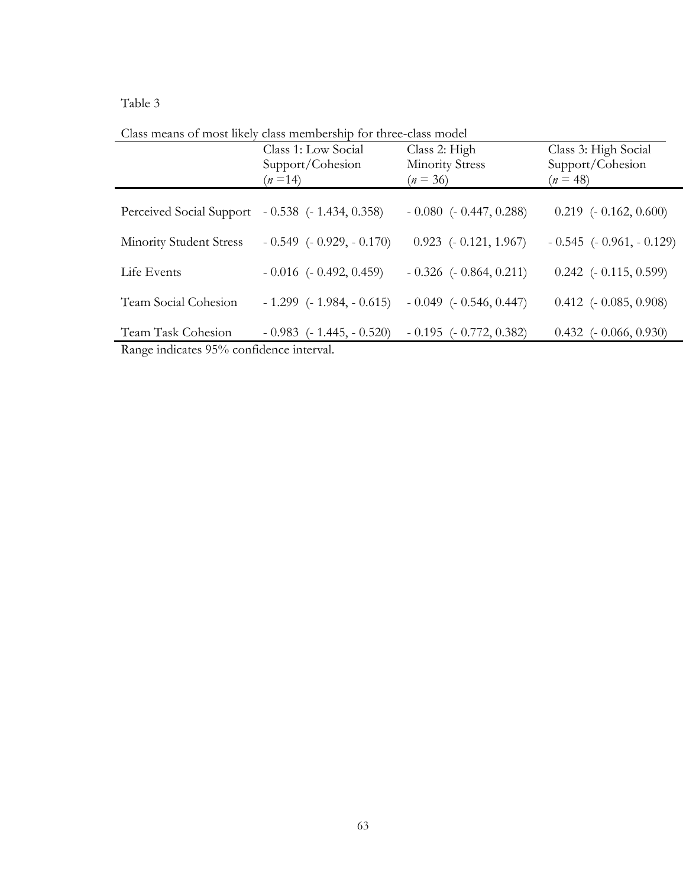Table 3

Class means of most likely class membership for three-class model

| | Class 1: Low Social Support/Cohesion (*n* =14) | Class 2: High Minority Stress (*n* = 36) | Class 3: High Social Support/Cohesion (*n* = 48) |
|---|---|---|---|
| Perceived Social Support | - 0.538 (- 1.434, 0.358) | - 0.080 (- 0.447, 0.288) | 0.219 (- 0.162, 0.600) |
| Minority Student Stress | - 0.549 (- 0.929, - 0.170) | 0.923 (- 0.121, 1.967) | - 0.545 (- 0.961, - 0.129) |
| Life Events | - 0.016 (- 0.492, 0.459) | - 0.326 (- 0.864, 0.211) | 0.242 (- 0.115, 0.599) |
| Team Social Cohesion | - 1.299 (- 1.984, - 0.615) | - 0.049 (- 0.546, 0.447) | 0.412 (- 0.085, 0.908) |
| Team Task Cohesion | - 0.983 (- 1.445, - 0.520) | - 0.195 (- 0.772, 0.382) | 0.432 (- 0.066, 0.930) |

Range indicates 95% confidence interval.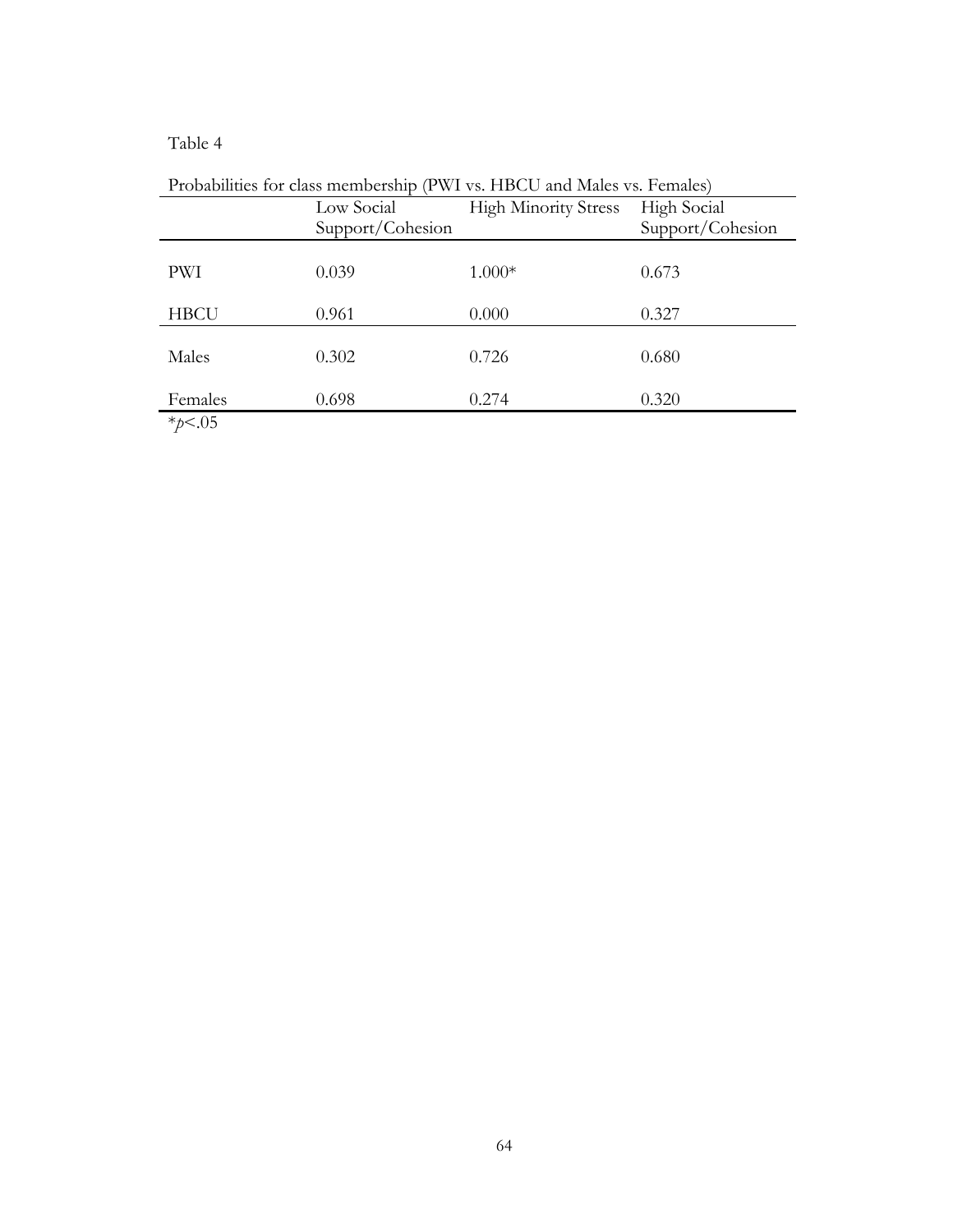Table 4

Probabilities for class membership (PWI vs. HBCU and Males vs. Females)

| | Low Social Support/Cohesion | High Minority Stress | High Social Support/Cohesion |
|---|---|---|---|
| PWI | 0.039 | 1.000* | 0.673 |
| HBCU | 0.961 | 0.000 | 0.327 |
| Males | 0.302 | 0.726 | 0.680 |
| Females | 0.698 | 0.274 | 0.320 |

*$p < .05$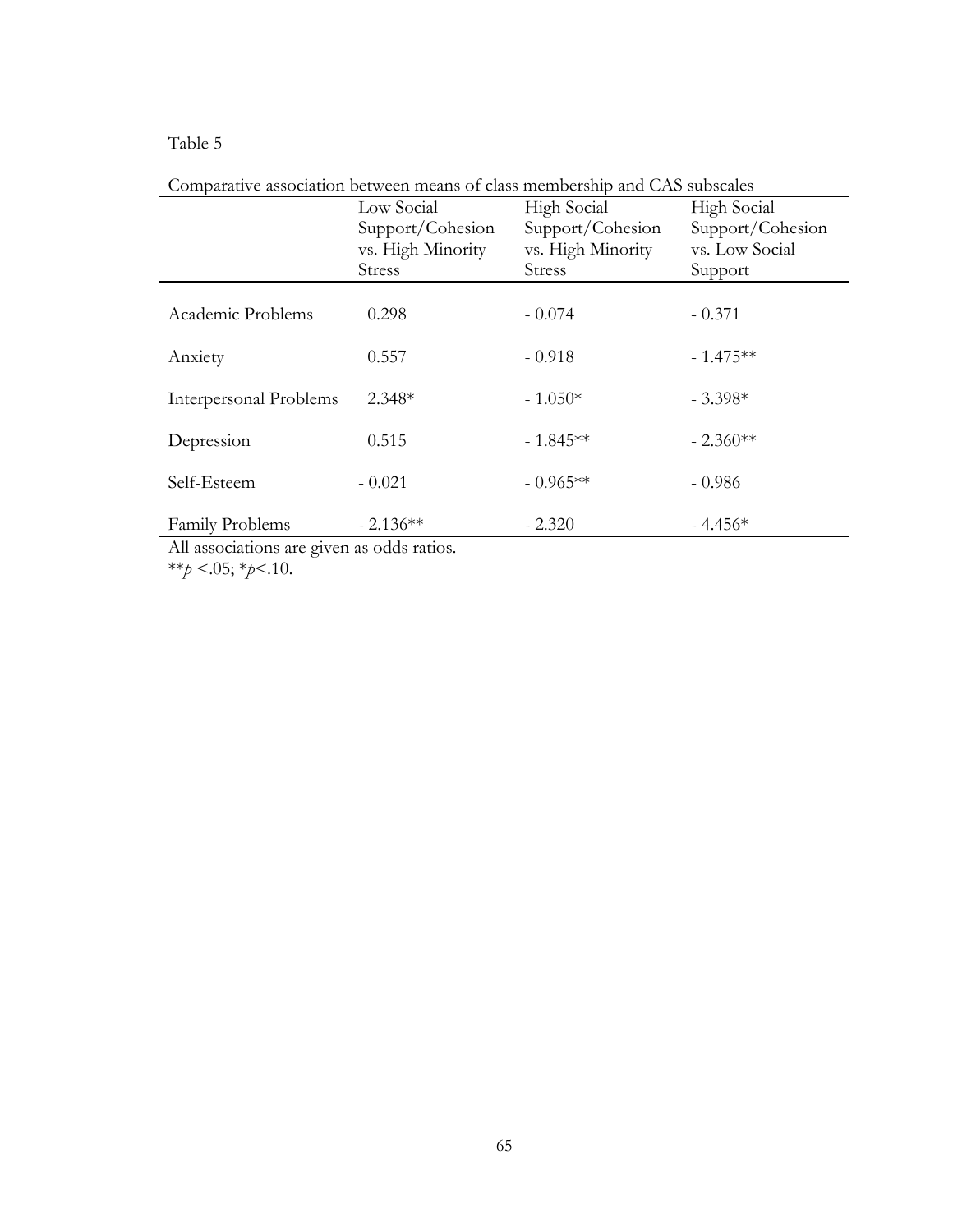Table 5

Comparative association between means of class membership and CAS subscales

| | Low Social Support/Cohesion vs. High Minority Stress | High Social Support/Cohesion vs. High Minority Stress | High Social Support/Cohesion vs. Low Social Support |
|---|---|---|---|
| Academic Problems | 0.298 | - 0.074 | - 0.371 |
| Anxiety | 0.557 | - 0.918 | - 1.475** |
| Interpersonal Problems | 2.348* | - 1.050* | - 3.398* |
| Depression | 0.515 | - 1.845** | - 2.360** |
| Self-Esteem | - 0.021 | - 0.965** | - 0.986 |
| Family Problems | - 2.136** | - 2.320 | - 4.456* |

All associations are given as odds ratios.
$^{**}p < .05$; $^{*}p < .10$.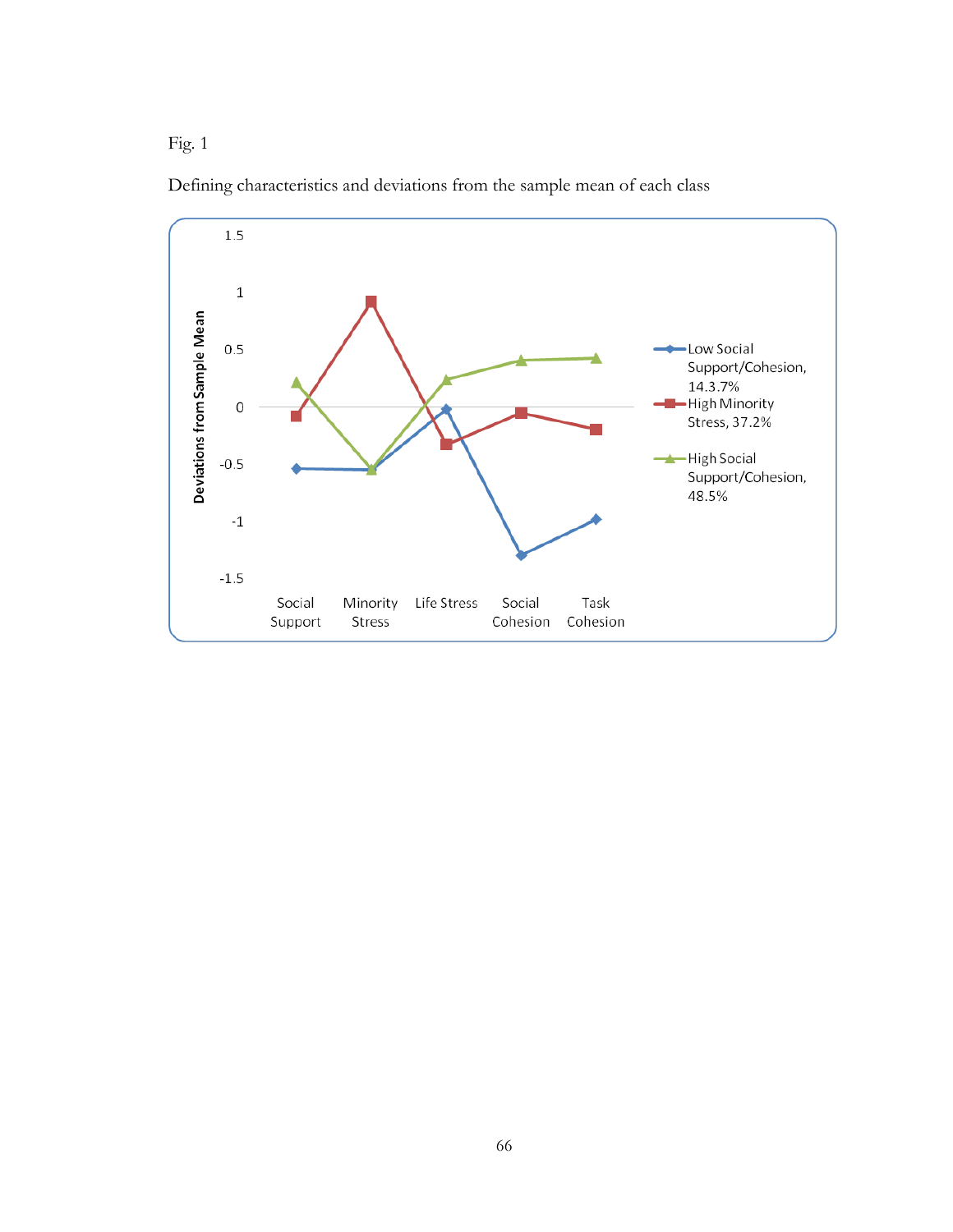Fig. 1

Defining characteristics and deviations from the sample mean of each class

Deviations from Sample Mean

1.5

1

0.5

0

-0.5

-1

-1.5

Social Support | Minority Stress | Life Stress | Social Cohesion | Task Cohesion

Low Social Support/Cohesion, 14.3.7%

High Minority Stress, 37.2%

High Social Support/Cohesion, 48.5%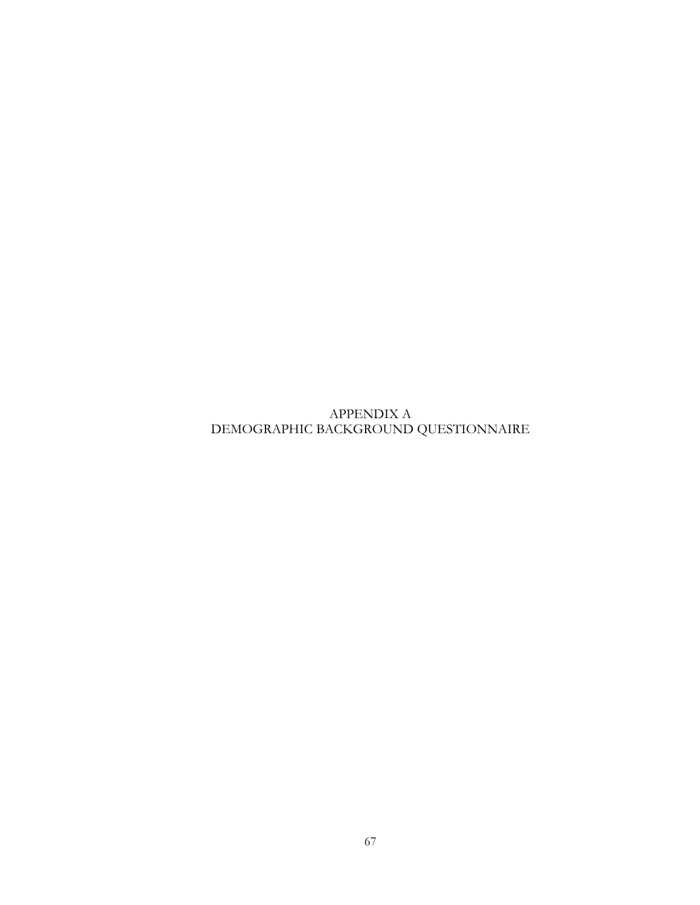# APPENDIX A
# DEMOGRAPHIC BACKGROUND QUESTIONNAIRE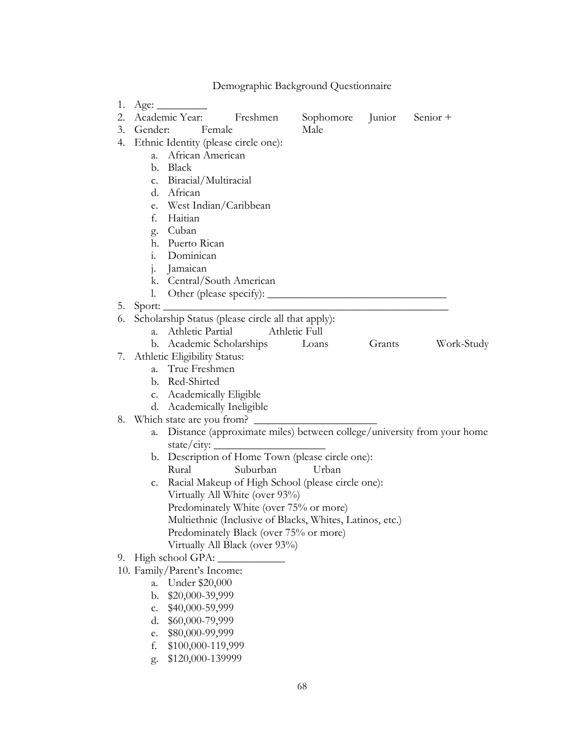Demographic Background Questionnaire

1. Age: _________
2. Academic Year: Freshmen Sophomore Junior Senior +
3. Gender: Female Male
4. Ethnic Identity (please circle one):
   a. African American
   b. Black
   c. Biracial/Multiracial
   d. African
   e. West Indian/Caribbean
   f. Haitian
   g. Cuban
   h. Puerto Rican
   i. Dominican
   j. Jamaican
   k. Central/South American
   l. Other (please specify): ________________________________
5. Sport: ___________________________________________________
6. Scholarship Status (please circle all that apply):
   a. Athletic Partial Athletic Full
   b. Academic Scholarships Loans Grants Work-Study
7. Athletic Eligibility Status:
   a. True Freshmen
   b. Red-Shirted
   c. Academically Eligible
   d. Academically Ineligible
8. Which state are you from? ______________________
   a. Distance (approximate miles) between college/university from your home state/city: ____________________
   b. Description of Home Town (please circle one):
      Rural Suburban Urban
   c. Racial Makeup of High School (please circle one):
      Virtually All White (over 93%)
      Predominately White (over 75% or more)
      Multiethnic (Inclusive of Blacks, Whites, Latinos, etc.)
      Predominately Black (over 75% or more)
      Virtually All Black (over 93%)
9. High school GPA: ____________
10. Family/Parent's Income:
    a. Under $20,000
    b. $20,000-39,999
    c. $40,000-59,999
    d. $60,000-79,999
    e. $80,000-99,999
    f. $100,000-119,999
    g. $120,000-139999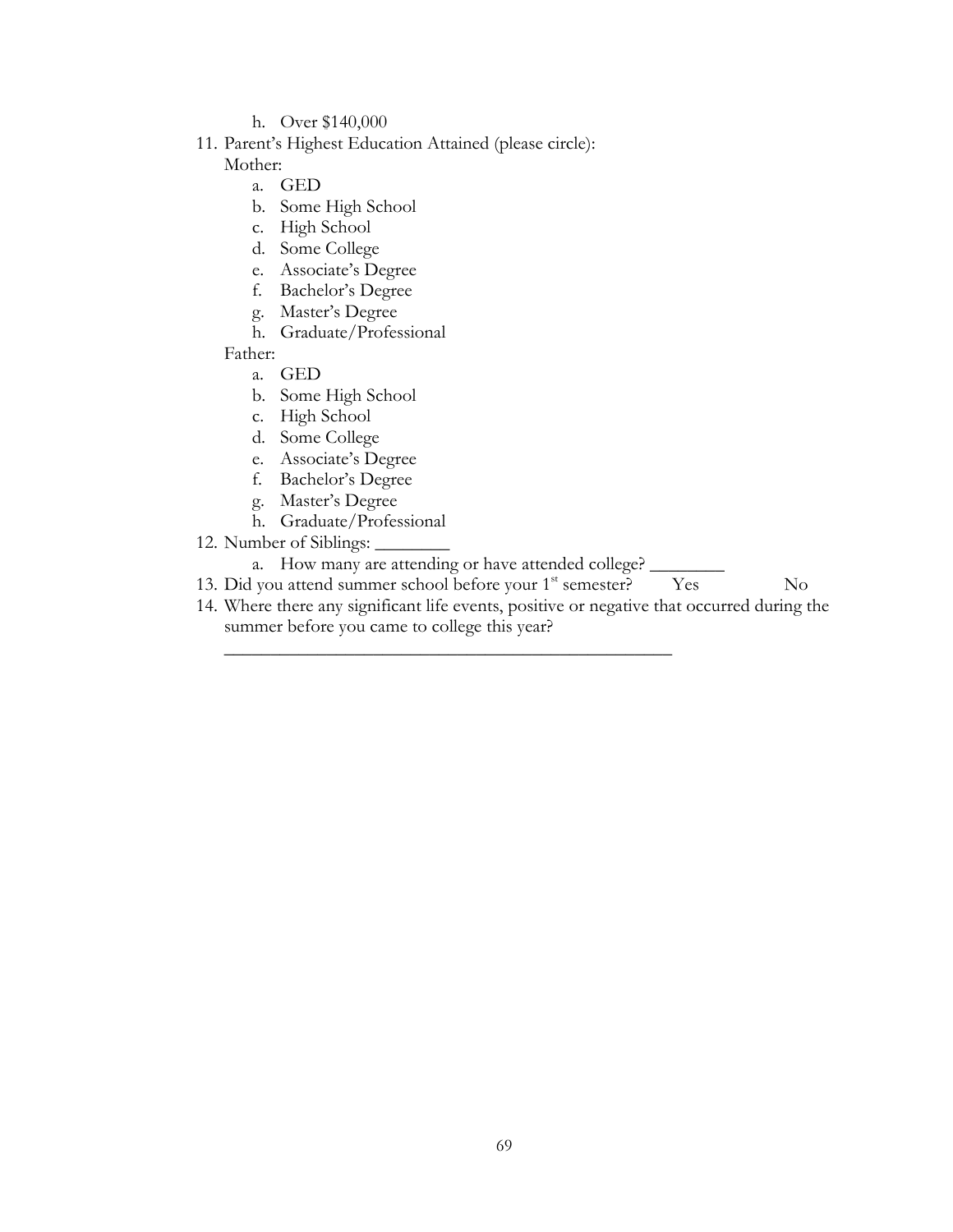h. Over $140,000

11. Parent's Highest Education Attained (please circle):

    Mother:

    a. GED
    b. Some High School
    c. High School
    d. Some College
    e. Associate's Degree
    f. Bachelor's Degree
    g. Master's Degree
    h. Graduate/Professional

    Father:

    a. GED
    b. Some High School
    c. High School
    d. Some College
    e. Associate's Degree
    f. Bachelor's Degree
    g. Master's Degree
    h. Graduate/Professional

12. Number of Siblings: ________
    a. How many are attending or have attended college? ________
13. Did you attend summer school before your 1st semester? Yes No
14. Where there any significant life events, positive or negative that occurred during the summer before you came to college this year?

    ___________________________________________________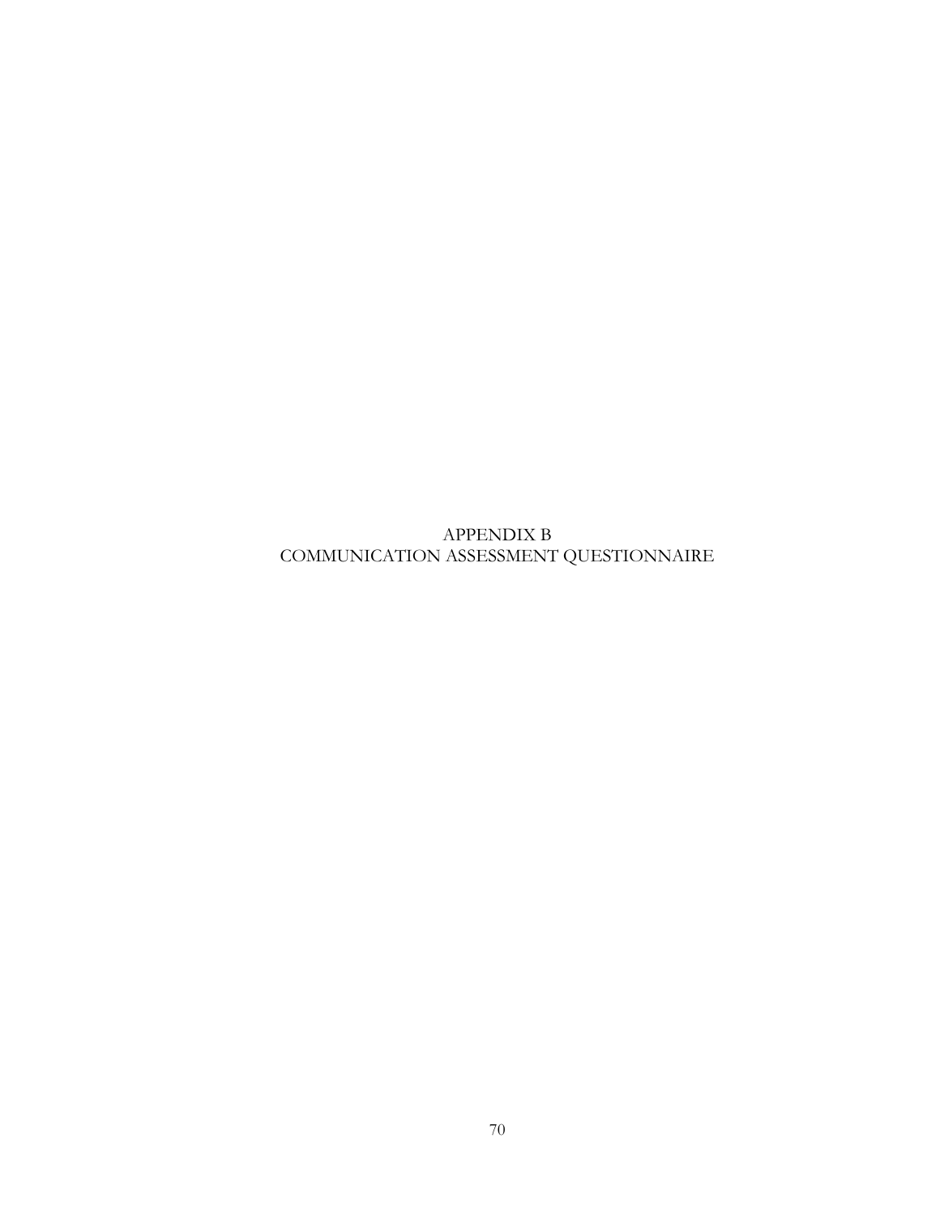# APPENDIX B
# COMMUNICATION ASSESSMENT QUESTIONNAIRE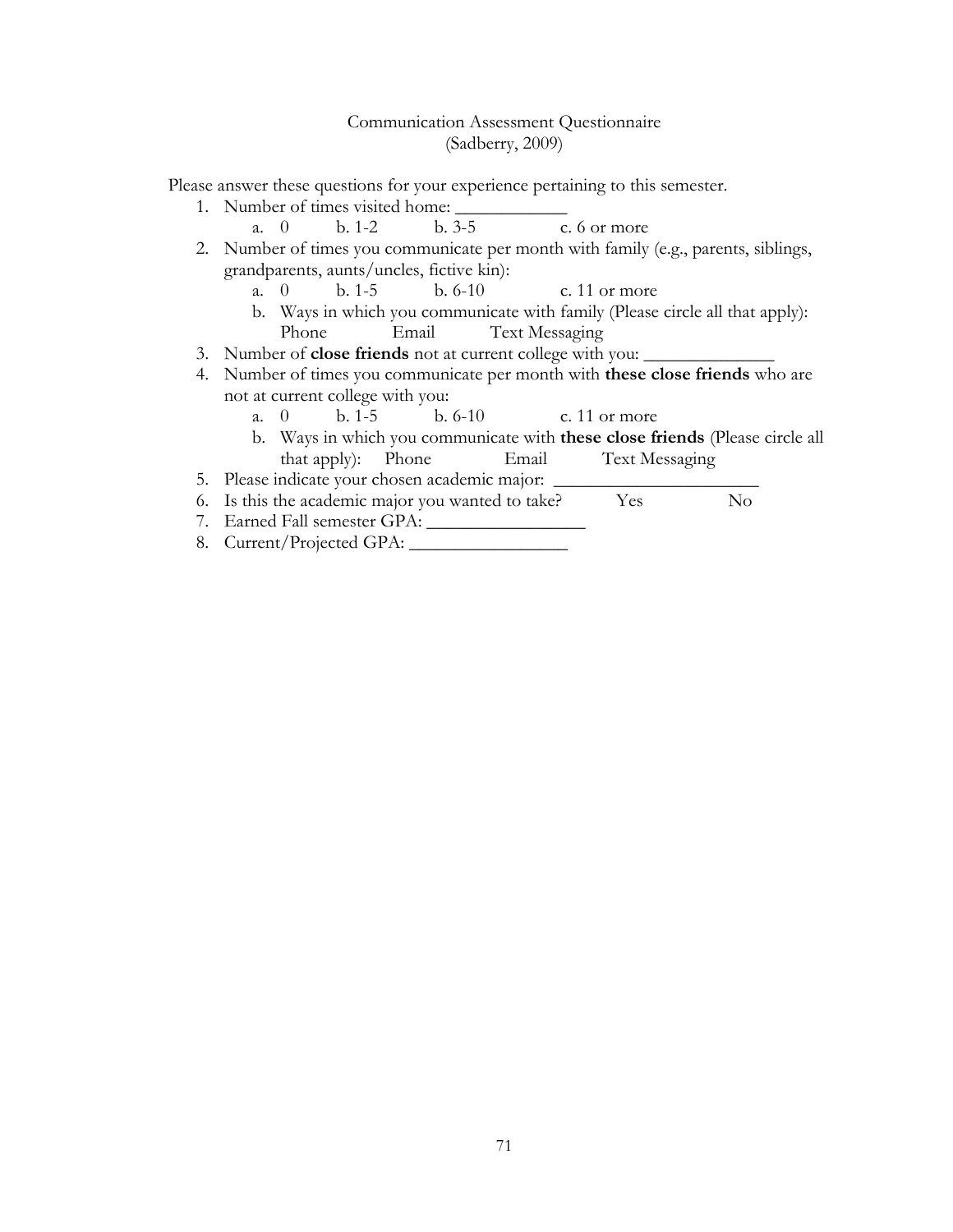Communication Assessment Questionnaire
(Sadberry, 2009)

Please answer these questions for your experience pertaining to this semester.

1. Number of times visited home: ____________
   a. 0 b. 1-2 b. 3-5 c. 6 or more
2. Number of times you communicate per month with family (e.g., parents, siblings, grandparents, aunts/uncles, fictive kin):
   a. 0 b. 1-5 b. 6-10 c. 11 or more
   b. Ways in which you communicate with family (Please circle all that apply): Phone Email Text Messaging
3. Number of **close friends** not at current college with you: ______________
4. Number of times you communicate per month with **these close friends** who are not at current college with you:
   a. 0 b. 1-5 b. 6-10 c. 11 or more
   b. Ways in which you communicate with **these close friends** (Please circle all that apply): Phone Email Text Messaging
5. Please indicate your chosen academic major: _______________________
6. Is this the academic major you wanted to take? Yes No
7. Earned Fall semester GPA: _________________
8. Current/Projected GPA: _________________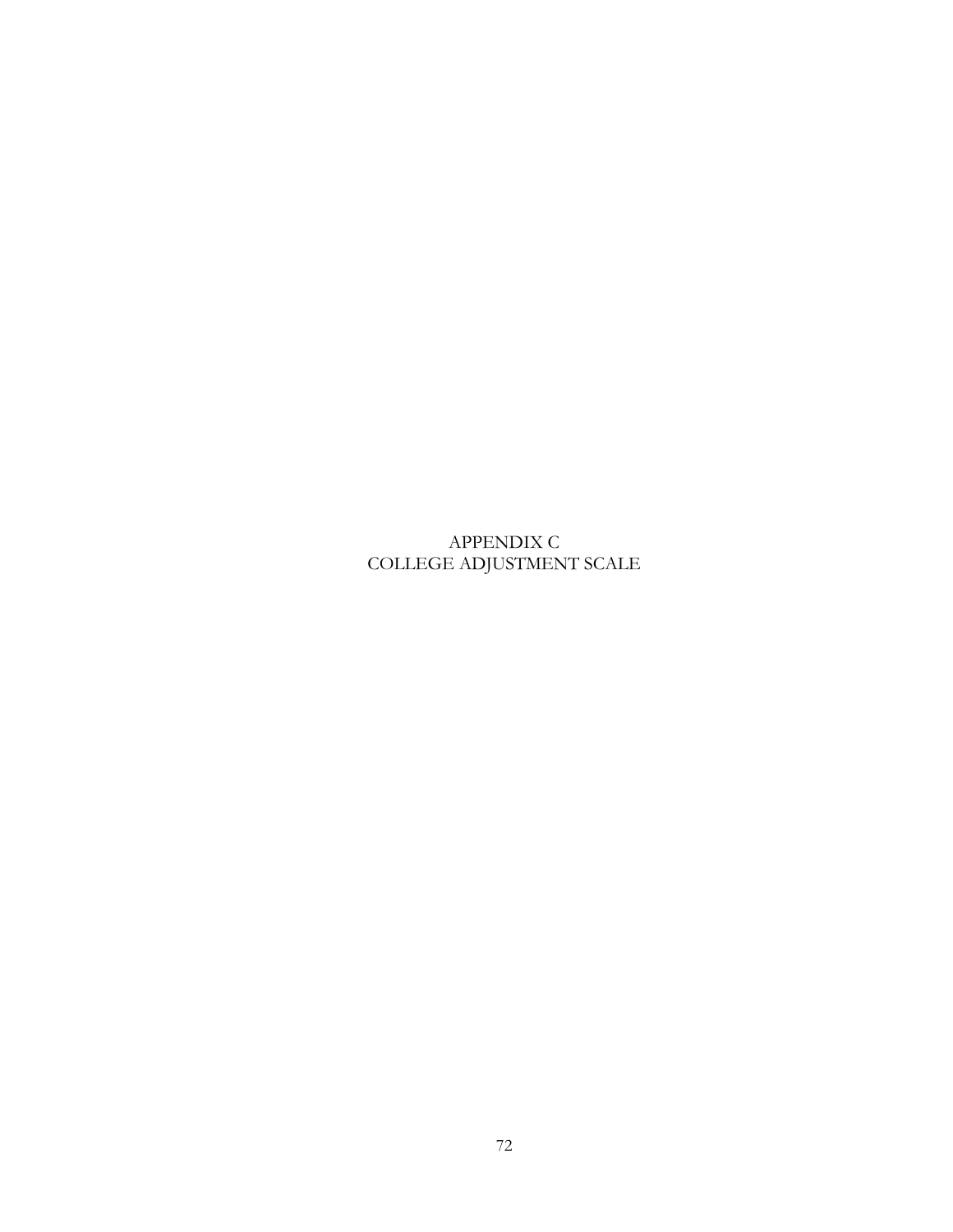# APPENDIX C
# COLLEGE ADJUSTMENT SCALE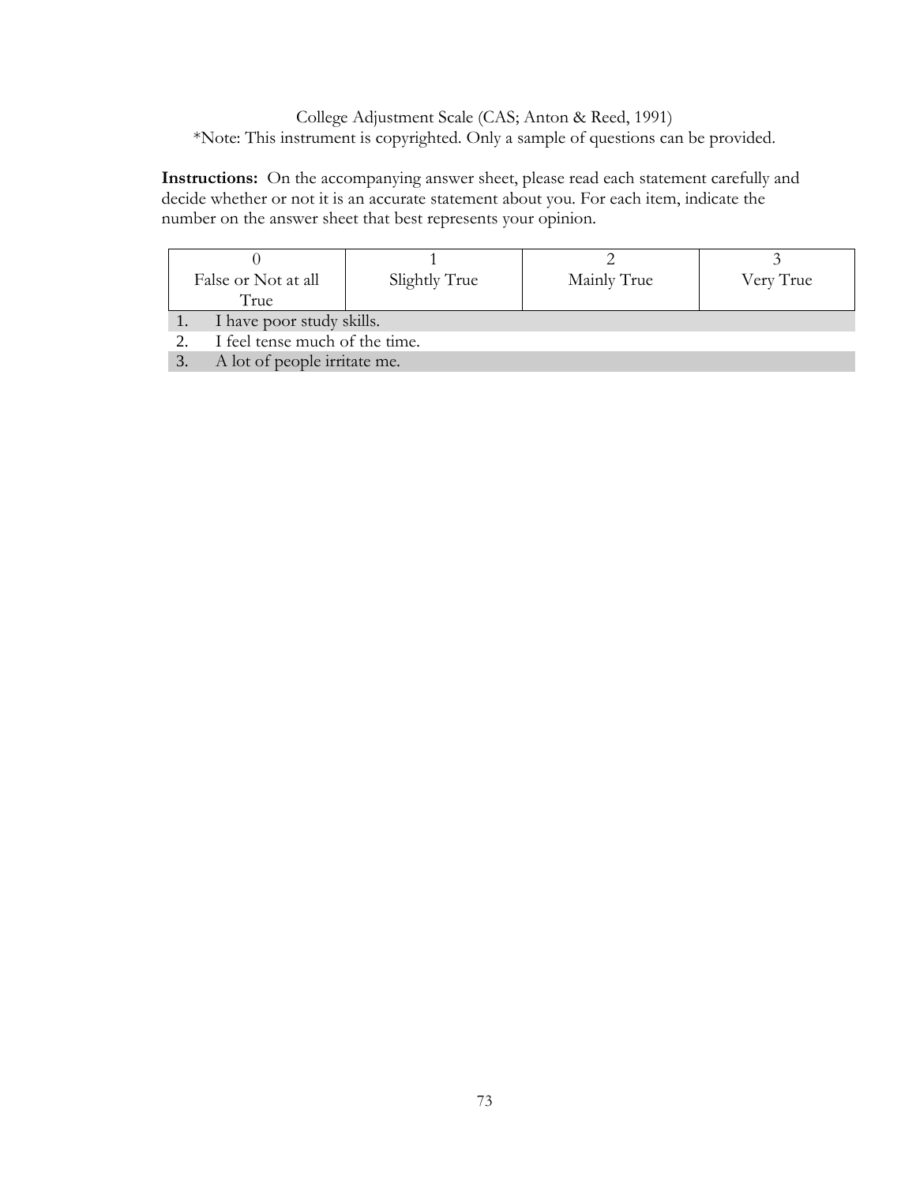College Adjustment Scale (CAS; Anton & Reed, 1991)
*Note: This instrument is copyrighted. Only a sample of questions can be provided.

**Instructions:** On the accompanying answer sheet, please read each statement carefully and decide whether or not it is an accurate statement about you. For each item, indicate the number on the answer sheet that best represents your opinion.

| 0<br>False or Not at all True | 1<br>Slightly True | 2<br>Mainly True | 3<br>Very True |
|---|---|---|---|

1. I have poor study skills.
2. I feel tense much of the time.
3. A lot of people irritate me.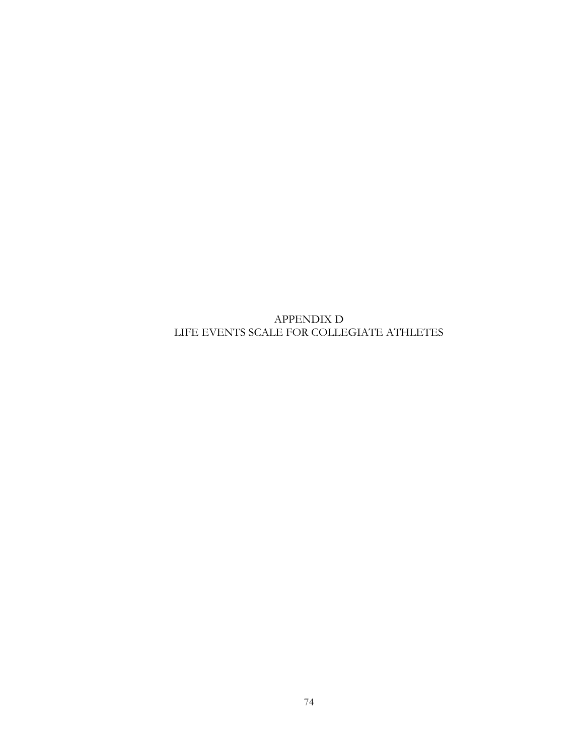# APPENDIX D
# LIFE EVENTS SCALE FOR COLLEGIATE ATHLETES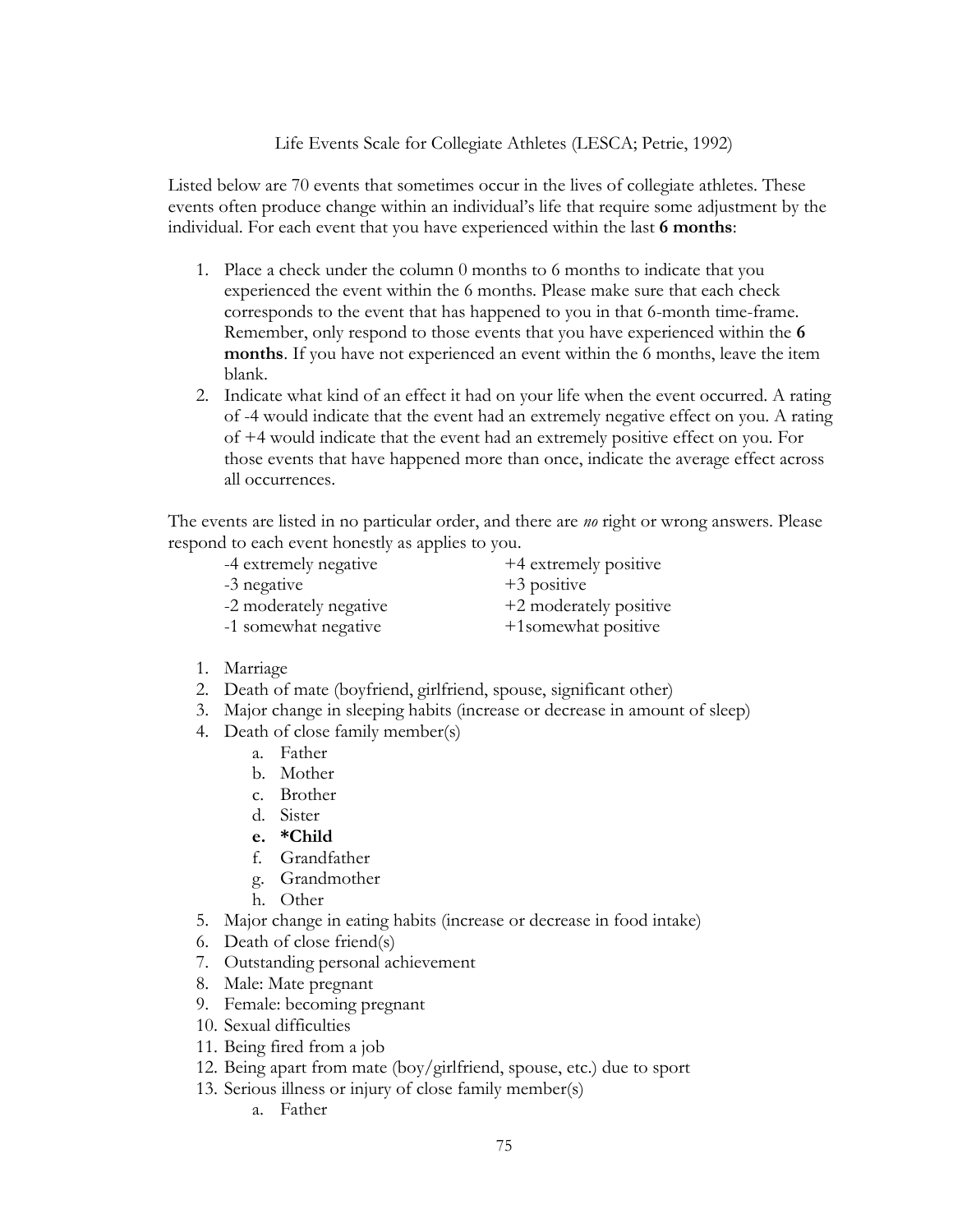Life Events Scale for Collegiate Athletes (LESCA; Petrie, 1992)

Listed below are 70 events that sometimes occur in the lives of collegiate athletes. These events often produce change within an individual's life that require some adjustment by the individual. For each event that you have experienced within the last **6 months**:

1. Place a check under the column 0 months to 6 months to indicate that you experienced the event within the 6 months. Please make sure that each check corresponds to the event that has happened to you in that 6-month time-frame. Remember, only respond to those events that you have experienced within the **6 months**. If you have not experienced an event within the 6 months, leave the item blank.
2. Indicate what kind of an effect it had on your life when the event occurred. A rating of -4 would indicate that the event had an extremely negative effect on you. A rating of +4 would indicate that the event had an extremely positive effect on you. For those events that have happened more than once, indicate the average effect across all occurrences.

The events are listed in no particular order, and there are *no* right or wrong answers. Please respond to each event honestly as applies to you.

| | |
|---|---|
| -4 extremely negative | +4 extremely positive |
| -3 negative | +3 positive |
| -2 moderately negative | +2 moderately positive |
| -1 somewhat negative | +1somewhat positive |

1. Marriage
2. Death of mate (boyfriend, girlfriend, spouse, significant other)
3. Major change in sleeping habits (increase or decrease in amount of sleep)
4. Death of close family member(s)
   a. Father
   b. Mother
   c. Brother
   d. Sister
   e. **\*Child**
   f. Grandfather
   g. Grandmother
   h. Other
5. Major change in eating habits (increase or decrease in food intake)
6. Death of close friend(s)
7. Outstanding personal achievement
8. Male: Mate pregnant
9. Female: becoming pregnant
10. Sexual difficulties
11. Being fired from a job
12. Being apart from mate (boy/girlfriend, spouse, etc.) due to sport
13. Serious illness or injury of close family member(s)
    a. Father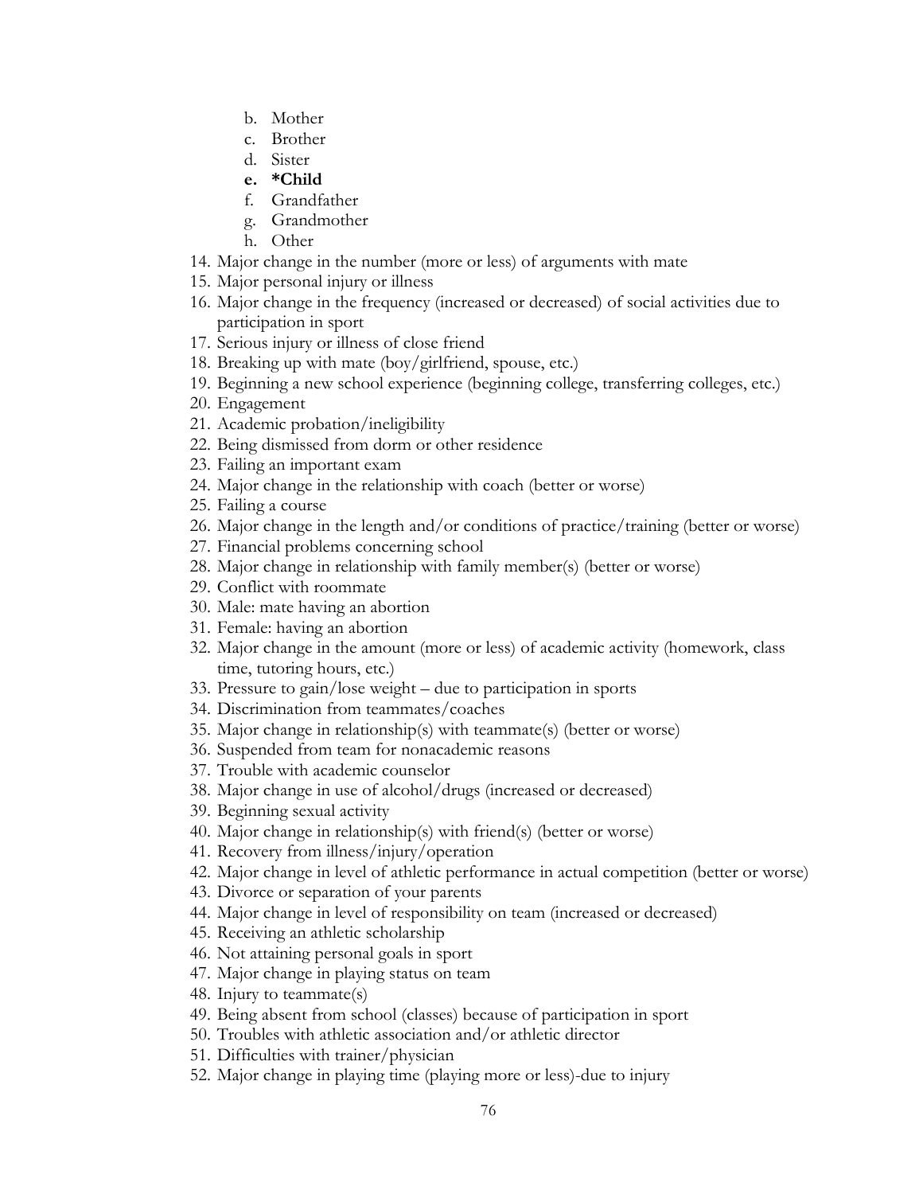b. Mother
   c. Brother
   d. Sister
   e. **\*Child**
   f. Grandfather
   g. Grandmother
   h. Other

14. Major change in the number (more or less) of arguments with mate
15. Major personal injury or illness
16. Major change in the frequency (increased or decreased) of social activities due to participation in sport
17. Serious injury or illness of close friend
18. Breaking up with mate (boy/girlfriend, spouse, etc.)
19. Beginning a new school experience (beginning college, transferring colleges, etc.)
20. Engagement
21. Academic probation/ineligibility
22. Being dismissed from dorm or other residence
23. Failing an important exam
24. Major change in the relationship with coach (better or worse)
25. Failing a course
26. Major change in the length and/or conditions of practice/training (better or worse)
27. Financial problems concerning school
28. Major change in relationship with family member(s) (better or worse)
29. Conflict with roommate
30. Male: mate having an abortion
31. Female: having an abortion
32. Major change in the amount (more or less) of academic activity (homework, class time, tutoring hours, etc.)
33. Pressure to gain/lose weight – due to participation in sports
34. Discrimination from teammates/coaches
35. Major change in relationship(s) with teammate(s) (better or worse)
36. Suspended from team for nonacademic reasons
37. Trouble with academic counselor
38. Major change in use of alcohol/drugs (increased or decreased)
39. Beginning sexual activity
40. Major change in relationship(s) with friend(s) (better or worse)
41. Recovery from illness/injury/operation
42. Major change in level of athletic performance in actual competition (better or worse)
43. Divorce or separation of your parents
44. Major change in level of responsibility on team (increased or decreased)
45. Receiving an athletic scholarship
46. Not attaining personal goals in sport
47. Major change in playing status on team
48. Injury to teammate(s)
49. Being absent from school (classes) because of participation in sport
50. Troubles with athletic association and/or athletic director
51. Difficulties with trainer/physician
52. Major change in playing time (playing more or less)-due to injury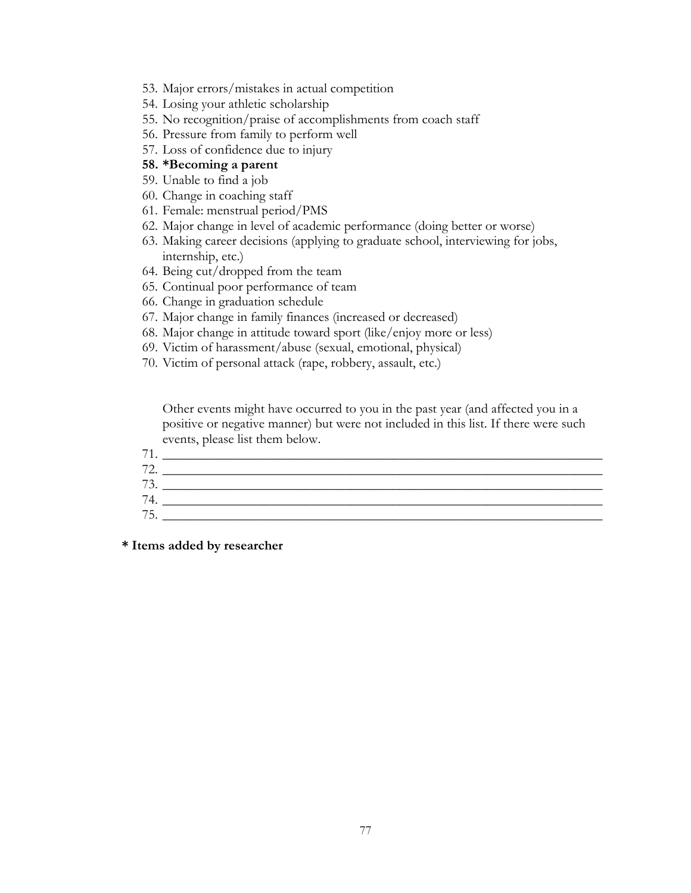53. Major errors/mistakes in actual competition
54. Losing your athletic scholarship
55. No recognition/praise of accomplishments from coach staff
56. Pressure from family to perform well
57. Loss of confidence due to injury
58. **\*Becoming a parent**
59. Unable to find a job
60. Change in coaching staff
61. Female: menstrual period/PMS
62. Major change in level of academic performance (doing better or worse)
63. Making career decisions (applying to graduate school, interviewing for jobs, internship, etc.)
64. Being cut/dropped from the team
65. Continual poor performance of team
66. Change in graduation schedule
67. Major change in family finances (increased or decreased)
68. Major change in attitude toward sport (like/enjoy more or less)
69. Victim of harassment/abuse (sexual, emotional, physical)
70. Victim of personal attack (rape, robbery, assault, etc.)

Other events might have occurred to you in the past year (and affected you in a positive or negative manner) but were not included in this list. If there were such events, please list them below.

71. \_\_\_\_\_\_\_\_\_\_\_\_\_\_\_\_\_\_\_\_\_\_\_\_\_\_\_\_\_\_\_\_\_\_\_\_\_\_\_\_\_\_\_\_\_\_\_\_\_\_\_\_\_\_\_\_\_\_\_\_
72. \_\_\_\_\_\_\_\_\_\_\_\_\_\_\_\_\_\_\_\_\_\_\_\_\_\_\_\_\_\_\_\_\_\_\_\_\_\_\_\_\_\_\_\_\_\_\_\_\_\_\_\_\_\_\_\_\_\_\_\_
73. \_\_\_\_\_\_\_\_\_\_\_\_\_\_\_\_\_\_\_\_\_\_\_\_\_\_\_\_\_\_\_\_\_\_\_\_\_\_\_\_\_\_\_\_\_\_\_\_\_\_\_\_\_\_\_\_\_\_\_\_
74. \_\_\_\_\_\_\_\_\_\_\_\_\_\_\_\_\_\_\_\_\_\_\_\_\_\_\_\_\_\_\_\_\_\_\_\_\_\_\_\_\_\_\_\_\_\_\_\_\_\_\_\_\_\_\_\_\_\_\_\_
75. \_\_\_\_\_\_\_\_\_\_\_\_\_\_\_\_\_\_\_\_\_\_\_\_\_\_\_\_\_\_\_\_\_\_\_\_\_\_\_\_\_\_\_\_\_\_\_\_\_\_\_\_\_\_\_\_\_\_\_\_

**\* Items added by researcher**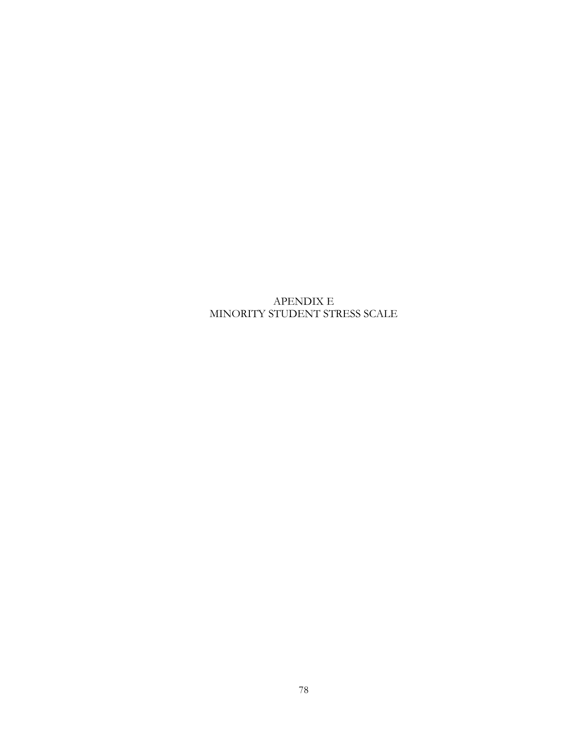# APENDIX E
# MINORITY STUDENT STRESS SCALE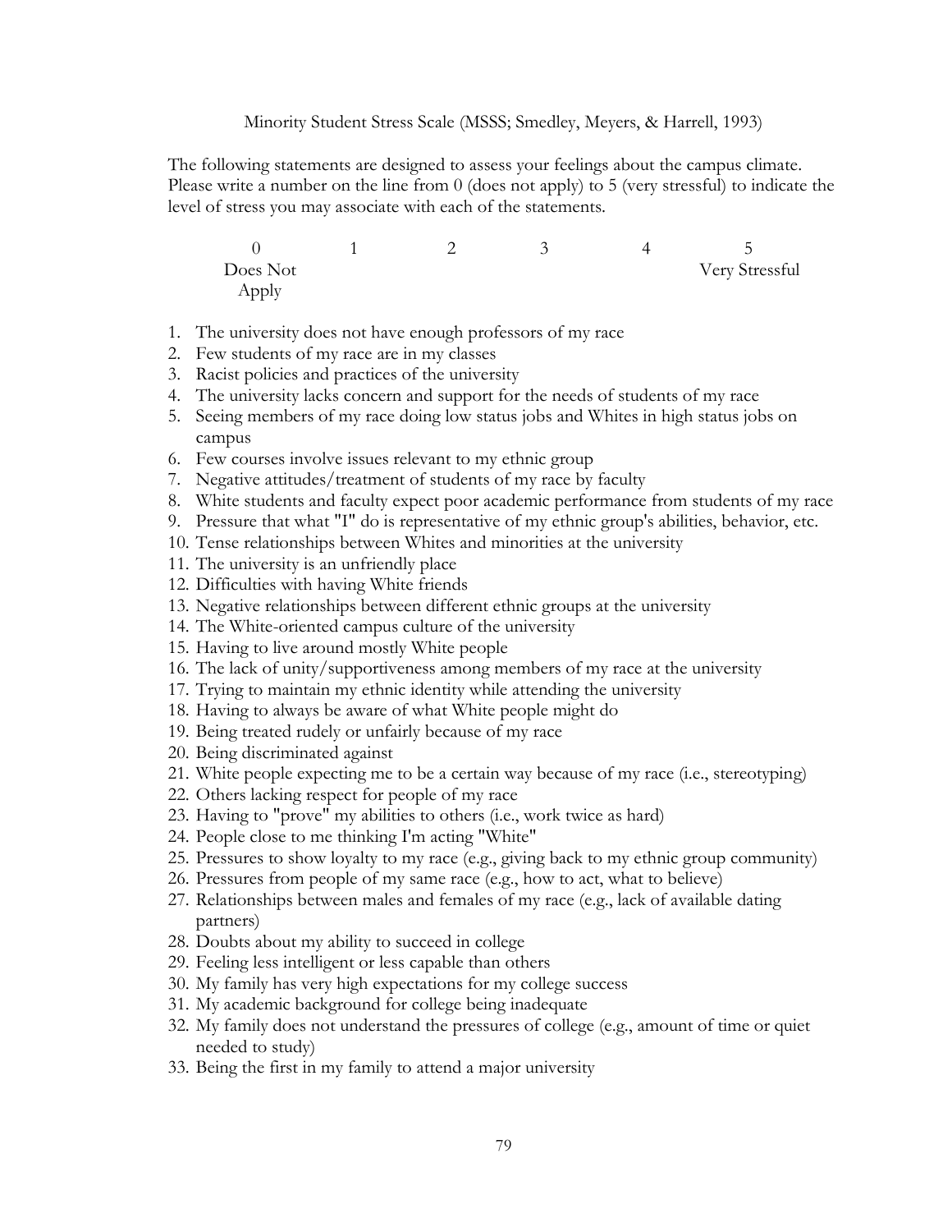Minority Student Stress Scale (MSSS; Smedley, Meyers, & Harrell, 1993)

The following statements are designed to assess your feelings about the campus climate. Please write a number on the line from 0 (does not apply) to 5 (very stressful) to indicate the level of stress you may associate with each of the statements.

| 0 | 1 | 2 | 3 | 4 | 5 |
|---|---|---|---|---|---|
| Does Not Apply | | | | | Very Stressful |

1. The university does not have enough professors of my race
2. Few students of my race are in my classes
3. Racist policies and practices of the university
4. The university lacks concern and support for the needs of students of my race
5. Seeing members of my race doing low status jobs and Whites in high status jobs on campus
6. Few courses involve issues relevant to my ethnic group
7. Negative attitudes/treatment of students of my race by faculty
8. White students and faculty expect poor academic performance from students of my race
9. Pressure that what "I" do is representative of my ethnic group's abilities, behavior, etc.
10. Tense relationships between Whites and minorities at the university
11. The university is an unfriendly place
12. Difficulties with having White friends
13. Negative relationships between different ethnic groups at the university
14. The White-oriented campus culture of the university
15. Having to live around mostly White people
16. The lack of unity/supportiveness among members of my race at the university
17. Trying to maintain my ethnic identity while attending the university
18. Having to always be aware of what White people might do
19. Being treated rudely or unfairly because of my race
20. Being discriminated against
21. White people expecting me to be a certain way because of my race (i.e., stereotyping)
22. Others lacking respect for people of my race
23. Having to "prove" my abilities to others (i.e., work twice as hard)
24. People close to me thinking I'm acting "White"
25. Pressures to show loyalty to my race (e.g., giving back to my ethnic group community)
26. Pressures from people of my same race (e.g., how to act, what to believe)
27. Relationships between males and females of my race (e.g., lack of available dating partners)
28. Doubts about my ability to succeed in college
29. Feeling less intelligent or less capable than others
30. My family has very high expectations for my college success
31. My academic background for college being inadequate
32. My family does not understand the pressures of college (e.g., amount of time or quiet needed to study)
33. Being the first in my family to attend a major university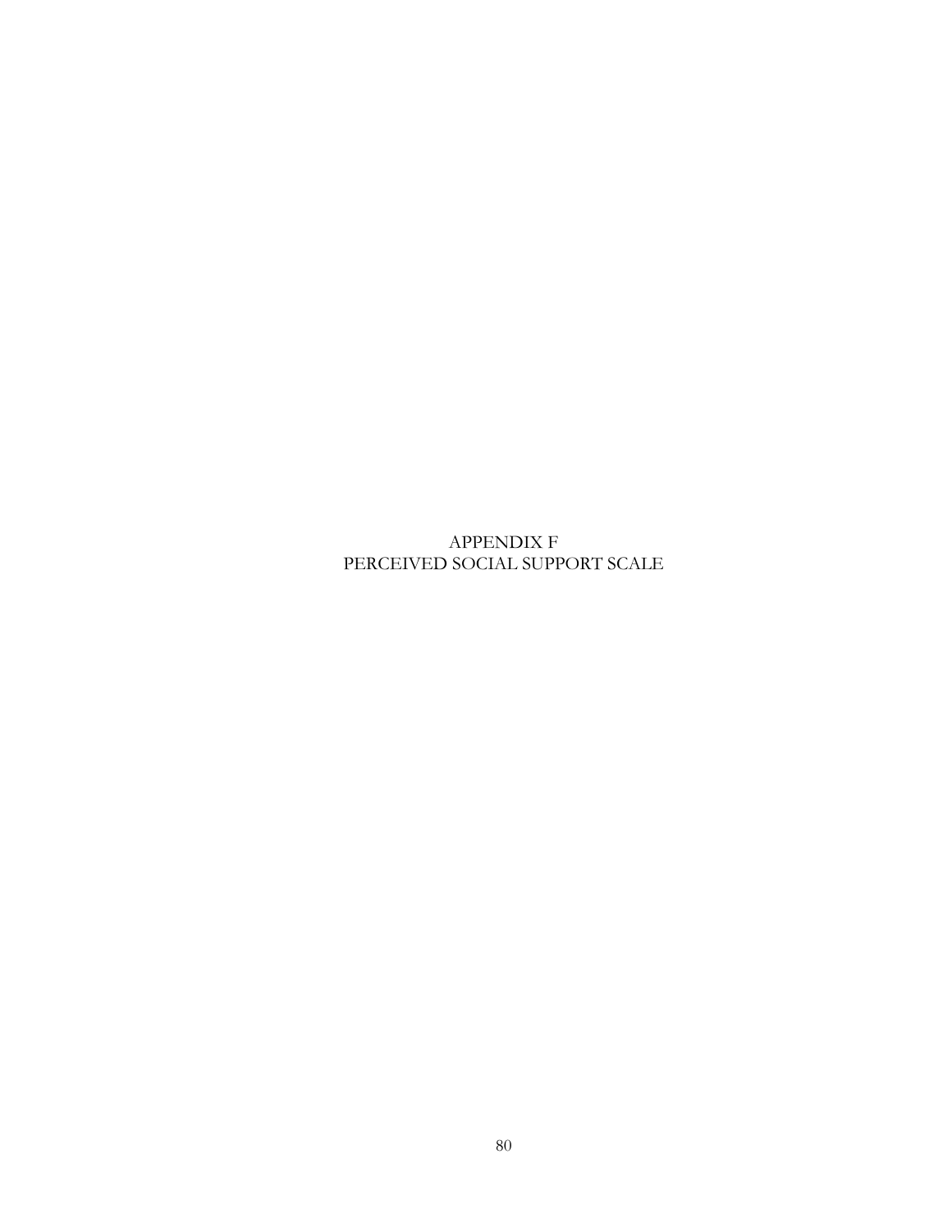# APPENDIX F
# PERCEIVED SOCIAL SUPPORT SCALE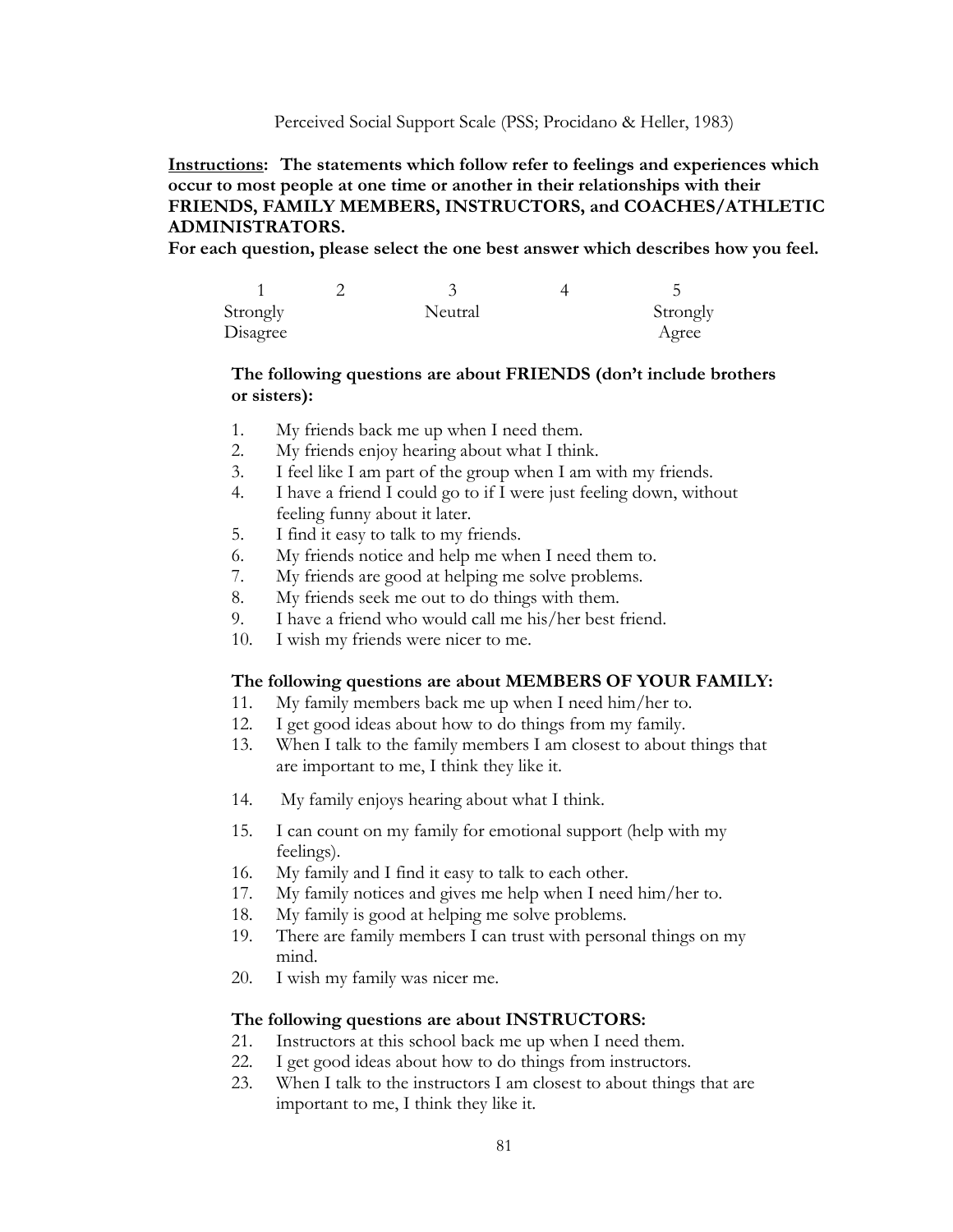Perceived Social Support Scale (PSS; Procidano & Heller, 1983)

**Instructions: The statements which follow refer to feelings and experiences which occur to most people at one time or another in their relationships with their FRIENDS, FAMILY MEMBERS, INSTRUCTORS, and COACHES/ATHLETIC ADMINISTRATORS.**
**For each question, please select the one best answer which describes how you feel.**

| 1 | 2 | 3 | 4 | 5 |
|---|---|---|---|---|
| Strongly Disagree | | Neutral | | Strongly Agree |

**The following questions are about FRIENDS (don't include brothers or sisters):**

1. My friends back me up when I need them.
2. My friends enjoy hearing about what I think.
3. I feel like I am part of the group when I am with my friends.
4. I have a friend I could go to if I were just feeling down, without feeling funny about it later.
5. I find it easy to talk to my friends.
6. My friends notice and help me when I need them to.
7. My friends are good at helping me solve problems.
8. My friends seek me out to do things with them.
9. I have a friend who would call me his/her best friend.
10. I wish my friends were nicer to me.

**The following questions are about MEMBERS OF YOUR FAMILY:**

11. My family members back me up when I need him/her to.
12. I get good ideas about how to do things from my family.
13. When I talk to the family members I am closest to about things that are important to me, I think they like it.
14. My family enjoys hearing about what I think.
15. I can count on my family for emotional support (help with my feelings).
16. My family and I find it easy to talk to each other.
17. My family notices and gives me help when I need him/her to.
18. My family is good at helping me solve problems.
19. There are family members I can trust with personal things on my mind.
20. I wish my family was nicer me.

**The following questions are about INSTRUCTORS:**

21. Instructors at this school back me up when I need them.
22. I get good ideas about how to do things from instructors.
23. When I talk to the instructors I am closest to about things that are important to me, I think they like it.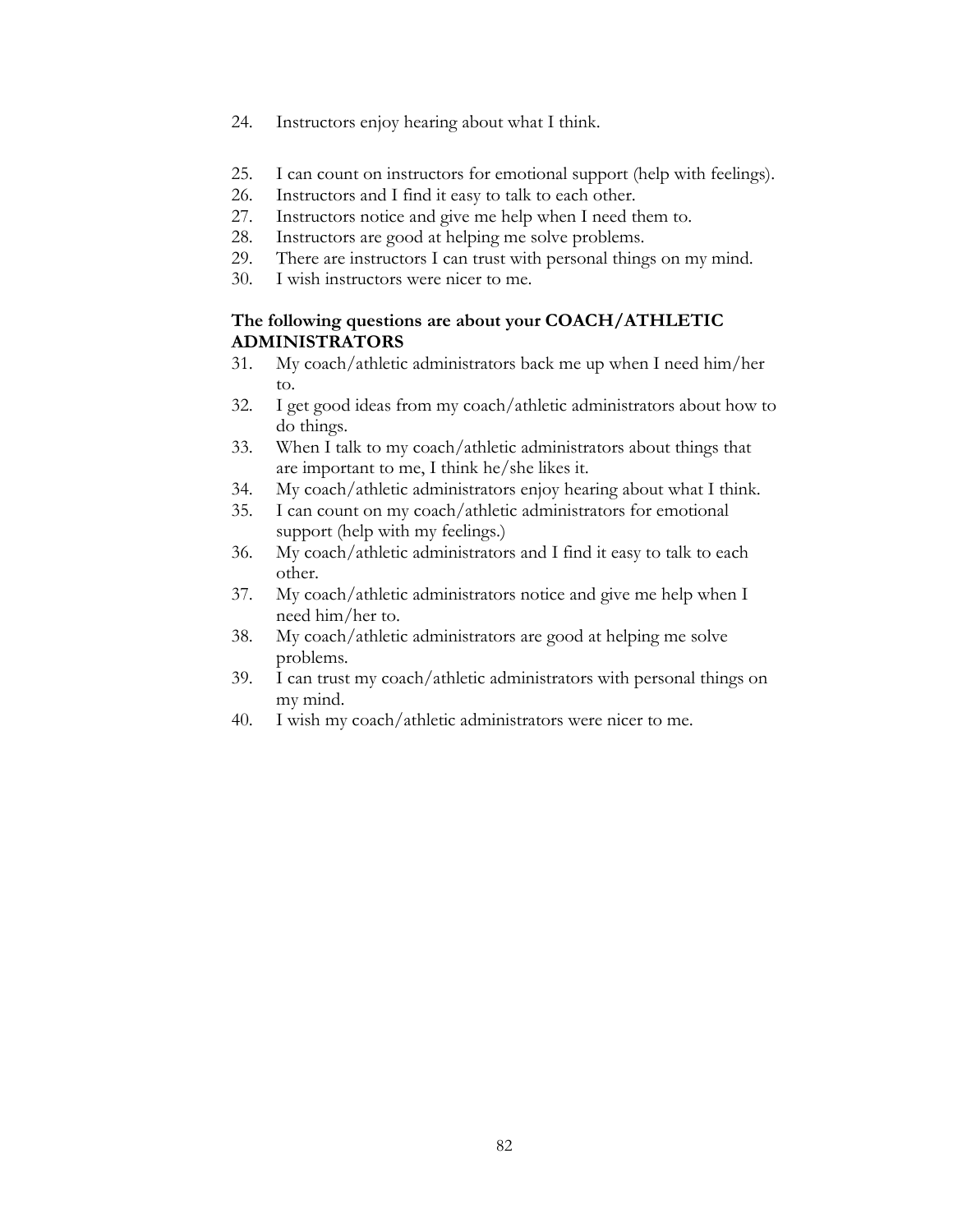24. Instructors enjoy hearing about what I think.

25. I can count on instructors for emotional support (help with feelings).
26. Instructors and I find it easy to talk to each other.
27. Instructors notice and give me help when I need them to.
28. Instructors are good at helping me solve problems.
29. There are instructors I can trust with personal things on my mind.
30. I wish instructors were nicer to me.

**The following questions are about your COACH/ATHLETIC ADMINISTRATORS**

31. My coach/athletic administrators back me up when I need him/her to.
32. I get good ideas from my coach/athletic administrators about how to do things.
33. When I talk to my coach/athletic administrators about things that are important to me, I think he/she likes it.
34. My coach/athletic administrators enjoy hearing about what I think.
35. I can count on my coach/athletic administrators for emotional support (help with my feelings.)
36. My coach/athletic administrators and I find it easy to talk to each other.
37. My coach/athletic administrators notice and give me help when I need him/her to.
38. My coach/athletic administrators are good at helping me solve problems.
39. I can trust my coach/athletic administrators with personal things on my mind.
40. I wish my coach/athletic administrators were nicer to me.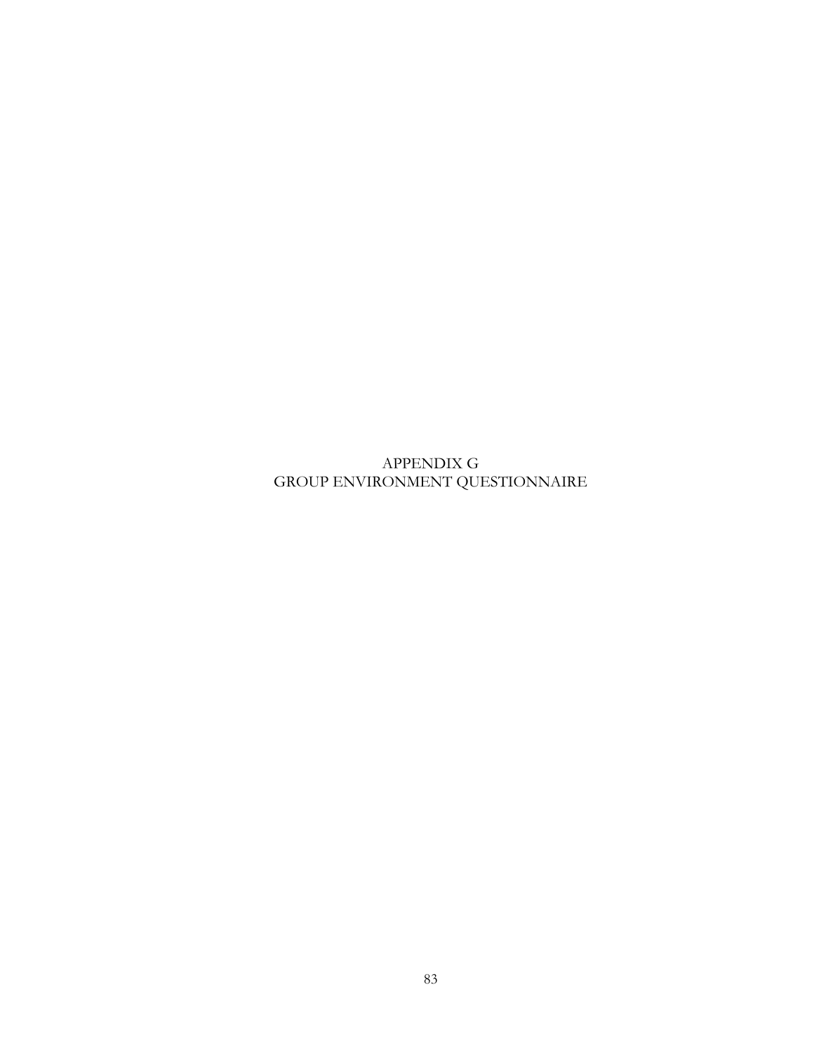# APPENDIX G
# GROUP ENVIRONMENT QUESTIONNAIRE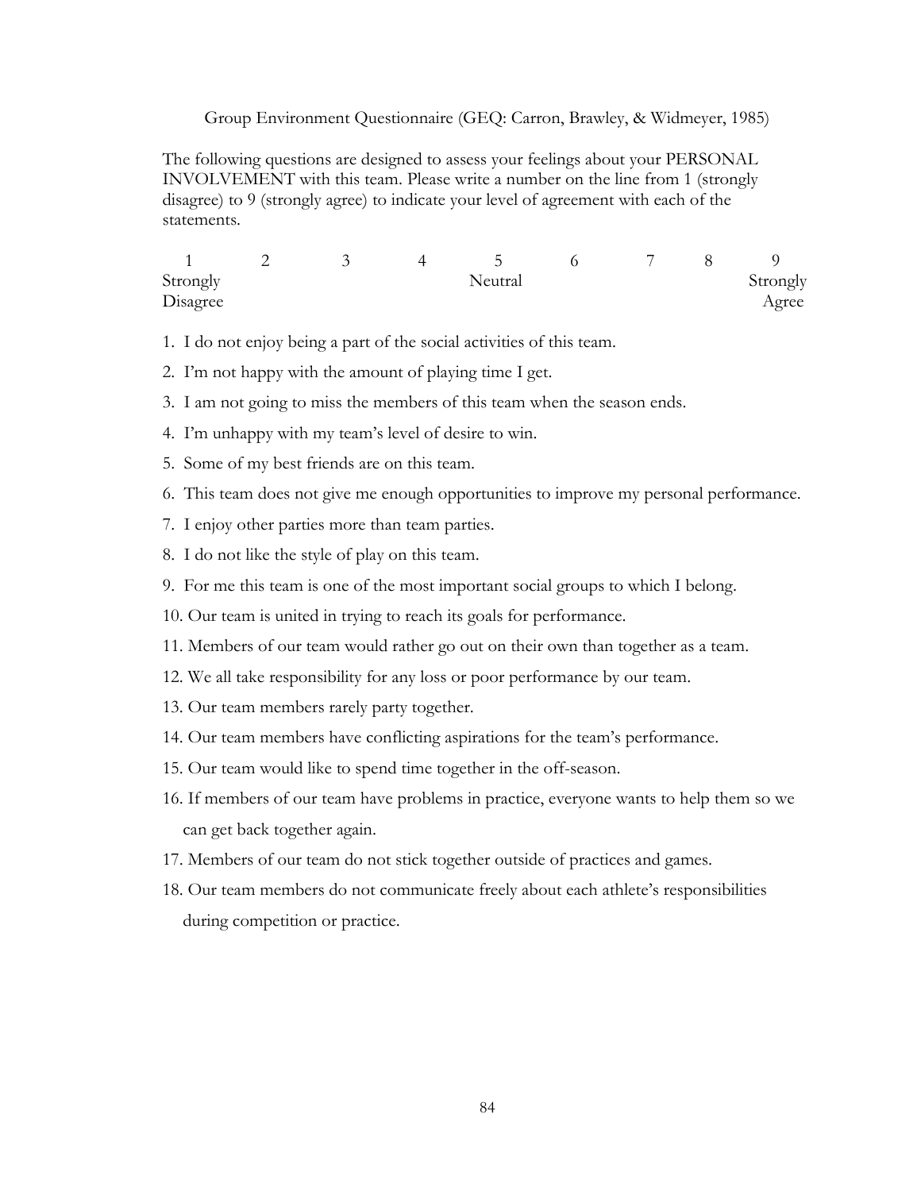Group Environment Questionnaire (GEQ: Carron, Brawley, & Widmeyer, 1985)

The following questions are designed to assess your feelings about your PERSONAL INVOLVEMENT with this team. Please write a number on the line from 1 (strongly disagree) to 9 (strongly agree) to indicate your level of agreement with each of the statements.

| 1 | 2 | 3 | 4 | 5 | 6 | 7 | 8 | 9 |
|---|---|---|---|---|---|---|---|---|
| Strongly Disagree | | | | Neutral | | | | Strongly Agree |

1. I do not enjoy being a part of the social activities of this team.
2. I'm not happy with the amount of playing time I get.
3. I am not going to miss the members of this team when the season ends.
4. I'm unhappy with my team's level of desire to win.
5. Some of my best friends are on this team.
6. This team does not give me enough opportunities to improve my personal performance.
7. I enjoy other parties more than team parties.
8. I do not like the style of play on this team.
9. For me this team is one of the most important social groups to which I belong.
10. Our team is united in trying to reach its goals for performance.
11. Members of our team would rather go out on their own than together as a team.
12. We all take responsibility for any loss or poor performance by our team.
13. Our team members rarely party together.
14. Our team members have conflicting aspirations for the team's performance.
15. Our team would like to spend time together in the off-season.
16. If members of our team have problems in practice, everyone wants to help them so we can get back together again.
17. Members of our team do not stick together outside of practices and games.
18. Our team members do not communicate freely about each athlete's responsibilities during competition or practice.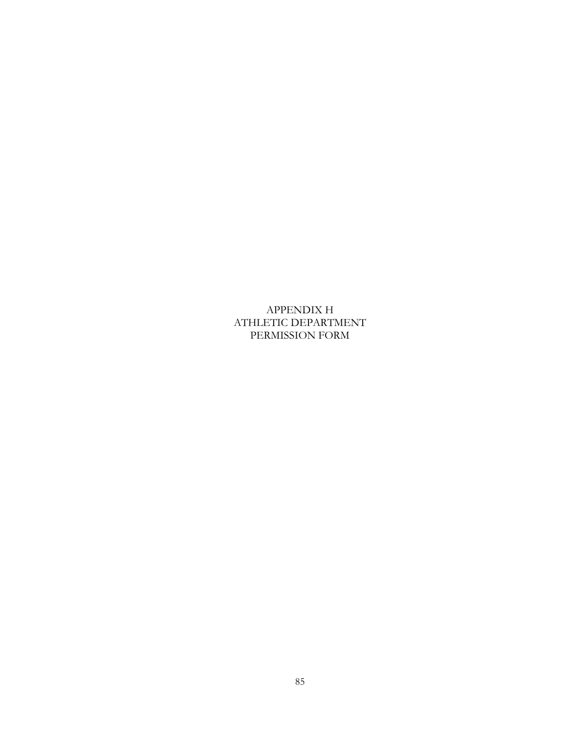# APPENDIX H
# ATHLETIC DEPARTMENT
# PERMISSION FORM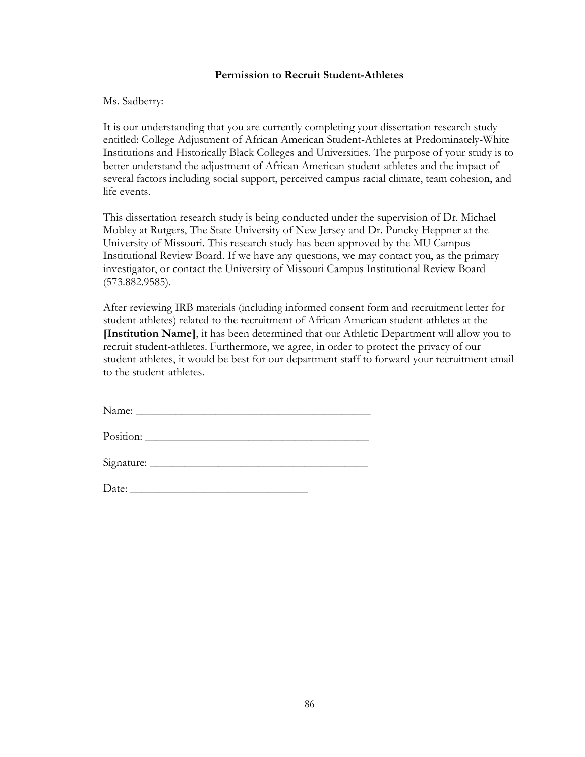**Permission to Recruit Student-Athletes**

Ms. Sadberry:

It is our understanding that you are currently completing your dissertation research study entitled: College Adjustment of African American Student-Athletes at Predominately-White Institutions and Historically Black Colleges and Universities. The purpose of your study is to better understand the adjustment of African American student-athletes and the impact of several factors including social support, perceived campus racial climate, team cohesion, and life events.

This dissertation research study is being conducted under the supervision of Dr. Michael Mobley at Rutgers, The State University of New Jersey and Dr. Puncky Heppner at the University of Missouri. This research study has been approved by the MU Campus Institutional Review Board. If we have any questions, we may contact you, as the primary investigator, or contact the University of Missouri Campus Institutional Review Board (573.882.9585).

After reviewing IRB materials (including informed consent form and recruitment letter for student-athletes) related to the recruitment of African American student-athletes at the **[Institution Name]**, it has been determined that our Athletic Department will allow you to recruit student-athletes. Furthermore, we agree, in order to protect the privacy of our student-athletes, it would be best for our department staff to forward your recruitment email to the student-athletes.

Name: ___________________________________________

Position: ________________________________________

Signature: _______________________________________

Date: _________________________________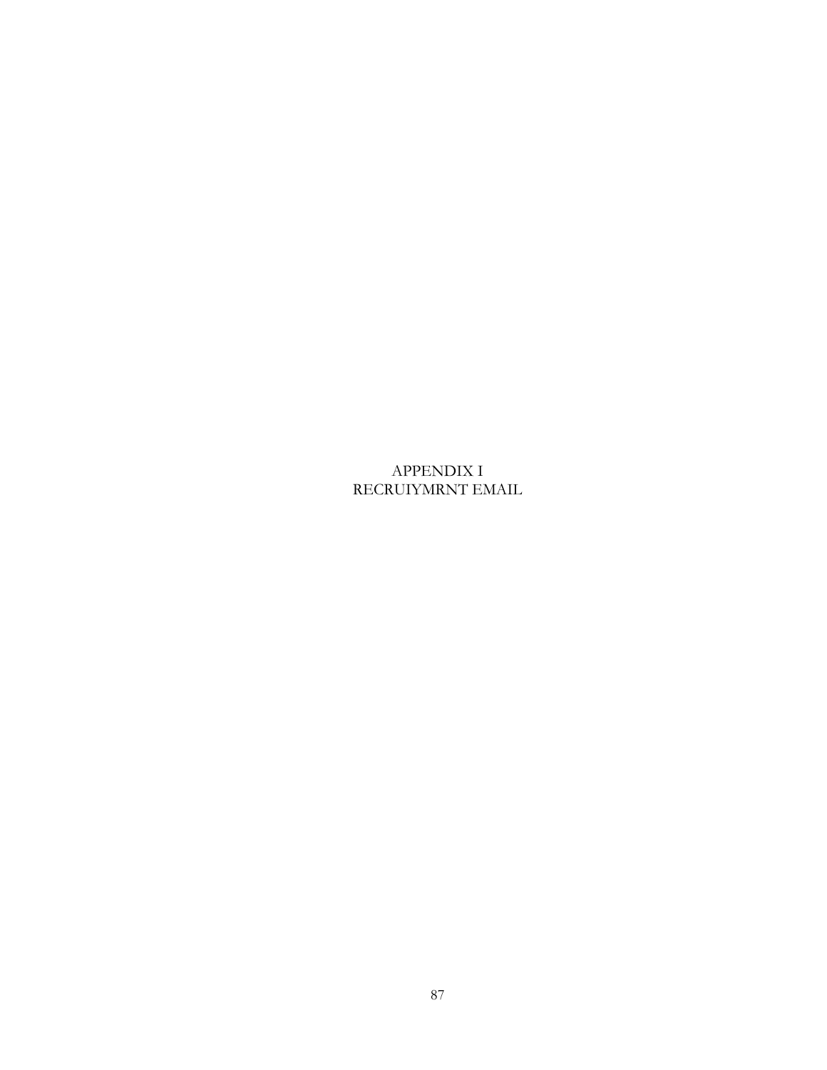# APPENDIX I
# RECRUIYMRNT EMAIL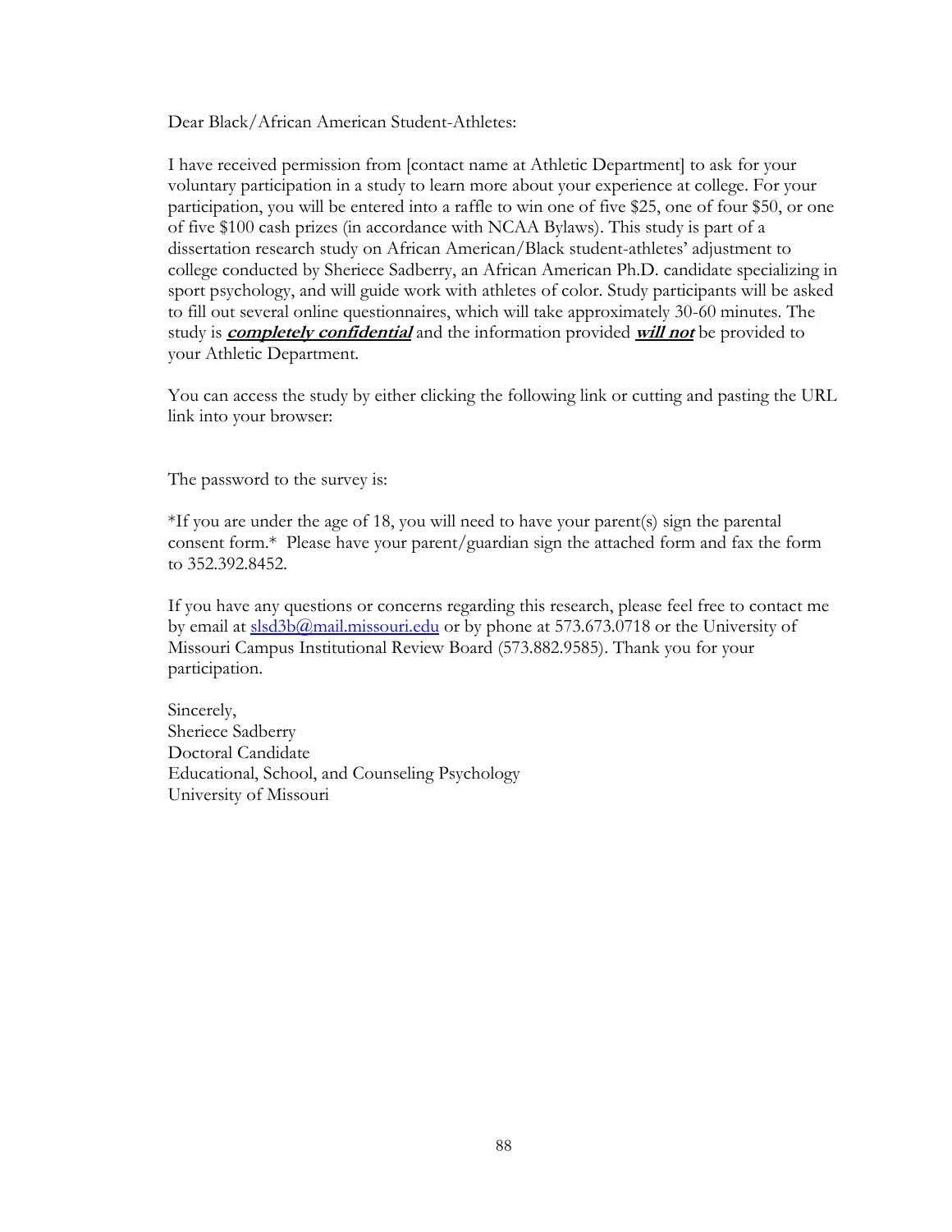Dear Black/African American Student-Athletes:

I have received permission from [contact name at Athletic Department] to ask for your voluntary participation in a study to learn more about your experience at college. For your participation, you will be entered into a raffle to win one of five $25, one of four $50, or one of five $100 cash prizes (in accordance with NCAA Bylaws). This study is part of a dissertation research study on African American/Black student-athletes' adjustment to college conducted by Sheriece Sadberry, an African American Ph.D. candidate specializing in sport psychology, and will guide work with athletes of color. Study participants will be asked to fill out several online questionnaires, which will take approximately 30-60 minutes. The study is ***<u>completely confidential</u>*** and the information provided ***<u>will not</u>*** be provided to your Athletic Department.

You can access the study by either clicking the following link or cutting and pasting the URL link into your browser:

The password to the survey is:

*If you are under the age of 18, you will need to have your parent(s) sign the parental consent form.* Please have your parent/guardian sign the attached form and fax the form to 352.392.8452.

If you have any questions or concerns regarding this research, please feel free to contact me by email at slsd3b@mail.missouri.edu or by phone at 573.673.0718 or the University of Missouri Campus Institutional Review Board (573.882.9585). Thank you for your participation.

Sincerely,
Sheriece Sadberry
Doctoral Candidate
Educational, School, and Counseling Psychology
University of Missouri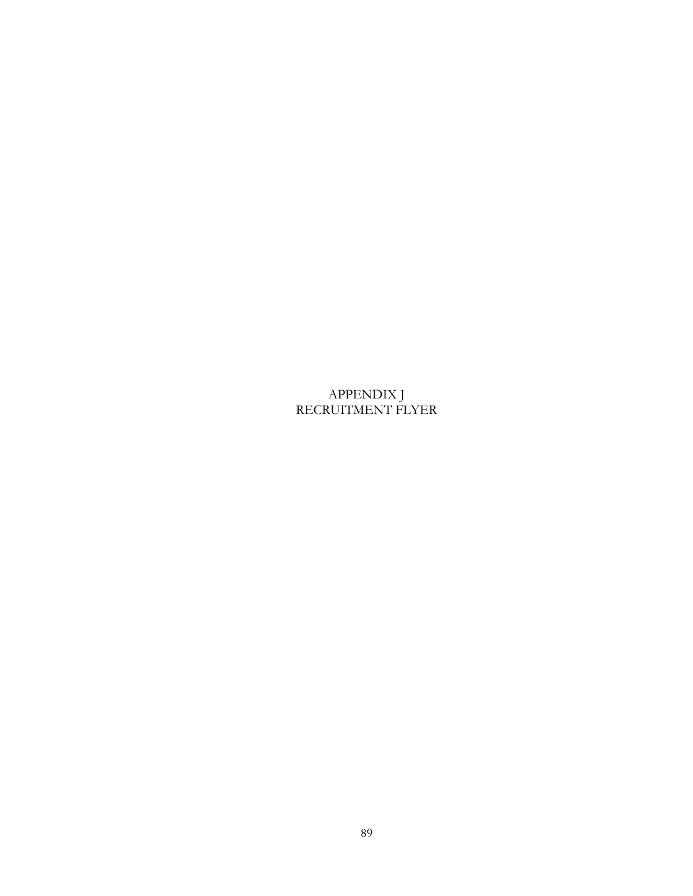# APPENDIX J
# RECRUITMENT FLYER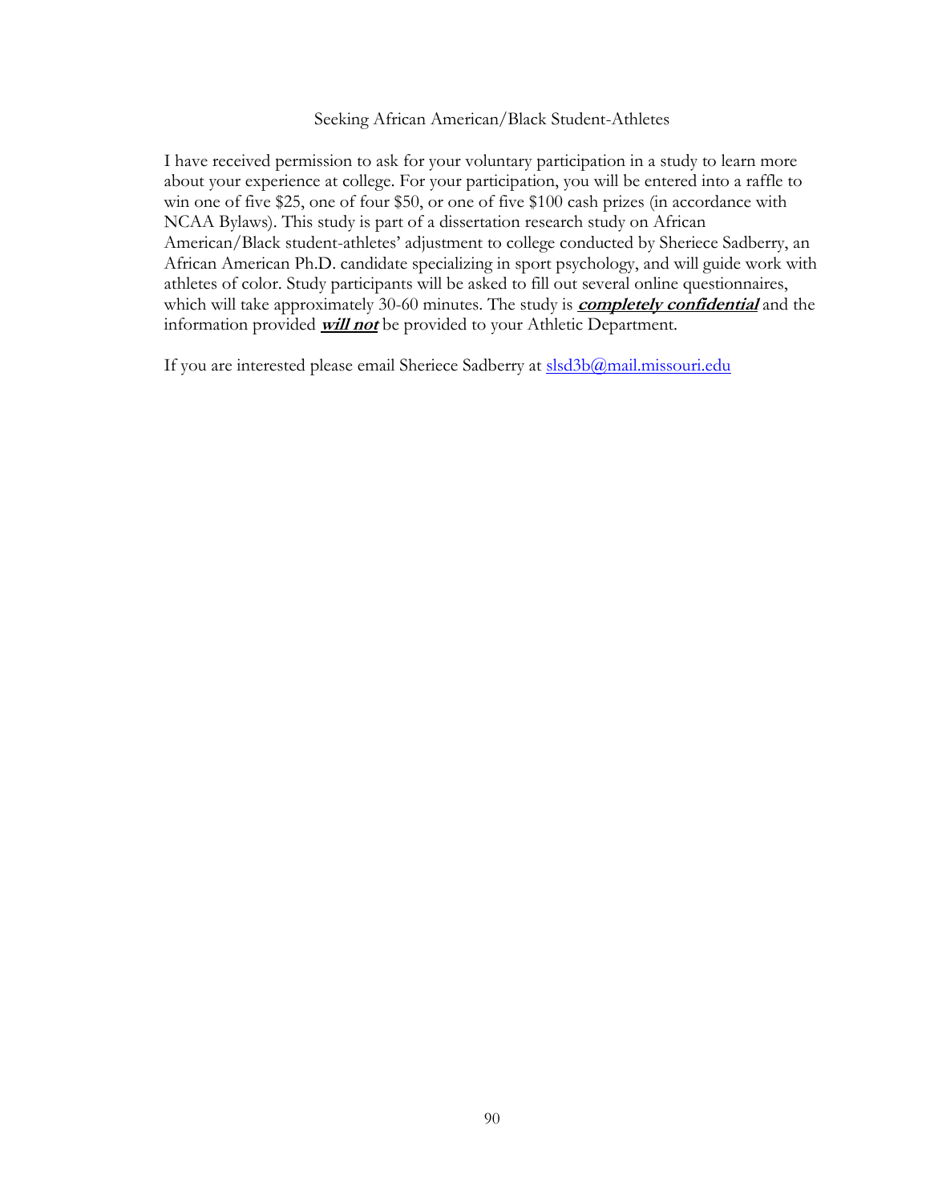Seeking African American/Black Student-Athletes

I have received permission to ask for your voluntary participation in a study to learn more about your experience at college. For your participation, you will be entered into a raffle to win one of five $25, one of four $50, or one of five $100 cash prizes (in accordance with NCAA Bylaws). This study is part of a dissertation research study on African American/Black student-athletes' adjustment to college conducted by Sheriece Sadberry, an African American Ph.D. candidate specializing in sport psychology, and will guide work with athletes of color. Study participants will be asked to fill out several online questionnaires, which will take approximately 30-60 minutes. The study is ***completely confidential*** and the information provided ***will not*** be provided to your Athletic Department.

If you are interested please email Sheriece Sadberry at slsd3b@mail.missouri.edu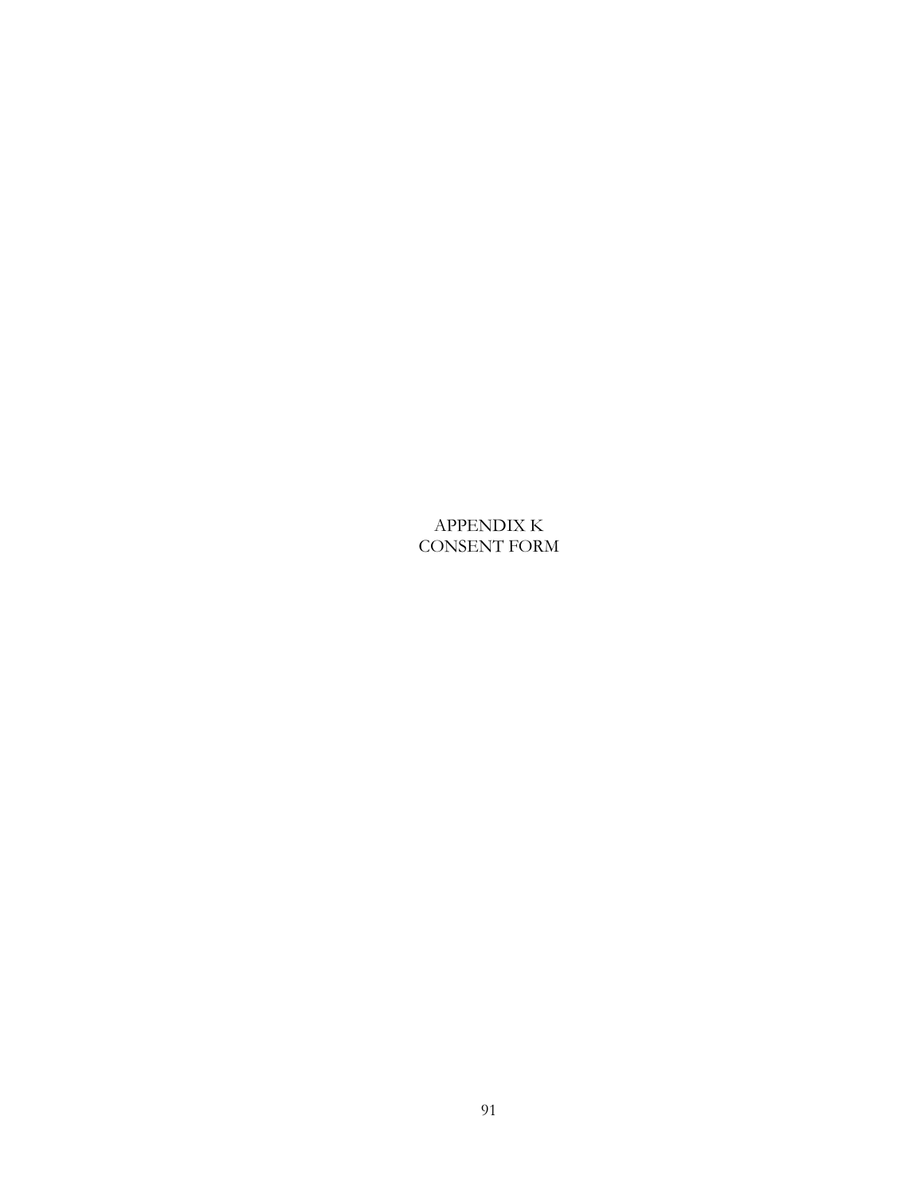# APPENDIX K
# CONSENT FORM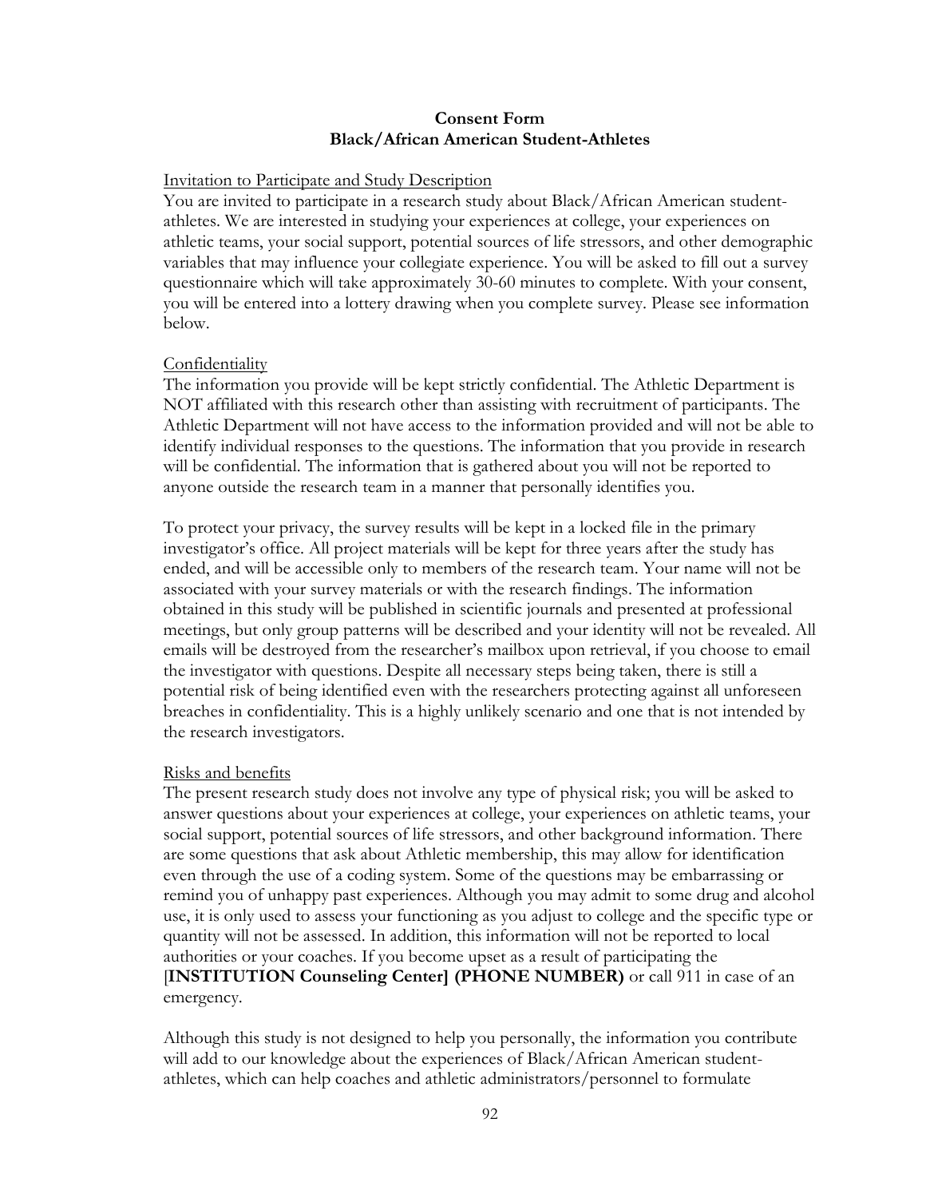**Consent Form**
**Black/African American Student-Athletes**

Invitation to Participate and Study Description

You are invited to participate in a research study about Black/African American student-athletes. We are interested in studying your experiences at college, your experiences on athletic teams, your social support, potential sources of life stressors, and other demographic variables that may influence your collegiate experience. You will be asked to fill out a survey questionnaire which will take approximately 30-60 minutes to complete. With your consent, you will be entered into a lottery drawing when you complete survey. Please see information below.

Confidentiality

The information you provide will be kept strictly confidential. The Athletic Department is NOT affiliated with this research other than assisting with recruitment of participants. The Athletic Department will not have access to the information provided and will not be able to identify individual responses to the questions. The information that you provide in research will be confidential. The information that is gathered about you will not be reported to anyone outside the research team in a manner that personally identifies you.

To protect your privacy, the survey results will be kept in a locked file in the primary investigator's office. All project materials will be kept for three years after the study has ended, and will be accessible only to members of the research team. Your name will not be associated with your survey materials or with the research findings. The information obtained in this study will be published in scientific journals and presented at professional meetings, but only group patterns will be described and your identity will not be revealed. All emails will be destroyed from the researcher's mailbox upon retrieval, if you choose to email the investigator with questions. Despite all necessary steps being taken, there is still a potential risk of being identified even with the researchers protecting against all unforeseen breaches in confidentiality. This is a highly unlikely scenario and one that is not intended by the research investigators.

Risks and benefits

The present research study does not involve any type of physical risk; you will be asked to answer questions about your experiences at college, your experiences on athletic teams, your social support, potential sources of life stressors, and other background information. There are some questions that ask about Athletic membership, this may allow for identification even through the use of a coding system. Some of the questions may be embarrassing or remind you of unhappy past experiences. Although you may admit to some drug and alcohol use, it is only used to assess your functioning as you adjust to college and the specific type or quantity will not be assessed. In addition, this information will not be reported to local authorities or your coaches. If you become upset as a result of participating the [**INSTITUTION Counseling Center] (PHONE NUMBER)** or call 911 in case of an emergency.

Although this study is not designed to help you personally, the information you contribute will add to our knowledge about the experiences of Black/African American student-athletes, which can help coaches and athletic administrators/personnel to formulate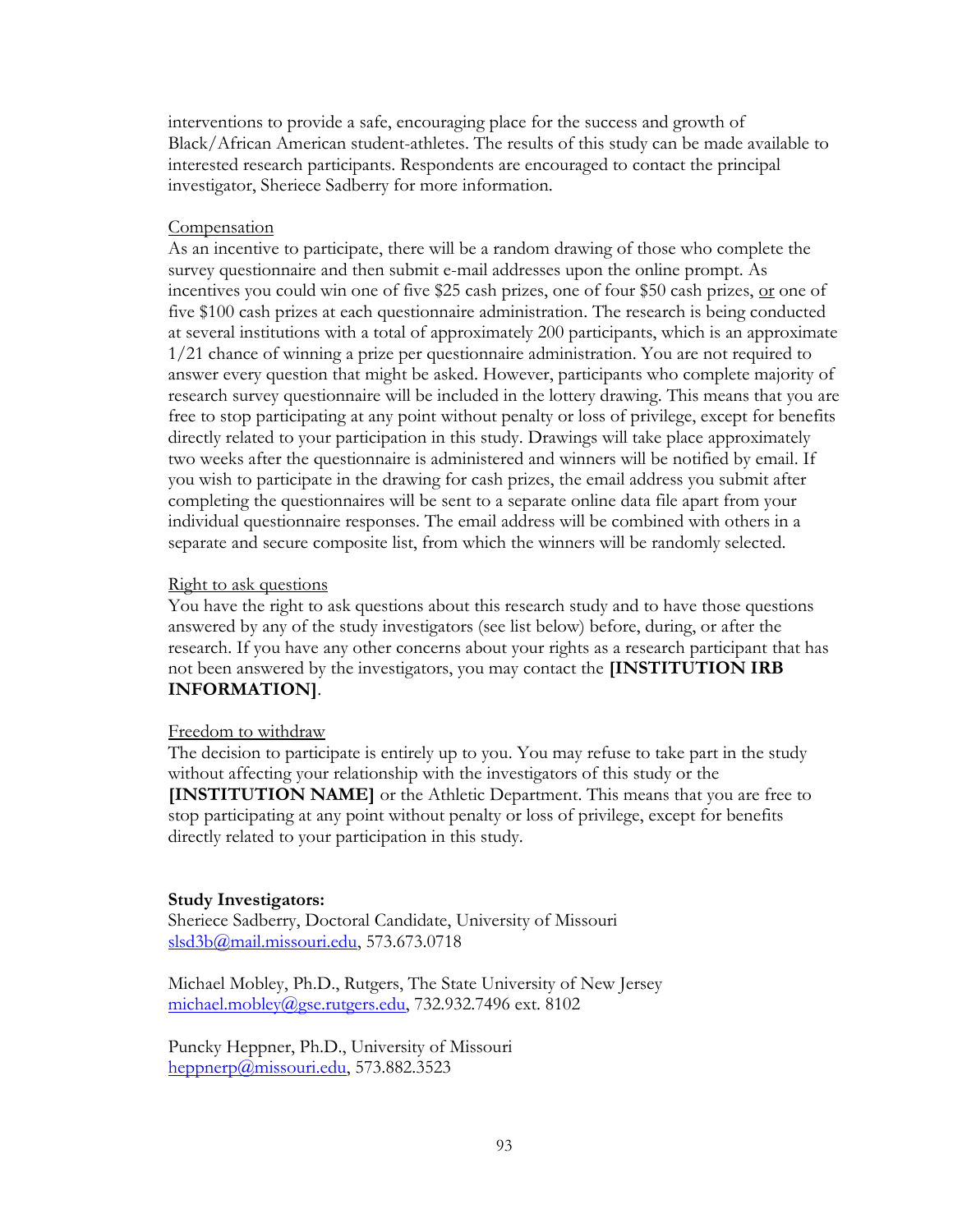interventions to provide a safe, encouraging place for the success and growth of Black/African American student-athletes. The results of this study can be made available to interested research participants. Respondents are encouraged to contact the principal investigator, Sheriece Sadberry for more information.

Compensation

As an incentive to participate, there will be a random drawing of those who complete the survey questionnaire and then submit e-mail addresses upon the online prompt. As incentives you could win one of five $25 cash prizes, one of four $50 cash prizes, or one of five $100 cash prizes at each questionnaire administration. The research is being conducted at several institutions with a total of approximately 200 participants, which is an approximate 1/21 chance of winning a prize per questionnaire administration. You are not required to answer every question that might be asked. However, participants who complete majority of research survey questionnaire will be included in the lottery drawing. This means that you are free to stop participating at any point without penalty or loss of privilege, except for benefits directly related to your participation in this study. Drawings will take place approximately two weeks after the questionnaire is administered and winners will be notified by email. If you wish to participate in the drawing for cash prizes, the email address you submit after completing the questionnaires will be sent to a separate online data file apart from your individual questionnaire responses. The email address will be combined with others in a separate and secure composite list, from which the winners will be randomly selected.

Right to ask questions

You have the right to ask questions about this research study and to have those questions answered by any of the study investigators (see list below) before, during, or after the research. If you have any other concerns about your rights as a research participant that has not been answered by the investigators, you may contact the **[INSTITUTION IRB INFORMATION]**.

Freedom to withdraw

The decision to participate is entirely up to you. You may refuse to take part in the study without affecting your relationship with the investigators of this study or the **[INSTITUTION NAME]** or the Athletic Department. This means that you are free to stop participating at any point without penalty or loss of privilege, except for benefits directly related to your participation in this study.

**Study Investigators:**

Sheriece Sadberry, Doctoral Candidate, University of Missouri
slsd3b@mail.missouri.edu, 573.673.0718

Michael Mobley, Ph.D., Rutgers, The State University of New Jersey
michael.mobley@gse.rutgers.edu, 732.932.7496 ext. 8102

Puncky Heppner, Ph.D., University of Missouri
heppnerp@missouri.edu, 573.882.3523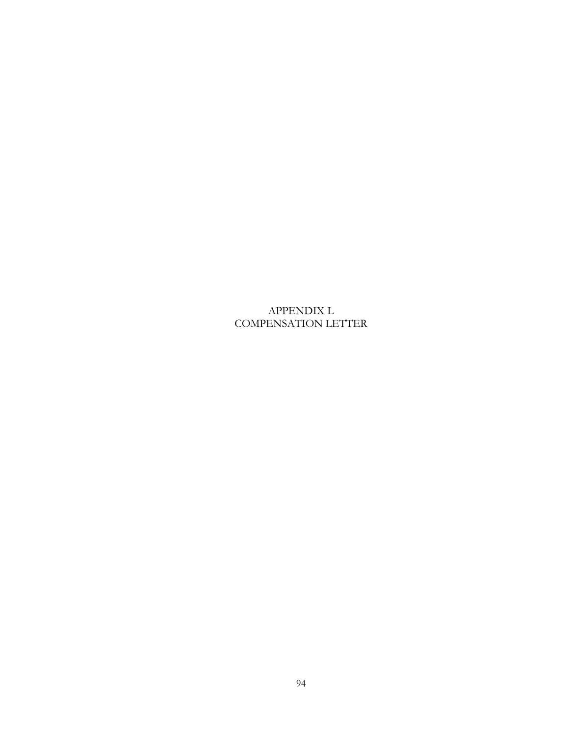# APPENDIX L
# COMPENSATION LETTER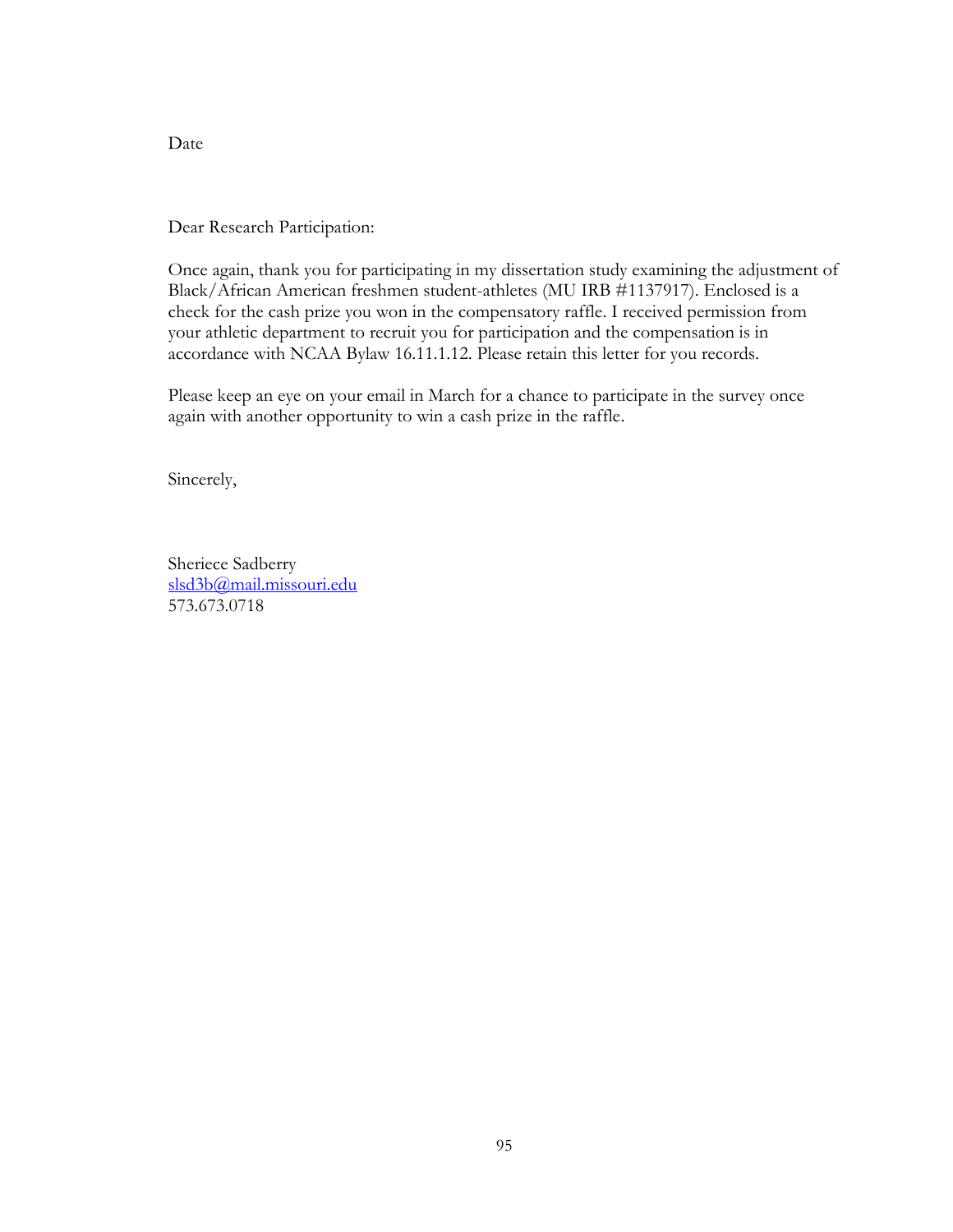Date

Dear Research Participation:

Once again, thank you for participating in my dissertation study examining the adjustment of Black/African American freshmen student-athletes (MU IRB #1137917). Enclosed is a check for the cash prize you won in the compensatory raffle. I received permission from your athletic department to recruit you for participation and the compensation is in accordance with NCAA Bylaw 16.11.1.12. Please retain this letter for you records.

Please keep an eye on your email in March for a chance to participate in the survey once again with another opportunity to win a cash prize in the raffle.

Sincerely,

Sheriece Sadberry  
slsd3b@mail.missouri.edu  
573.673.0718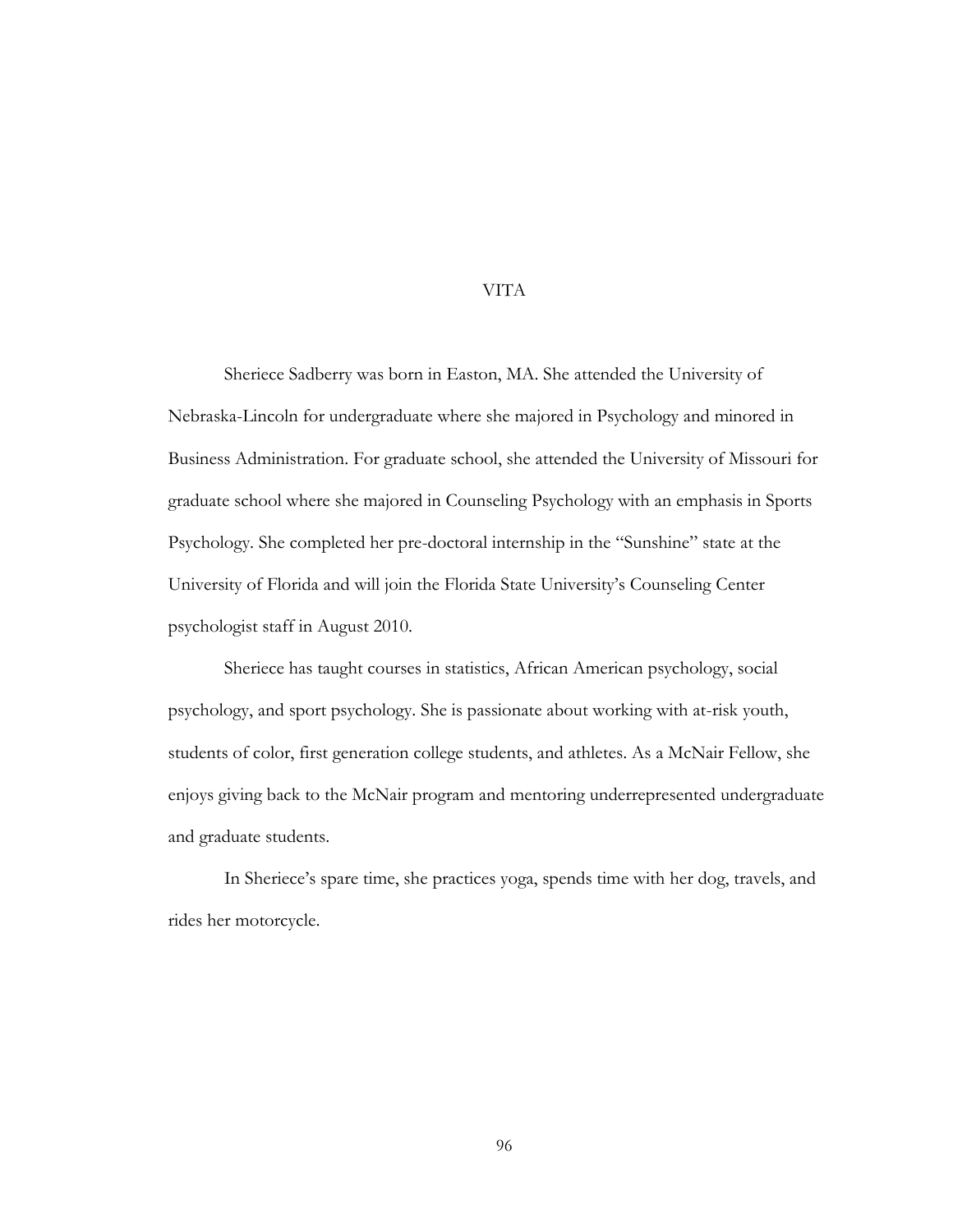# VITA

Sheriece Sadberry was born in Easton, MA. She attended the University of Nebraska-Lincoln for undergraduate where she majored in Psychology and minored in Business Administration. For graduate school, she attended the University of Missouri for graduate school where she majored in Counseling Psychology with an emphasis in Sports Psychology. She completed her pre-doctoral internship in the "Sunshine" state at the University of Florida and will join the Florida State University's Counseling Center psychologist staff in August 2010.

Sheriece has taught courses in statistics, African American psychology, social psychology, and sport psychology. She is passionate about working with at-risk youth, students of color, first generation college students, and athletes. As a McNair Fellow, she enjoys giving back to the McNair program and mentoring underrepresented undergraduate and graduate students.

In Sheriece's spare time, she practices yoga, spends time with her dog, travels, and rides her motorcycle.